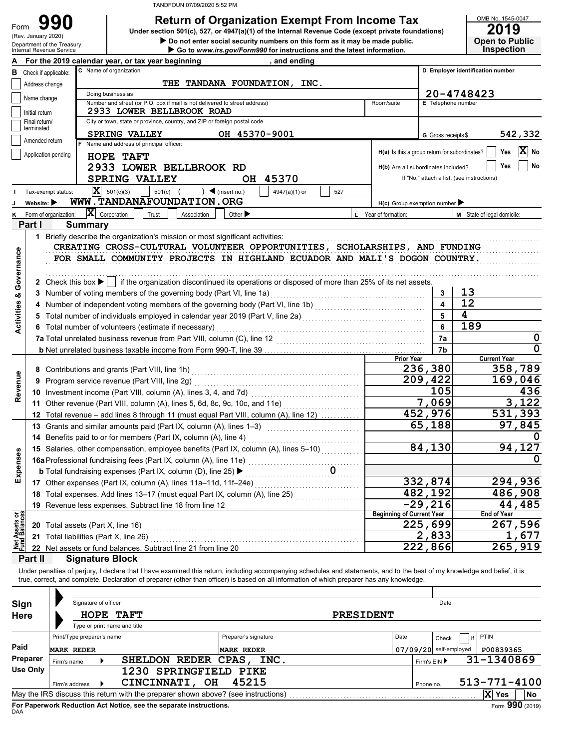TANDFOUN 07/09/2020 5:52 PM

Form **990** (Rev. January 2020) Department of the Treasury Internal Revenue Service

# Return of Organization Exempt From Income Tax

**Under section 501(c), 527, or 4947(a)(1) of the Internal Revenue Code (except private foundations)**

▶ Do not enter social security numbers on this form as it may be made public.

▶ Go to www.irs.gov/Form990 for instructions and the latest information.

OMB No. 1545-0047 **2019** **Open to Public Inspection**

**A** For the 2019 calendar year, or tax year beginning , and ending

**B** Check if applicable: Address change / Name change / Initial return / Final return/terminated / Amended return / Application pending

**C** Name of organization: THE TANDANA FOUNDATION, INC.

Doing business as

Number and street (or P.O. box if mail is not delivered to street address): 2933 LOWER BELLBROOK ROAD — Room/suite

City or town, state or province, country, and ZIP or foreign postal code: SPRING VALLEY OH 45370-9001

**D** Employer identification number: 20-4748423

**E** Telephone number

**G** Gross receipts $ 542,332

**F** Name and address of principal officer: HOPE TAFT, 2933 LOWER BELLBROOK RD, SPRING VALLEY OH 45370

H(a) Is this a group return for subordinates? Yes [ ] No [X]

H(b) Are all subordinates included? Yes [ ] No [ ] If "No," attach a list. (see instructions)

**I** Tax-exempt status: [X] 501(c)(3) [ ] 501(c) ( ) ◀ (insert no.) [ ] 4947(a)(1) or [ ] 527

**J** Website: ▶ WWW.TANDANAFOUNDATION.ORG

H(c) Group exemption number ▶

**K** Form of organization: [X] Corporation [ ] Trust [ ] Association [ ] Other ▶

**L** Year of formation: **M** State of legal domicile:

## Part I Summary

**Activities & Governance**

1 Briefly describe the organization's mission or most significant activities:
CREATING CROSS-CULTURAL VOLUNTEER OPPORTUNITIES, SCHOLARSHIPS, AND FUNDING FOR SMALL COMMUNITY PROJECTS IN HIGHLAND ECUADOR AND MALI'S DOGON COUNTRY.

2 Check this box ▶ [ ] if the organization discontinued its operations or disposed of more than 25% of its net assets.

| Line | Description | No. | Value |
|---|---|---|---|
| 3 | Number of voting members of the governing body (Part VI, line 1a) | 3 | 13 |
| 4 | Number of independent voting members of the governing body (Part VI, line 1b) | 4 | 12 |
| 5 | Total number of individuals employed in calendar year 2019 (Part V, line 2a) | 5 | 4 |
| 6 | Total number of volunteers (estimate if necessary) | 6 | 189 |
| 7a | Total unrelated business revenue from Part VIII, column (C), line 12 | 7a | 0 |
| 7b | Net unrelated business taxable income from Form 990-T, line 39 | 7b | 0 |

| Section | Line | Description | Prior Year | Current Year |
|---|---|---|---|---|
| Revenue | 8 | Contributions and grants (Part VIII, line 1h) | 236,380 | 358,789 |
| | 9 | Program service revenue (Part VIII, line 2g) | 209,422 | 169,046 |
| | 10 | Investment income (Part VIII, column (A), lines 3, 4, and 7d) | 105 | 436 |
| | 11 | Other revenue (Part VIII, column (A), lines 5, 6d, 8c, 9c, 10c, and 11e) | 7,069 | 3,122 |
| | 12 | Total revenue – add lines 8 through 11 (must equal Part VIII, column (A), line 12) | 452,976 | 531,393 |
| Expenses | 13 | Grants and similar amounts paid (Part IX, column (A), lines 1–3) | 65,188 | 97,845 |
| | 14 | Benefits paid to or for members (Part IX, column (A), line 4) | | 0 |
| | 15 | Salaries, other compensation, employee benefits (Part IX, column (A), lines 5–10) | 84,130 | 94,127 |
| | 16a | Professional fundraising fees (Part IX, column (A), line 11e) | | 0 |
| | b | Total fundraising expenses (Part IX, column (D), line 25) ▶ 0 | | |
| | 17 | Other expenses (Part IX, column (A), lines 11a–11d, 11f–24e) | 332,874 | 294,936 |
| | 18 | Total expenses. Add lines 13–17 (must equal Part IX, column (A), line 25) | 482,192 | 486,908 |
| | 19 | Revenue less expenses. Subtract line 18 from line 12 | -29,216 | 44,485 |
| | | | **Beginning of Current Year** | **End of Year** |
| Net Assets or Fund Balances | 20 | Total assets (Part X, line 16) | 225,699 | 267,596 |
| | 21 | Total liabilities (Part X, line 26) | 2,833 | 1,677 |
| | 22 | Net assets or fund balances. Subtract line 21 from line 20 | 222,866 | 265,919 |

## Part II Signature Block

Under penalties of perjury, I declare that I have examined this return, including accompanying schedules and statements, and to the best of my knowledge and belief, it is true, correct, and complete. Declaration of preparer (other than officer) is based on all information of which preparer has any knowledge.

**Sign Here**

Signature of officer — Date

HOPE TAFT — PRESIDENT

Type or print name and title

**Paid Preparer Use Only**

| Print/Type preparer's name | Preparer's signature | Date | Check if self-employed | PTIN |
|---|---|---|---|---|
| MARK REDER | MARK REDER | 07/09/20 | | P00839365 |

Firm's name ▶ SHELDON REDER CPAS, INC. — Firm's EIN ▶ 31-1340869

Firm's address ▶ 1230 SPRINGFIELD PIKE, CINCINNATI, OH 45215 — Phone no. 513-771-4100

May the IRS discuss this return with the preparer shown above? (see instructions) [X] Yes [ ] No

For Paperwork Reduction Act Notice, see the separate instructions.

DAA Form **990** (2019)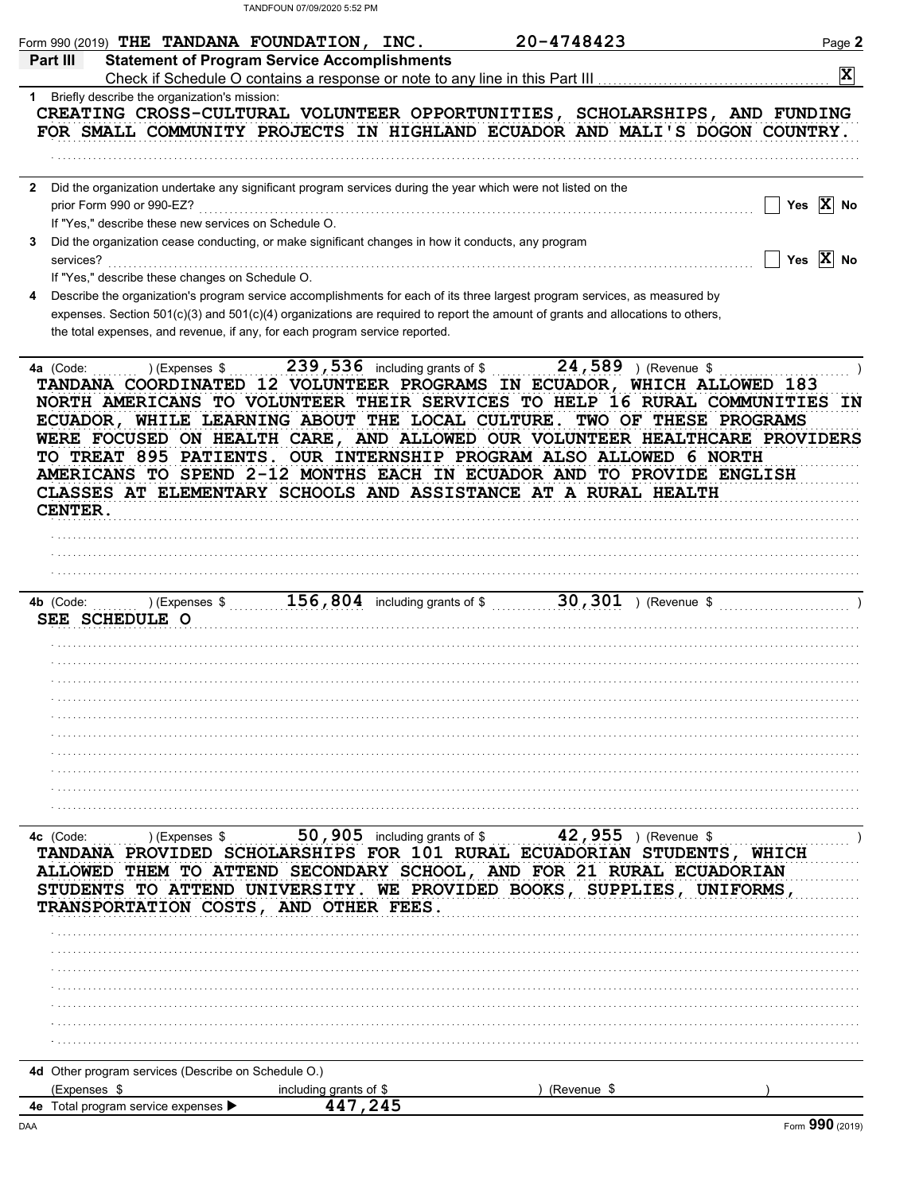Form 990 (2019) THE TANDANA FOUNDATION, INC. 20-4748423 Page 2

## Part III Statement of Program Service Accomplishments

Check if Schedule O contains a response or note to any line in this Part III [X]

**1** Briefly describe the organization's mission:

CREATING CROSS-CULTURAL VOLUNTEER OPPORTUNITIES, SCHOLARSHIPS, AND FUNDING FOR SMALL COMMUNITY PROJECTS IN HIGHLAND ECUADOR AND MALI'S DOGON COUNTRY.

**2** Did the organization undertake any significant program services during the year which were not listed on the prior Form 990 or 990-EZ? [ ] Yes [X] No

If "Yes," describe these new services on Schedule O.

**3** Did the organization cease conducting, or make significant changes in how it conducts, any program services? [ ] Yes [X] No

If "Yes," describe these changes on Schedule O.

**4** Describe the organization's program service accomplishments for each of its three largest program services, as measured by expenses. Section 501(c)(3) and 501(c)(4) organizations are required to report the amount of grants and allocations to others, the total expenses, and revenue, if any, for each program service reported.

**4a** (Code: ) (Expenses $ 239,536 including grants of $ 24,589 ) (Revenue $ )

TANDANA COORDINATED 12 VOLUNTEER PROGRAMS IN ECUADOR, WHICH ALLOWED 183 NORTH AMERICANS TO VOLUNTEER THEIR SERVICES TO HELP 16 RURAL COMMUNITIES IN ECUADOR, WHILE LEARNING ABOUT THE LOCAL CULTURE. TWO OF THESE PROGRAMS WERE FOCUSED ON HEALTH CARE, AND ALLOWED OUR VOLUNTEER HEALTHCARE PROVIDERS TO TREAT 895 PATIENTS. OUR INTERNSHIP PROGRAM ALSO ALLOWED 6 NORTH AMERICANS TO SPEND 2-12 MONTHS EACH IN ECUADOR AND TO PROVIDE ENGLISH CLASSES AT ELEMENTARY SCHOOLS AND ASSISTANCE AT A RURAL HEALTH CENTER.

**4b** (Code: ) (Expenses $ 156,804 including grants of $ 30,301 ) (Revenue $ )

SEE SCHEDULE O

**4c** (Code: ) (Expenses $ 50,905 including grants of $ 42,955 ) (Revenue $ )

TANDANA PROVIDED SCHOLARSHIPS FOR 101 RURAL ECUADORIAN STUDENTS, WHICH ALLOWED THEM TO ATTEND SECONDARY SCHOOL, AND FOR 21 RURAL ECUADORIAN STUDENTS TO ATTEND UNIVERSITY. WE PROVIDED BOOKS, SUPPLIES, UNIFORMS, TRANSPORTATION COSTS, AND OTHER FEES.

**4d** Other program services (Describe on Schedule O.)

(Expenses $ including grants of $ ) (Revenue $ )

**4e** Total program service expenses ▶ 447,245

Form **990** (2019)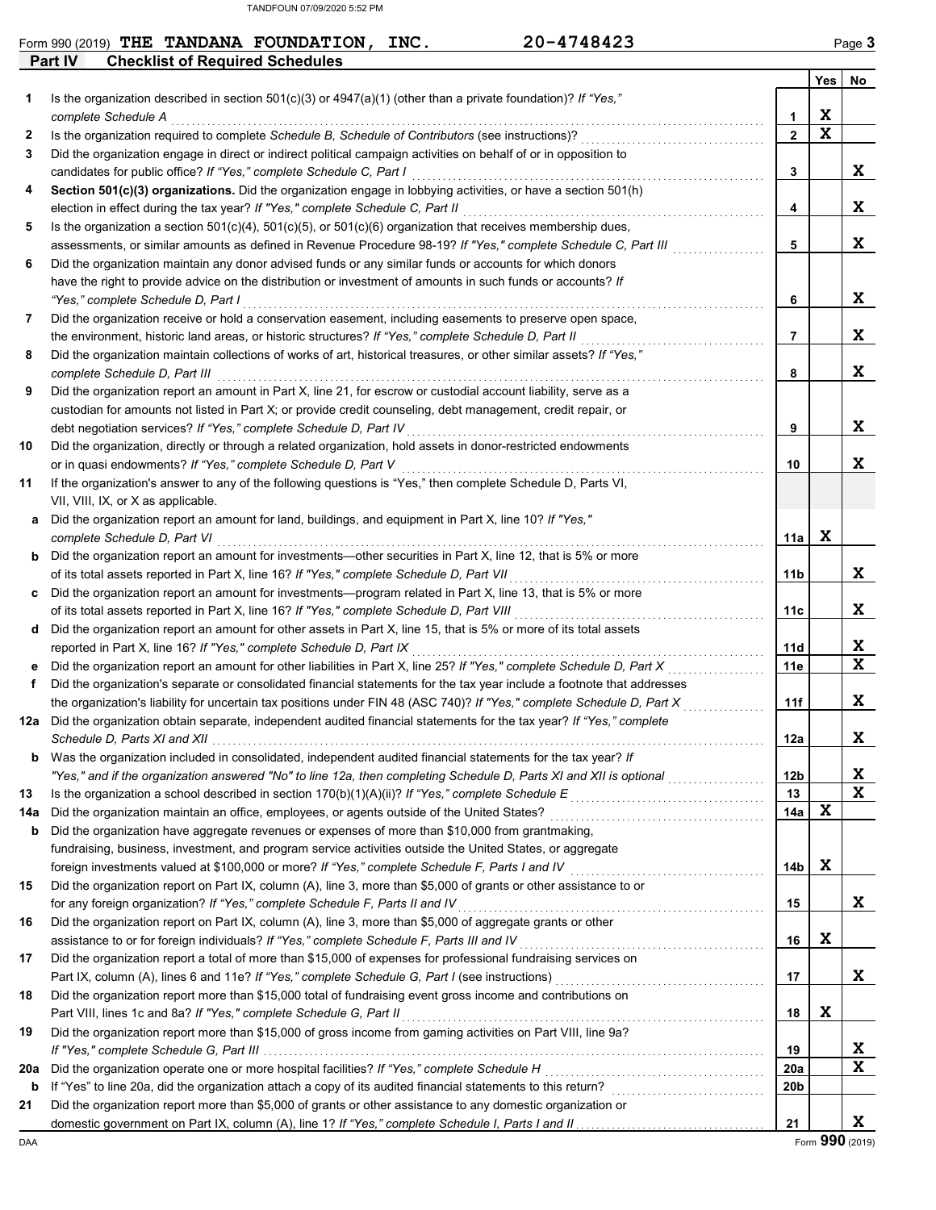Form 990 (2019) **THE TANDANA FOUNDATION, INC.** **20-4748423** Page **3**

## Part IV Checklist of Required Schedules

| | | | Yes | No |
|---|---|---|---|---|
| 1 | Is the organization described in section 501(c)(3) or 4947(a)(1) (other than a private foundation)? *If "Yes," complete Schedule A* | 1 | X | |
| 2 | Is the organization required to complete *Schedule B, Schedule of Contributors* (see instructions)? | 2 | X | |
| 3 | Did the organization engage in direct or indirect political campaign activities on behalf of or in opposition to candidates for public office? *If "Yes," complete Schedule C, Part I* | 3 | | X |
| 4 | **Section 501(c)(3) organizations.** Did the organization engage in lobbying activities, or have a section 501(h) election in effect during the tax year? *If "Yes," complete Schedule C, Part II* | 4 | | X |
| 5 | Is the organization a section 501(c)(4), 501(c)(5), or 501(c)(6) organization that receives membership dues, assessments, or similar amounts as defined in Revenue Procedure 98-19? *If "Yes," complete Schedule C, Part III* | 5 | | X |
| 6 | Did the organization maintain any donor advised funds or any similar funds or accounts for which donors have the right to provide advice on the distribution or investment of amounts in such funds or accounts? *If "Yes," complete Schedule D, Part I* | 6 | | X |
| 7 | Did the organization receive or hold a conservation easement, including easements to preserve open space, the environment, historic land areas, or historic structures? *If "Yes," complete Schedule D, Part II* | 7 | | X |
| 8 | Did the organization maintain collections of works of art, historical treasures, or other similar assets? *If "Yes," complete Schedule D, Part III* | 8 | | X |
| 9 | Did the organization report an amount in Part X, line 21, for escrow or custodial account liability, serve as a custodian for amounts not listed in Part X; or provide credit counseling, debt management, credit repair, or debt negotiation services? *If "Yes," complete Schedule D, Part IV* | 9 | | X |
| 10 | Did the organization, directly or through a related organization, hold assets in donor-restricted endowments or in quasi endowments? *If "Yes," complete Schedule D, Part V* | 10 | | X |
| 11 | If the organization's answer to any of the following questions is "Yes," then complete Schedule D, Parts VI, VII, VIII, IX, or X as applicable. | | | |
| a | Did the organization report an amount for land, buildings, and equipment in Part X, line 10? *If "Yes," complete Schedule D, Part VI* | 11a | X | |
| b | Did the organization report an amount for investments—other securities in Part X, line 12, that is 5% or more of its total assets reported in Part X, line 16? *If "Yes," complete Schedule D, Part VII* | 11b | | X |
| c | Did the organization report an amount for investments—program related in Part X, line 13, that is 5% or more of its total assets reported in Part X, line 16? *If "Yes," complete Schedule D, Part VIII* | 11c | | X |
| d | Did the organization report an amount for other assets in Part X, line 15, that is 5% or more of its total assets reported in Part X, line 16? *If "Yes," complete Schedule D, Part IX* | 11d | | X |
| e | Did the organization report an amount for other liabilities in Part X, line 25? *If "Yes," complete Schedule D, Part X* | 11e | | X |
| f | Did the organization's separate or consolidated financial statements for the tax year include a footnote that addresses the organization's liability for uncertain tax positions under FIN 48 (ASC 740)? *If "Yes," complete Schedule D, Part X* | 11f | | X |
| 12a | Did the organization obtain separate, independent audited financial statements for the tax year? *If "Yes," complete Schedule D, Parts XI and XII* | 12a | | X |
| b | Was the organization included in consolidated, independent audited financial statements for the tax year? *If "Yes," and if the organization answered "No" to line 12a, then completing Schedule D, Parts XI and XII is optional* | 12b | | X |
| 13 | Is the organization a school described in section 170(b)(1)(A)(ii)? *If "Yes," complete Schedule E* | 13 | | X |
| 14a | Did the organization maintain an office, employees, or agents outside of the United States? | 14a | X | |
| b | Did the organization have aggregate revenues or expenses of more than $10,000 from grantmaking, fundraising, business, investment, and program service activities outside the United States, or aggregate foreign investments valued at $100,000 or more? *If "Yes," complete Schedule F, Parts I and IV* | 14b | X | |
| 15 | Did the organization report on Part IX, column (A), line 3, more than $5,000 of grants or other assistance to or for any foreign organization? *If "Yes," complete Schedule F, Parts II and IV* | 15 | | X |
| 16 | Did the organization report on Part IX, column (A), line 3, more than $5,000 of aggregate grants or other assistance to or for foreign individuals? *If "Yes," complete Schedule F, Parts III and IV* | 16 | X | |
| 17 | Did the organization report a total of more than $15,000 of expenses for professional fundraising services on Part IX, column (A), lines 6 and 11e? *If "Yes," complete Schedule G, Part I* (see instructions) | 17 | | X |
| 18 | Did the organization report more than $15,000 total of fundraising event gross income and contributions on Part VIII, lines 1c and 8a? *If "Yes," complete Schedule G, Part II* | 18 | X | |
| 19 | Did the organization report more than $15,000 of gross income from gaming activities on Part VIII, line 9a? *If "Yes," complete Schedule G, Part III* | 19 | | X |
| 20a | Did the organization operate one or more hospital facilities? *If "Yes," complete Schedule H* | 20a | | X |
| b | If "Yes" to line 20a, did the organization attach a copy of its audited financial statements to this return? | 20b | | |
| 21 | Did the organization report more than $5,000 of grants or other assistance to any domestic organization or domestic government on Part IX, column (A), line 1? *If "Yes," complete Schedule I, Parts I and II* | 21 | | X |

Form **990** (2019)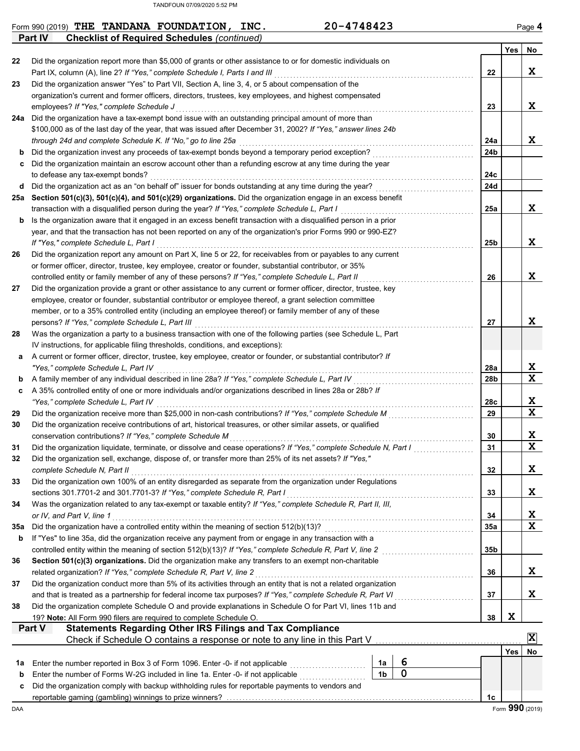Form 990 (2019) **THE TANDANA FOUNDATION, INC.** **20-4748423** Page **4**

## Part IV Checklist of Required Schedules *(continued)*

| | | | Yes | No |
|---|---|---|---|---|
| 22 | Did the organization report more than $5,000 of grants or other assistance to or for domestic individuals on Part IX, column (A), line 2? *If "Yes," complete Schedule I, Parts I and III* | 22 | | X |
| 23 | Did the organization answer "Yes" to Part VII, Section A, line 3, 4, or 5 about compensation of the organization's current and former officers, directors, trustees, key employees, and highest compensated employees? *If "Yes," complete Schedule J* | 23 | | X |
| 24a | Did the organization have a tax-exempt bond issue with an outstanding principal amount of more than $100,000 as of the last day of the year, that was issued after December 31, 2002? *If "Yes," answer lines 24b through 24d and complete Schedule K. If "No," go to line 25a* | 24a | | X |
| b | Did the organization invest any proceeds of tax-exempt bonds beyond a temporary period exception? | 24b | | |
| c | Did the organization maintain an escrow account other than a refunding escrow at any time during the year to defease any tax-exempt bonds? | 24c | | |
| d | Did the organization act as an "on behalf of" issuer for bonds outstanding at any time during the year? | 24d | | |
| 25a | **Section 501(c)(3), 501(c)(4), and 501(c)(29) organizations.** Did the organization engage in an excess benefit transaction with a disqualified person during the year? *If "Yes," complete Schedule L, Part I* | 25a | | X |
| b | Is the organization aware that it engaged in an excess benefit transaction with a disqualified person in a prior year, and that the transaction has not been reported on any of the organization's prior Forms 990 or 990-EZ? *If "Yes," complete Schedule L, Part I* | 25b | | X |
| 26 | Did the organization report any amount on Part X, line 5 or 22, for receivables from or payables to any current or former officer, director, trustee, key employee, creator or founder, substantial contributor, or 35% controlled entity or family member of any of these persons? *If "Yes," complete Schedule L, Part II* | 26 | | X |
| 27 | Did the organization provide a grant or other assistance to any current or former officer, director, trustee, key employee, creator or founder, substantial contributor or employee thereof, a grant selection committee member, or to a 35% controlled entity (including an employee thereof) or family member of any of these persons? *If "Yes," complete Schedule L, Part III* | 27 | | X |
| 28 | Was the organization a party to a business transaction with one of the following parties (see Schedule L, Part IV instructions, for applicable filing thresholds, conditions, and exceptions): | | | |
| a | A current or former officer, director, trustee, key employee, creator or founder, or substantial contributor? *If "Yes," complete Schedule L, Part IV* | 28a | | X |
| b | A family member of any individual described in line 28a? *If "Yes," complete Schedule L, Part IV* | 28b | | X |
| c | A 35% controlled entity of one or more individuals and/or organizations described in lines 28a or 28b? *If "Yes," complete Schedule L, Part IV* | 28c | | X |
| 29 | Did the organization receive more than $25,000 in non-cash contributions? *If "Yes," complete Schedule M* | 29 | | X |
| 30 | Did the organization receive contributions of art, historical treasures, or other similar assets, or qualified conservation contributions? *If "Yes," complete Schedule M* | 30 | | X |
| 31 | Did the organization liquidate, terminate, or dissolve and cease operations? *If "Yes," complete Schedule N, Part I* | 31 | | X |
| 32 | Did the organization sell, exchange, dispose of, or transfer more than 25% of its net assets? *If "Yes," complete Schedule N, Part II* | 32 | | X |
| 33 | Did the organization own 100% of an entity disregarded as separate from the organization under Regulations sections 301.7701-2 and 301.7701-3? *If "Yes," complete Schedule R, Part I* | 33 | | X |
| 34 | Was the organization related to any tax-exempt or taxable entity? *If "Yes," complete Schedule R, Part II, III, or IV, and Part V, line 1* | 34 | | X |
| 35a | Did the organization have a controlled entity within the meaning of section 512(b)(13)? | 35a | | X |
| b | If "Yes" to line 35a, did the organization receive any payment from or engage in any transaction with a controlled entity within the meaning of section 512(b)(13)? *If "Yes," complete Schedule R, Part V, line 2* | 35b | | |
| 36 | **Section 501(c)(3) organizations.** Did the organization make any transfers to an exempt non-charitable related organization? *If "Yes," complete Schedule R, Part V, line 2* | 36 | | X |
| 37 | Did the organization conduct more than 5% of its activities through an entity that is not a related organization and that is treated as a partnership for federal income tax purposes? *If "Yes," complete Schedule R, Part VI* | 37 | | X |
| 38 | Did the organization complete Schedule O and provide explanations in Schedule O for Part VI, lines 11b and 19? **Note:** All Form 990 filers are required to complete Schedule O. | 38 | X | |

## Part V Statements Regarding Other IRS Filings and Tax Compliance

Check if Schedule O contains a response or note to any line in this Part V [X]

| | | | | | Yes | No |
|---|---|---|---|---|---|---|
| 1a | Enter the number reported in Box 3 of Form 1096. Enter -0- if not applicable | 1a | 6 | | | |
| b | Enter the number of Forms W-2G included in line 1a. Enter -0- if not applicable | 1b | 0 | | | |
| c | Did the organization comply with backup withholding rules for reportable payments to vendors and reportable gaming (gambling) winnings to prize winners? | | | 1c | | |

Form **990** (2019)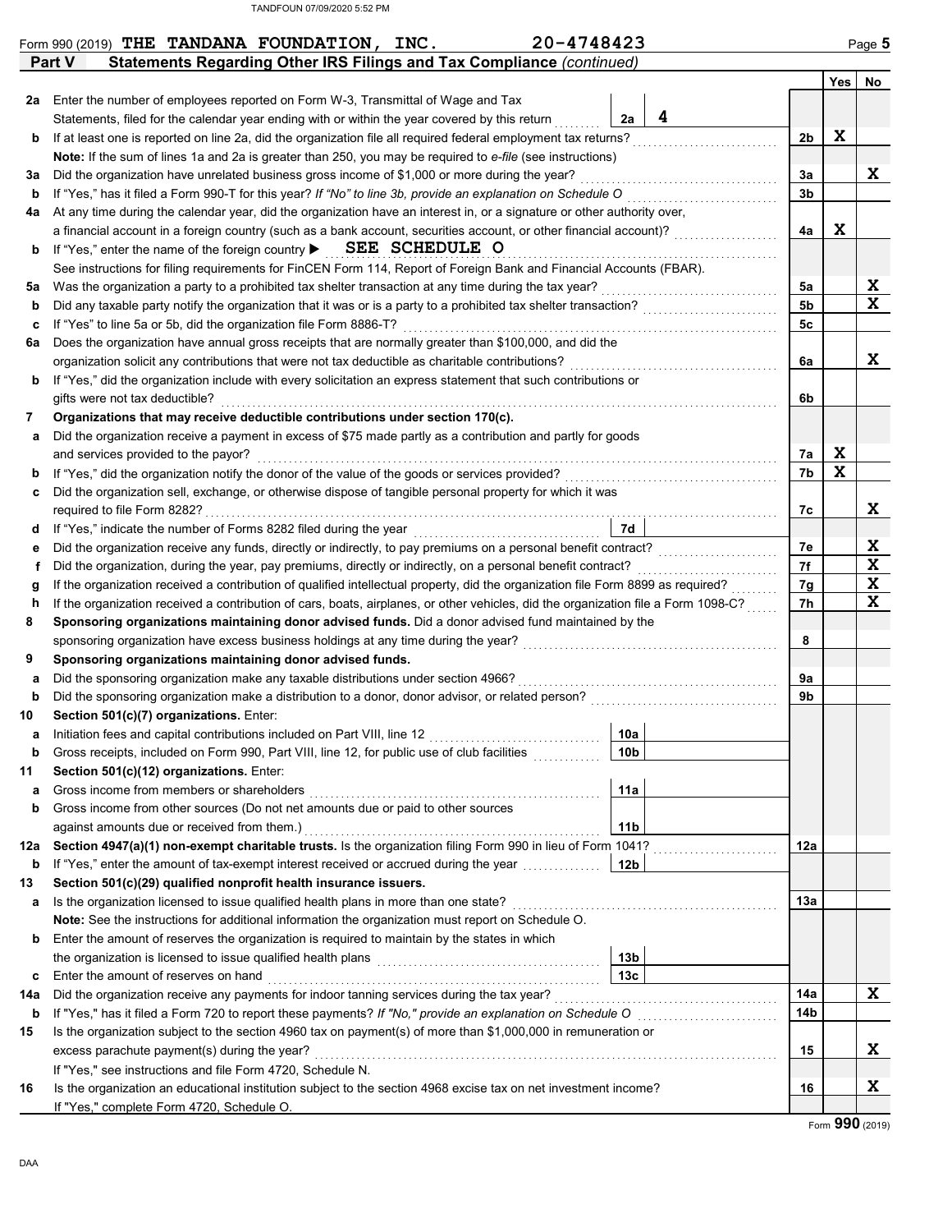Form 990 (2019) **THE TANDANA FOUNDATION, INC.** **20-4748423** Page **5**

## Part V Statements Regarding Other IRS Filings and Tax Compliance *(continued)*

| | | | | Yes | No |
|---|---|---|---|---|---|
| **2a** | Enter the number of employees reported on Form W-3, Transmittal of Wage and Tax Statements, filed for the calendar year ending with or within the year covered by this return | **2a** 4 | | | |
| **b** | If at least one is reported on line 2a, did the organization file all required federal employment tax returns? | | **2b** | X | |
| | **Note:** If the sum of lines 1a and 2a is greater than 250, you may be required to *e-file* (see instructions) | | | | |
| **3a** | Did the organization have unrelated business gross income of $1,000 or more during the year? | | **3a** | | X |
| **b** | If "Yes," has it filed a Form 990-T for this year? *If "No" to line 3b, provide an explanation on Schedule O* | | **3b** | | |
| **4a** | At any time during the calendar year, did the organization have an interest in, or a signature or other authority over, a financial account in a foreign country (such as a bank account, securities account, or other financial account)? | | **4a** | X | |
| **b** | If "Yes," enter the name of the foreign country ▶ SEE SCHEDULE O | | | | |
| | See instructions for filing requirements for FinCEN Form 114, Report of Foreign Bank and Financial Accounts (FBAR). | | | | |
| **5a** | Was the organization a party to a prohibited tax shelter transaction at any time during the tax year? | | **5a** | | X |
| **b** | Did any taxable party notify the organization that it was or is a party to a prohibited tax shelter transaction? | | **5b** | | X |
| **c** | If "Yes" to line 5a or 5b, did the organization file Form 8886-T? | | **5c** | | |
| **6a** | Does the organization have annual gross receipts that are normally greater than $100,000, and did the organization solicit any contributions that were not tax deductible as charitable contributions? | | **6a** | | X |
| **b** | If "Yes," did the organization include with every solicitation an express statement that such contributions or gifts were not tax deductible? | | **6b** | | |
| **7** | **Organizations that may receive deductible contributions under section 170(c).** | | | | |
| **a** | Did the organization receive a payment in excess of $75 made partly as a contribution and partly for goods and services provided to the payor? | | **7a** | X | |
| **b** | If "Yes," did the organization notify the donor of the value of the goods or services provided? | | **7b** | X | |
| **c** | Did the organization sell, exchange, or otherwise dispose of tangible personal property for which it was required to file Form 8282? | | **7c** | | X |
| **d** | If "Yes," indicate the number of Forms 8282 filed during the year | **7d** | | | |
| **e** | Did the organization receive any funds, directly or indirectly, to pay premiums on a personal benefit contract? | | **7e** | | X |
| **f** | Did the organization, during the year, pay premiums, directly or indirectly, on a personal benefit contract? | | **7f** | | X |
| **g** | If the organization received a contribution of qualified intellectual property, did the organization file Form 8899 as required? | | **7g** | | X |
| **h** | If the organization received a contribution of cars, boats, airplanes, or other vehicles, did the organization file a Form 1098-C? | | **7h** | | X |
| **8** | **Sponsoring organizations maintaining donor advised funds.** Did a donor advised fund maintained by the sponsoring organization have excess business holdings at any time during the year? | | **8** | | |
| **9** | **Sponsoring organizations maintaining donor advised funds.** | | | | |
| **a** | Did the sponsoring organization make any taxable distributions under section 4966? | | **9a** | | |
| **b** | Did the sponsoring organization make a distribution to a donor, donor advisor, or related person? | | **9b** | | |
| **10** | **Section 501(c)(7) organizations.** Enter: | | | | |
| **a** | Initiation fees and capital contributions included on Part VIII, line 12 | **10a** | | | |
| **b** | Gross receipts, included on Form 990, Part VIII, line 12, for public use of club facilities | **10b** | | | |
| **11** | **Section 501(c)(12) organizations.** Enter: | | | | |
| **a** | Gross income from members or shareholders | **11a** | | | |
| **b** | Gross income from other sources (Do not net amounts due or paid to other sources against amounts due or received from them.) | **11b** | | | |
| **12a** | **Section 4947(a)(1) non-exempt charitable trusts.** Is the organization filing Form 990 in lieu of Form 1041? | | **12a** | | |
| **b** | If "Yes," enter the amount of tax-exempt interest received or accrued during the year | **12b** | | | |
| **13** | **Section 501(c)(29) qualified nonprofit health insurance issuers.** | | | | |
| **a** | Is the organization licensed to issue qualified health plans in more than one state? | | **13a** | | |
| | **Note:** See the instructions for additional information the organization must report on Schedule O. | | | | |
| **b** | Enter the amount of reserves the organization is required to maintain by the states in which the organization is licensed to issue qualified health plans | **13b** | | | |
| **c** | Enter the amount of reserves on hand | **13c** | | | |
| **14a** | Did the organization receive any payments for indoor tanning services during the tax year? | | **14a** | | X |
| **b** | If "Yes," has it filed a Form 720 to report these payments? *If "No," provide an explanation on Schedule O* | | **14b** | | |
| **15** | Is the organization subject to the section 4960 tax on payment(s) of more than $1,000,000 in remuneration or excess parachute payment(s) during the year? | | **15** | | X |
| | If "Yes," see instructions and file Form 4720, Schedule N. | | | | |
| **16** | Is the organization an educational institution subject to the section 4968 excise tax on net investment income? | | **16** | | X |
| | If "Yes," complete Form 4720, Schedule O. | | | | |

Form **990** (2019)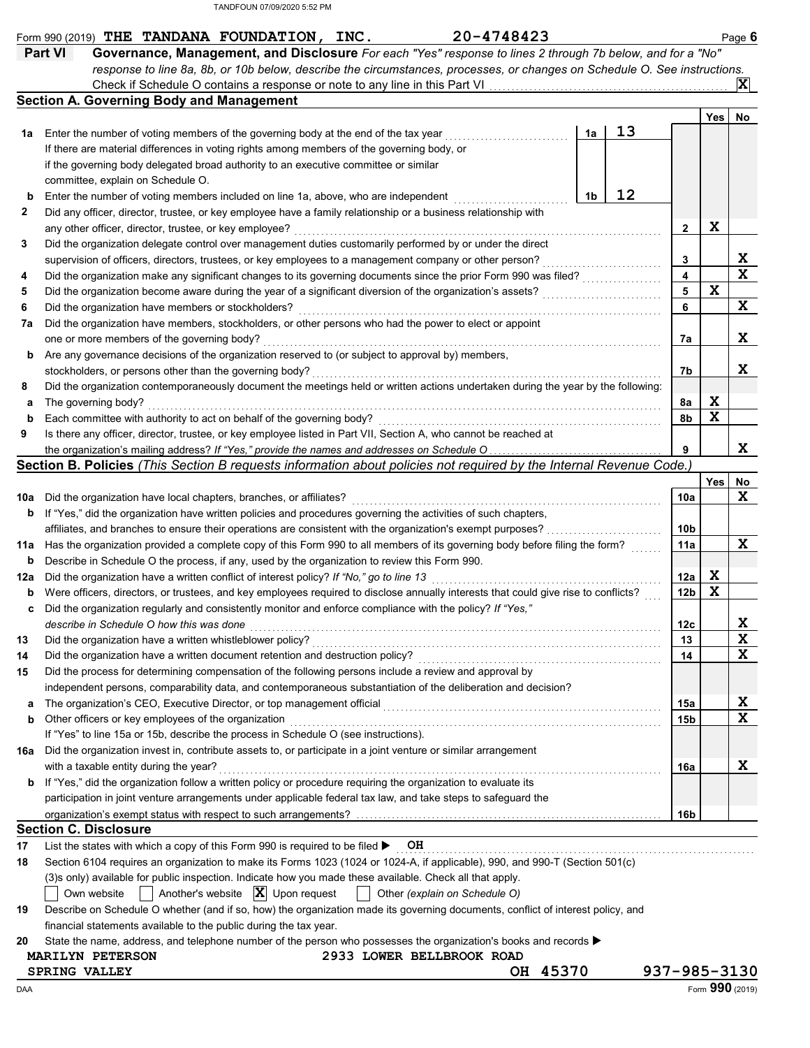Form 990 (2019) **THE TANDANA FOUNDATION, INC.** **20-4748423** Page **6**

**Part VI** **Governance, Management, and Disclosure** *For each "Yes" response to lines 2 through 7b below, and for a "No" response to line 8a, 8b, or 10b below, describe the circumstances, processes, or changes on Schedule O. See instructions.*

Check if Schedule O contains a response or note to any line in this Part VI ... **X**

## Section A. Governing Body and Management

| | | | | Yes | No |
|---|---|---|---|---|---|
| **1a** | Enter the number of voting members of the governing body at the end of the tax year ... **1a** 13 | | | | |
| | If there are material differences in voting rights among members of the governing body, or if the governing body delegated broad authority to an executive committee or similar committee, explain on Schedule O. | | | | |
| **b** | Enter the number of voting members included on line 1a, above, who are independent ... **1b** 12 | | | | |
| **2** | Did any officer, director, trustee, or key employee have a family relationship or a business relationship with any other officer, director, trustee, or key employee? | | **2** | X | |
| **3** | Did the organization delegate control over management duties customarily performed by or under the direct supervision of officers, directors, trustees, or key employees to a management company or other person? | | **3** | | X |
| **4** | Did the organization make any significant changes to its governing documents since the prior Form 990 was filed? | | **4** | | X |
| **5** | Did the organization become aware during the year of a significant diversion of the organization's assets? | | **5** | X | |
| **6** | Did the organization have members or stockholders? | | **6** | | X |
| **7a** | Did the organization have members, stockholders, or other persons who had the power to elect or appoint one or more members of the governing body? | | **7a** | | X |
| **b** | Are any governance decisions of the organization reserved to (or subject to approval by) members, stockholders, or persons other than the governing body? | | **7b** | | X |
| **8** | Did the organization contemporaneously document the meetings held or written actions undertaken during the year by the following: | | | | |
| **a** | The governing body? | | **8a** | X | |
| **b** | Each committee with authority to act on behalf of the governing body? | | **8b** | X | |
| **9** | Is there any officer, director, trustee, or key employee listed in Part VII, Section A, who cannot be reached at the organization's mailing address? *If "Yes," provide the names and addresses on Schedule O* | | **9** | | X |

## Section B. Policies *(This Section B requests information about policies not required by the Internal Revenue Code.)*

| | | | Yes | No |
|---|---|---|---|---|
| **10a** | Did the organization have local chapters, branches, or affiliates? | **10a** | | X |
| **b** | If "Yes," did the organization have written policies and procedures governing the activities of such chapters, affiliates, and branches to ensure their operations are consistent with the organization's exempt purposes? | **10b** | | |
| **11a** | Has the organization provided a complete copy of this Form 990 to all members of its governing body before filing the form? | **11a** | | X |
| **b** | Describe in Schedule O the process, if any, used by the organization to review this Form 990. | | | |
| **12a** | Did the organization have a written conflict of interest policy? *If "No," go to line 13* | **12a** | X | |
| **b** | Were officers, directors, or trustees, and key employees required to disclose annually interests that could give rise to conflicts? | **12b** | X | |
| **c** | Did the organization regularly and consistently monitor and enforce compliance with the policy? *If "Yes," describe in Schedule O how this was done* | **12c** | | X |
| **13** | Did the organization have a written whistleblower policy? | **13** | | X |
| **14** | Did the organization have a written document retention and destruction policy? | **14** | | X |
| **15** | Did the process for determining compensation of the following persons include a review and approval by independent persons, comparability data, and contemporaneous substantiation of the deliberation and decision? | | | |
| **a** | The organization's CEO, Executive Director, or top management official | **15a** | | X |
| **b** | Other officers or key employees of the organization | **15b** | | X |
| | If "Yes" to line 15a or 15b, describe the process in Schedule O (see instructions). | | | |
| **16a** | Did the organization invest in, contribute assets to, or participate in a joint venture or similar arrangement with a taxable entity during the year? | **16a** | | X |
| **b** | If "Yes," did the organization follow a written policy or procedure requiring the organization to evaluate its participation in joint venture arrangements under applicable federal tax law, and take steps to safeguard the organization's exempt status with respect to such arrangements? | **16b** | | |

## Section C. Disclosure

**17** List the states with which a copy of this Form 990 is required to be filed ▶ OH

**18** Section 6104 requires an organization to make its Forms 1023 (1024 or 1024-A, if applicable), 990, and 990-T (Section 501(c)(3)s only) available for public inspection. Indicate how you made these available. Check all that apply.

☐ Own website ☐ Another's website ☒ Upon request ☐ Other *(explain on Schedule O)*

**19** Describe on Schedule O whether (and if so, how) the organization made its governing documents, conflict of interest policy, and financial statements available to the public during the tax year.

**20** State the name, address, and telephone number of the person who possesses the organization's books and records ▶

MARILYN PETERSON 2933 LOWER BELLBROOK ROAD
SPRING VALLEY OH 45370 937-985-3130

Form **990** (2019)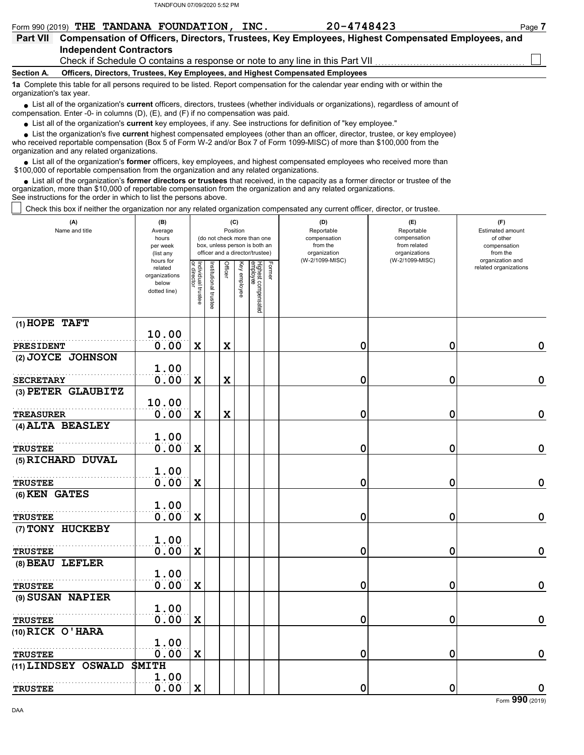Form 990 (2019) **THE TANDANA FOUNDATION, INC.** **20-4748423**

## Part VII Compensation of Officers, Directors, Trustees, Key Employees, Highest Compensated Employees, and Independent Contractors

Check if Schedule O contains a response or note to any line in this Part VII ☐

### Section A. Officers, Directors, Trustees, Key Employees, and Highest Compensated Employees

**1a** Complete this table for all persons required to be listed. Report compensation for the calendar year ending with or within the organization's tax year.

- List all of the organization's **current** officers, directors, trustees (whether individuals or organizations), regardless of amount of compensation. Enter -0- in columns (D), (E), and (F) if no compensation was paid.
- List all of the organization's **current** key employees, if any. See instructions for definition of "key employee."
- List the organization's five **current** highest compensated employees (other than an officer, director, trustee, or key employee) who received reportable compensation (Box 5 of Form W-2 and/or Box 7 of Form 1099-MISC) of more than $100,000 from the organization and any related organizations.
- List all of the organization's **former** officers, key employees, and highest compensated employees who received more than $100,000 of reportable compensation from the organization and any related organizations.
- List all of the organization's **former directors or trustees** that received, in the capacity as a former director or trustee of the organization, more than $10,000 of reportable compensation from the organization and any related organizations.

See instructions for the order in which to list the persons above.

☐ Check this box if neither the organization nor any related organization compensated any current officer, director, or trustee.

| (A) Name and title | (B) Average hours per week (list any hours for related organizations below dotted line) | (C) Position: Individual trustee or director | Institutional trustee | Officer | Key employee | Highest compensated employee | Former | (D) Reportable compensation from the organization (W-2/1099-MISC) | (E) Reportable compensation from related organizations (W-2/1099-MISC) | (F) Estimated amount of other compensation from the organization and related organizations |
|---|---|---|---|---|---|---|---|---|---|---|
| (1) HOPE TAFT<br>PRESIDENT | 10.00<br>0.00 | X | | X | | | | 0 | 0 | 0 |
| (2) JOYCE JOHNSON<br>SECRETARY | 1.00<br>0.00 | X | | X | | | | 0 | 0 | 0 |
| (3) PETER GLAUBITZ<br>TREASURER | 10.00<br>0.00 | X | | X | | | | 0 | 0 | 0 |
| (4) ALTA BEASLEY<br>TRUSTEE | 1.00<br>0.00 | X | | | | | | 0 | 0 | 0 |
| (5) RICHARD DUVAL<br>TRUSTEE | 1.00<br>0.00 | X | | | | | | 0 | 0 | 0 |
| (6) KEN GATES<br>TRUSTEE | 1.00<br>0.00 | X | | | | | | 0 | 0 | 0 |
| (7) TONY HUCKEBY<br>TRUSTEE | 1.00<br>0.00 | X | | | | | | 0 | 0 | 0 |
| (8) BEAU LEFLER<br>TRUSTEE | 1.00<br>0.00 | X | | | | | | 0 | 0 | 0 |
| (9) SUSAN NAPIER<br>TRUSTEE | 1.00<br>0.00 | X | | | | | | 0 | 0 | 0 |
| (10) RICK O'HARA<br>TRUSTEE | 1.00<br>0.00 | X | | | | | | 0 | 0 | 0 |
| (11) LINDSEY OSWALD SMITH<br>TRUSTEE | 1.00<br>0.00 | X | | | | | | 0 | 0 | 0 |

Form **990** (2019)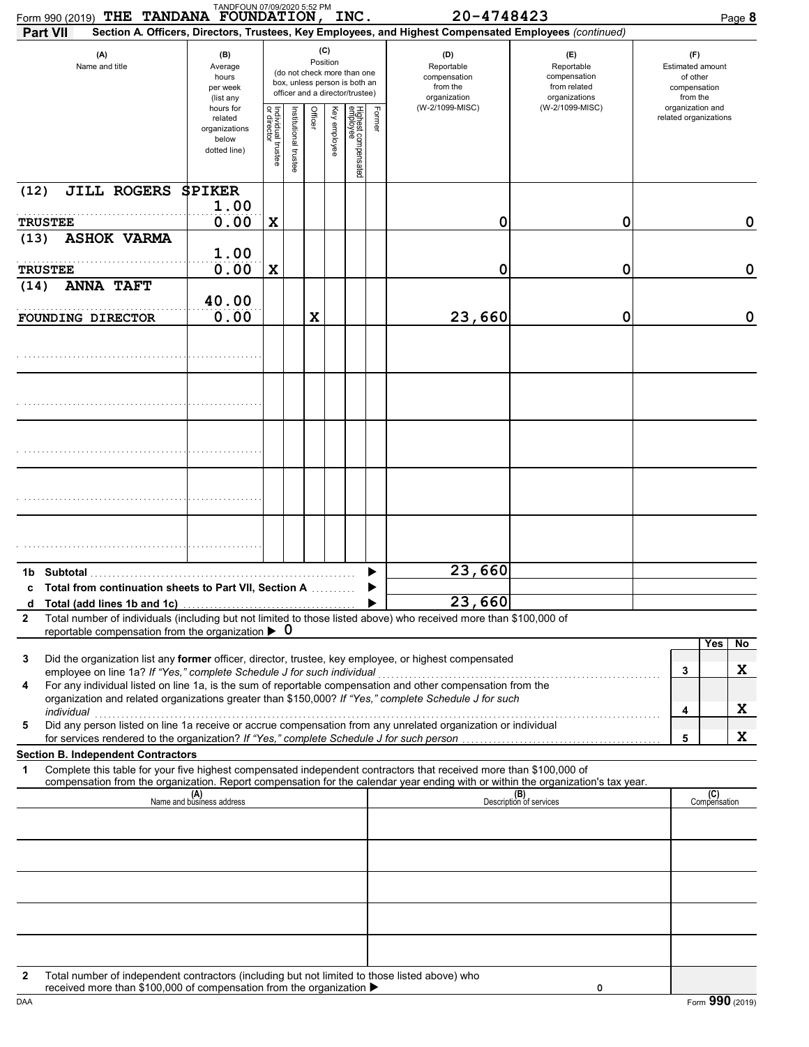Form 990 (2019) **THE TANDANA FOUNDATION, INC.** 20-4748423

TANDFOUN 07/09/2020 5:52 PM

**Part VII** **Section A. Officers, Directors, Trustees, Key Employees, and Highest Compensated Employees** *(continued)*

| (A) Name and title | (B) Average hours per week (list any hours for related organizations below dotted line) | (C) Position: Individual trustee or director | Institutional trustee | Officer | Key employee | Highest compensated employee | Former | (D) Reportable compensation from the organization (W-2/1099-MISC) | (E) Reportable compensation from related organizations (W-2/1099-MISC) | (F) Estimated amount of other compensation from the organization and related organizations |
|---|---|---|---|---|---|---|---|---|---|---|
| (12) JILL ROGERS SPIKER<br>TRUSTEE | 1.00<br>0.00 | X | | | | | | 0 | 0 | 0 |
| (13) ASHOK VARMA<br>TRUSTEE | 1.00<br>0.00 | X | | | | | | 0 | 0 | 0 |
| (14) ANNA TAFT<br>FOUNDING DIRECTOR | 40.00<br>0.00 | | | X | | | | 23,660 | 0 | 0 |
| | | | | | | | | | | |
| | | | | | | | | | | |
| | | | | | | | | | | |
| | | | | | | | | | | |
| | | | | | | | | | | |
| **1b Subtotal** | | | | | | | | 23,660 | | |
| **c Total from continuation sheets to Part VII, Section A** | | | | | | | | | | |
| **d Total (add lines 1b and 1c)** | | | | | | | | 23,660 | | |

**2** Total number of individuals (including but not limited to those listed above) who received more than $100,000 of reportable compensation from the organization ▶ 0

| | | | Yes | No |
|---|---|---|---|---|
| **3** | Did the organization list any **former** officer, director, trustee, key employee, or highest compensated employee on line 1a? *If "Yes," complete Schedule J for such individual* | 3 | | X |
| **4** | For any individual listed on line 1a, is the sum of reportable compensation and other compensation from the organization and related organizations greater than $150,000? *If "Yes," complete Schedule J for such individual* | 4 | | X |
| **5** | Did any person listed on line 1a receive or accrue compensation from any unrelated organization or individual for services rendered to the organization? *If "Yes," complete Schedule J for such person* | 5 | | X |

**Section B. Independent Contractors**

**1** Complete this table for your five highest compensated independent contractors that received more than $100,000 of compensation from the organization. Report compensation for the calendar year ending with or within the organization's tax year.

| (A) Name and business address | (B) Description of services | (C) Compensation |
|---|---|---|
| | | |
| | | |
| | | |
| | | |
| | | |

**2** Total number of independent contractors (including but not limited to those listed above) who received more than $100,000 of compensation from the organization ▶ 0

DAA Form **990** (2019)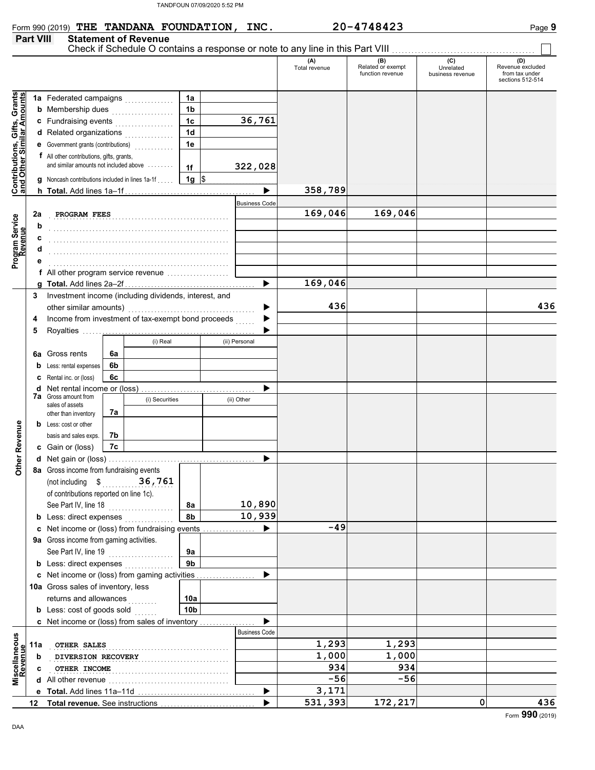Form 990 (2019) **THE TANDANA FOUNDATION, INC.** **20-4748423** Page **9**

## Part VIII Statement of Revenue

Check if Schedule O contains a response or note to any line in this Part VIII ☐

| Section | Line | Description | Ref | Amount | (A) Total revenue | (B) Related or exempt function revenue | (C) Unrelated business revenue | (D) Revenue excluded from tax under sections 512-514 |
|---|---|---|---|---|---|---|---|---|
| Contributions, Gifts, Grants and Other Similar Amounts | 1a | Federated campaigns | 1a | | | | | |
| | b | Membership dues | 1b | | | | | |
| | c | Fundraising events | 1c | 36,761 | | | | |
| | d | Related organizations | 1d | | | | | |
| | e | Government grants (contributions) | 1e | | | | | |
| | f | All other contributions, gifts, grants, and similar amounts not included above | 1f | 322,028 | | | | |
| | g | Noncash contributions included in lines 1a-1f | 1g | $ | | | | |
| | h | **Total.** Add lines 1a–1f | | | 358,789 | | | |
| | | | Business Code | | | | | |
| Program Service Revenue | 2a | PROGRAM FEES | | | 169,046 | 169,046 | | |
| | b | | | | | | | |
| | c | | | | | | | |
| | d | | | | | | | |
| | e | | | | | | | |
| | f | All other program service revenue | | | | | | |
| | g | **Total.** Add lines 2a–2f | | | 169,046 | | | |
| Other Revenue | 3 | Investment income (including dividends, interest, and other similar amounts) | | | 436 | | | 436 |
| | 4 | Income from investment of tax-exempt bond proceeds | | | | | | |
| | 5 | Royalties | | | | | | |
| | | | (i) Real | (ii) Personal | | | | |
| | 6a | Gross rents | 6a | | | | | |
| | b | Less: rental expenses | 6b | | | | | |
| | c | Rental inc. or (loss) | 6c | | | | | |
| | d | Net rental income or (loss) | | | | | | |
| | | | (i) Securities | (ii) Other | | | | |
| | 7a | Gross amount from sales of assets other than inventory | 7a | | | | | |
| | b | Less: cost or other basis and sales exps. | 7b | | | | | |
| | c | Gain or (loss) | 7c | | | | | |
| | d | Net gain or (loss) | | | | | | |
| | 8a | Gross income from fundraising events (not including $ 36,761 of contributions reported on line 1c). See Part IV, line 18 | 8a | 10,890 | | | | |
| | b | Less: direct expenses | 8b | 10,939 | | | | |
| | c | Net income or (loss) from fundraising events | | | -49 | | | |
| | 9a | Gross income from gaming activities. See Part IV, line 19 | 9a | | | | | |
| | b | Less: direct expenses | 9b | | | | | |
| | c | Net income or (loss) from gaming activities | | | | | | |
| | 10a | Gross sales of inventory, less returns and allowances | 10a | | | | | |
| | b | Less: cost of goods sold | 10b | | | | | |
| | c | Net income or (loss) from sales of inventory | | | | | | |
| | | | Business Code | | | | | |
| Miscellaneous Revenue | 11a | OTHER SALES | | | 1,293 | 1,293 | | |
| | b | DIVERSION RECOVERY | | | 1,000 | 1,000 | | |
| | c | OTHER INCOME | | | 934 | 934 | | |
| | d | All other revenue | | | -56 | -56 | | |
| | e | **Total.** Add lines 11a–11d | | | 3,171 | | | |
| | 12 | **Total revenue.** See instructions | | | 531,393 | 172,217 | 0 | 436 |

Form **990** (2019)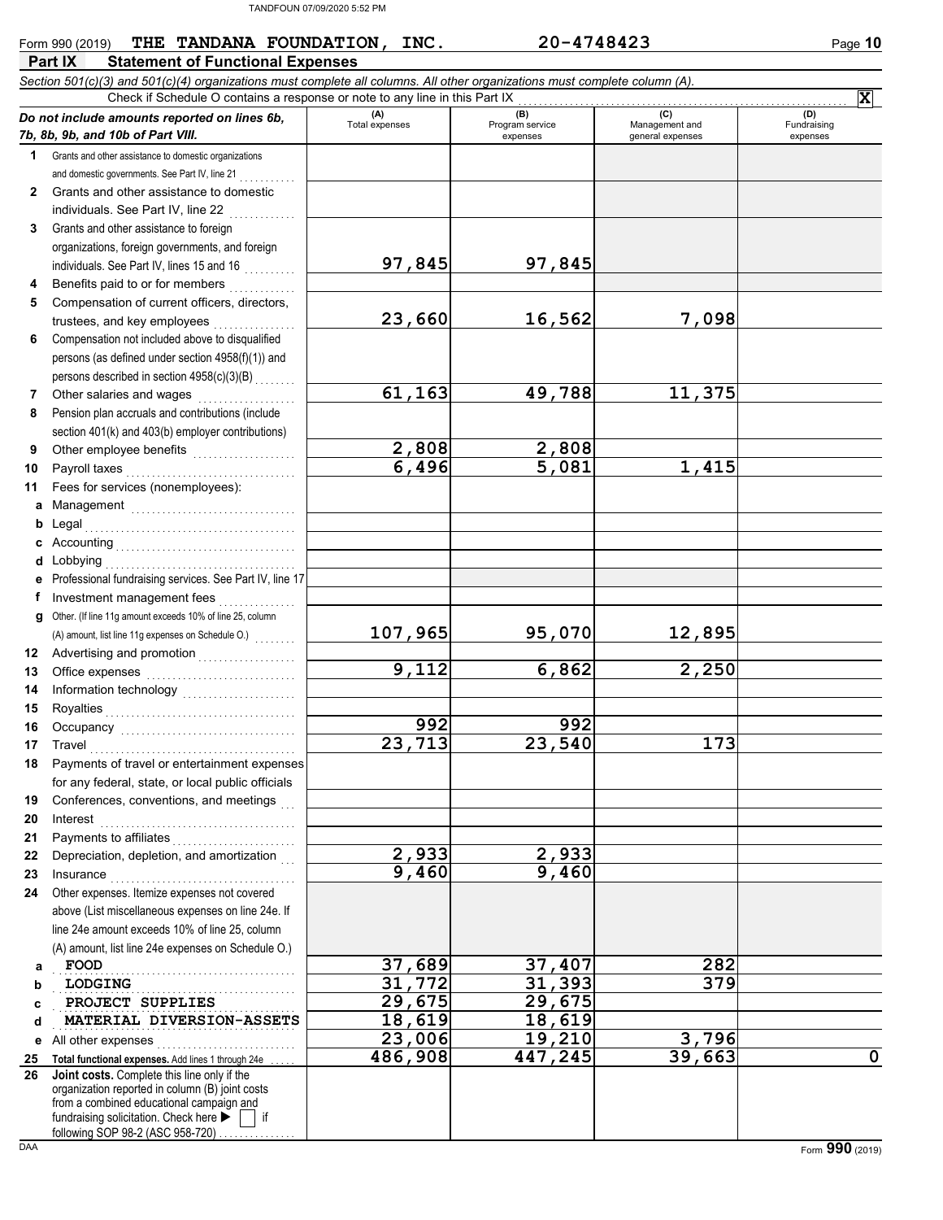Form 990 (2019) **THE TANDANA FOUNDATION, INC.** **20-4748423**

## Part IX Statement of Functional Expenses

*Section 501(c)(3) and 501(c)(4) organizations must complete all columns. All other organizations must complete column (A).*

Check if Schedule O contains a response or note to any line in this Part IX ☒

| *Do not include amounts reported on lines 6b, 7b, 8b, 9b, and 10b of Part VIII.* | (A) Total expenses | (B) Program service expenses | (C) Management and general expenses | (D) Fundraising expenses |
|---|---|---|---|---|
| 1 Grants and other assistance to domestic organizations and domestic governments. See Part IV, line 21 | | | | |
| 2 Grants and other assistance to domestic individuals. See Part IV, line 22 | | | | |
| 3 Grants and other assistance to foreign organizations, foreign governments, and foreign individuals. See Part IV, lines 15 and 16 | 97,845 | 97,845 | | |
| 4 Benefits paid to or for members | | | | |
| 5 Compensation of current officers, directors, trustees, and key employees | 23,660 | 16,562 | 7,098 | |
| 6 Compensation not included above to disqualified persons (as defined under section 4958(f)(1)) and persons described in section 4958(c)(3)(B) | | | | |
| 7 Other salaries and wages | 61,163 | 49,788 | 11,375 | |
| 8 Pension plan accruals and contributions (include section 401(k) and 403(b) employer contributions) | | | | |
| 9 Other employee benefits | 2,808 | 2,808 | | |
| 10 Payroll taxes | 6,496 | 5,081 | 1,415 | |
| 11 Fees for services (nonemployees): | | | | |
| a Management | | | | |
| b Legal | | | | |
| c Accounting | | | | |
| d Lobbying | | | | |
| e Professional fundraising services. See Part IV, line 17 | | | | |
| f Investment management fees | | | | |
| g Other. (If line 11g amount exceeds 10% of line 25, column (A) amount, list line 11g expenses on Schedule O.) | 107,965 | 95,070 | 12,895 | |
| 12 Advertising and promotion | | | | |
| 13 Office expenses | 9,112 | 6,862 | 2,250 | |
| 14 Information technology | | | | |
| 15 Royalties | | | | |
| 16 Occupancy | 992 | 992 | | |
| 17 Travel | 23,713 | 23,540 | 173 | |
| 18 Payments of travel or entertainment expenses for any federal, state, or local public officials | | | | |
| 19 Conferences, conventions, and meetings | | | | |
| 20 Interest | | | | |
| 21 Payments to affiliates | | | | |
| 22 Depreciation, depletion, and amortization | 2,933 | 2,933 | | |
| 23 Insurance | 9,460 | 9,460 | | |
| 24 Other expenses. Itemize expenses not covered above (List miscellaneous expenses on line 24e. If line 24e amount exceeds 10% of line 25, column (A) amount, list line 24e expenses on Schedule O.) | | | | |
| a FOOD | 37,689 | 37,407 | 282 | |
| b LODGING | 31,772 | 31,393 | 379 | |
| c PROJECT SUPPLIES | 29,675 | 29,675 | | |
| d MATERIAL DIVERSION-ASSETS | 18,619 | 18,619 | | |
| e All other expenses | 23,006 | 19,210 | 3,796 | |
| 25 **Total functional expenses.** Add lines 1 through 24e | 486,908 | 447,245 | 39,663 | 0 |
| 26 **Joint costs.** Complete this line only if the organization reported in column (B) joint costs from a combined educational campaign and fundraising solicitation. Check here ☐ if following SOP 98-2 (ASC 958-720) | | | | |

Form **990** (2019)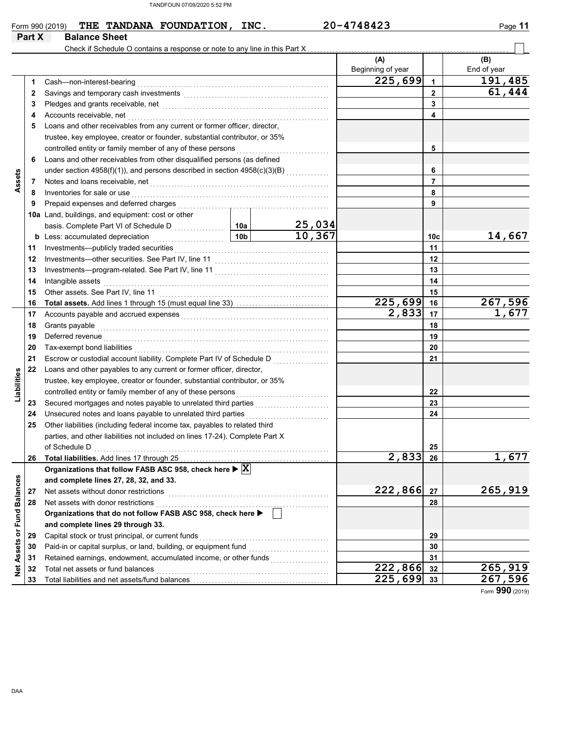Form 990 (2019) THE TANDANA FOUNDATION, INC. 20-4748423

## Part X Balance Sheet

Check if Schedule O contains a response or note to any line in this Part X ☐

| | | Description | | | (A) Beginning of year | | (B) End of year |
|---|---|---|---|---|---|---|---|
| **Assets** | 1 | Cash—non-interest-bearing | | | 225,699 | 1 | 191,485 |
| | 2 | Savings and temporary cash investments | | | | 2 | 61,444 |
| | 3 | Pledges and grants receivable, net | | | | 3 | |
| | 4 | Accounts receivable, net | | | | 4 | |
| | 5 | Loans and other receivables from any current or former officer, director, trustee, key employee, creator or founder, substantial contributor, or 35% controlled entity or family member of any of these persons | | | | 5 | |
| | 6 | Loans and other receivables from other disqualified persons (as defined under section 4958(f)(1)), and persons described in section 4958(c)(3)(B) | | | | 6 | |
| | 7 | Notes and loans receivable, net | | | | 7 | |
| | 8 | Inventories for sale or use | | | | 8 | |
| | 9 | Prepaid expenses and deferred charges | | | | 9 | |
| | 10a | Land, buildings, and equipment: cost or other basis. Complete Part VI of Schedule D | 10a | 25,034 | | | |
| | b | Less: accumulated depreciation | 10b | 10,367 | | 10c | 14,667 |
| | 11 | Investments—publicly traded securities | | | | 11 | |
| | 12 | Investments—other securities. See Part IV, line 11 | | | | 12 | |
| | 13 | Investments—program-related. See Part IV, line 11 | | | | 13 | |
| | 14 | Intangible assets | | | | 14 | |
| | 15 | Other assets. See Part IV, line 11 | | | | 15 | |
| | 16 | **Total assets.** Add lines 1 through 15 (must equal line 33) | | | 225,699 | 16 | 267,596 |
| **Liabilities** | 17 | Accounts payable and accrued expenses | | | 2,833 | 17 | 1,677 |
| | 18 | Grants payable | | | | 18 | |
| | 19 | Deferred revenue | | | | 19 | |
| | 20 | Tax-exempt bond liabilities | | | | 20 | |
| | 21 | Escrow or custodial account liability. Complete Part IV of Schedule D | | | | 21 | |
| | 22 | Loans and other payables to any current or former officer, director, trustee, key employee, creator or founder, substantial contributor, or 35% controlled entity or family member of any of these persons | | | | 22 | |
| | 23 | Secured mortgages and notes payable to unrelated third parties | | | | 23 | |
| | 24 | Unsecured notes and loans payable to unrelated third parties | | | | 24 | |
| | 25 | Other liabilities (including federal income tax, payables to related third parties, and other liabilities not included on lines 17-24). Complete Part X of Schedule D | | | | 25 | |
| | 26 | **Total liabilities.** Add lines 17 through 25 | | | 2,833 | 26 | 1,677 |
| **Net Assets or Fund Balances** | | **Organizations that follow FASB ASC 958, check here ▶ ☒ and complete lines 27, 28, 32, and 33.** | | | | | |
| | 27 | Net assets without donor restrictions | | | 222,866 | 27 | 265,919 |
| | 28 | Net assets with donor restrictions | | | | 28 | |
| | | **Organizations that do not follow FASB ASC 958, check here ▶ ☐ and complete lines 29 through 33.** | | | | | |
| | 29 | Capital stock or trust principal, or current funds | | | | 29 | |
| | 30 | Paid-in or capital surplus, or land, building, or equipment fund | | | | 30 | |
| | 31 | Retained earnings, endowment, accumulated income, or other funds | | | | 31 | |
| | 32 | Total net assets or fund balances | | | 222,866 | 32 | 265,919 |
| | 33 | Total liabilities and net assets/fund balances | | | 225,699 | 33 | 267,596 |

Form **990** (2019)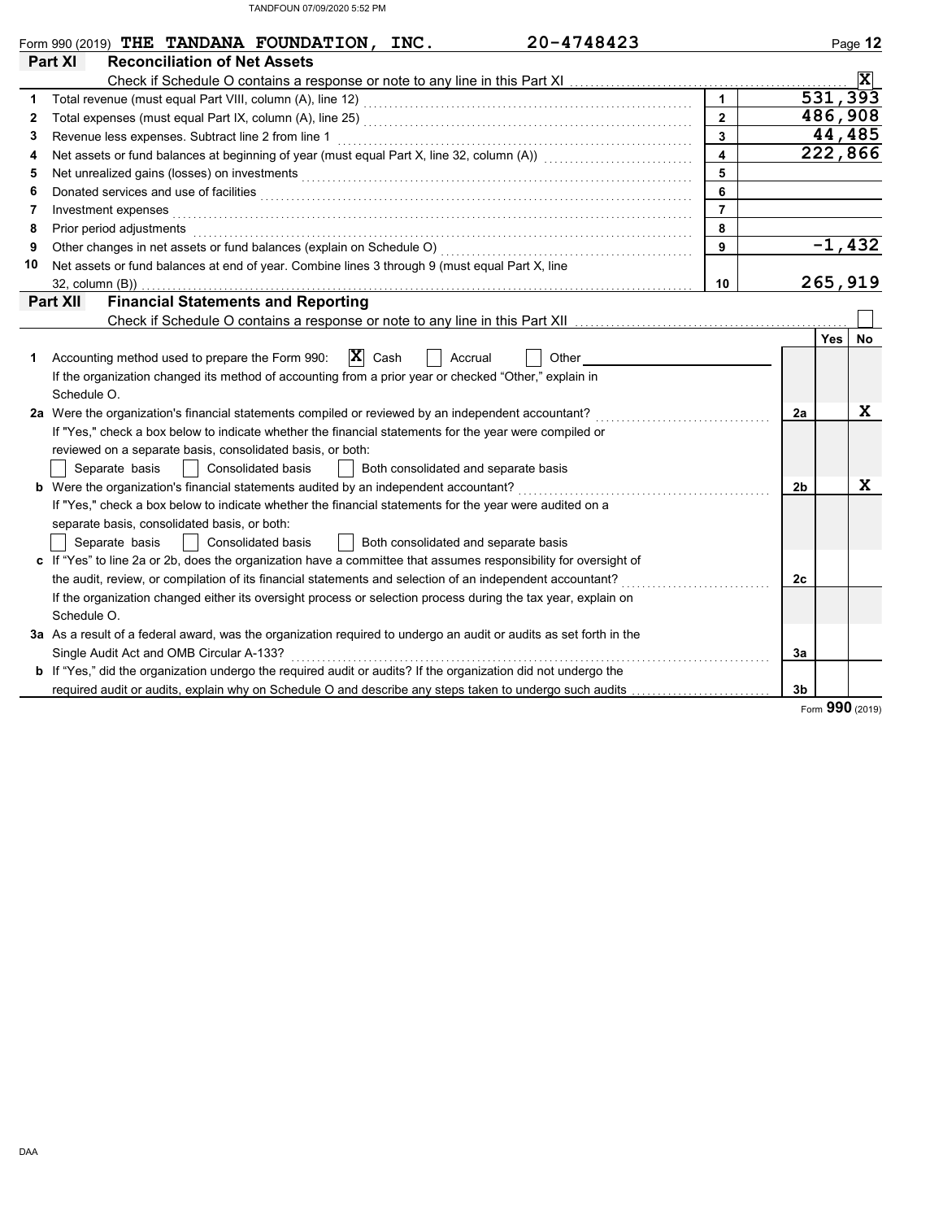Form 990 (2019) **THE TANDANA FOUNDATION, INC.** 20-4748423

## Part XI Reconciliation of Net Assets

Check if Schedule O contains a response or note to any line in this Part XI ... [X]

| | | | |
|---|---|---|---|
| 1 | Total revenue (must equal Part VIII, column (A), line 12) | 1 | 531,393 |
| 2 | Total expenses (must equal Part IX, column (A), line 25) | 2 | 486,908 |
| 3 | Revenue less expenses. Subtract line 2 from line 1 | 3 | 44,485 |
| 4 | Net assets or fund balances at beginning of year (must equal Part X, line 32, column (A)) | 4 | 222,866 |
| 5 | Net unrealized gains (losses) on investments | 5 | |
| 6 | Donated services and use of facilities | 6 | |
| 7 | Investment expenses | 7 | |
| 8 | Prior period adjustments | 8 | |
| 9 | Other changes in net assets or fund balances (explain on Schedule O) | 9 | -1,432 |
| 10 | Net assets or fund balances at end of year. Combine lines 3 through 9 (must equal Part X, line 32, column (B)) | 10 | 265,919 |

## Part XII Financial Statements and Reporting

Check if Schedule O contains a response or note to any line in this Part XII ... [ ]

| | | | Yes | No |
|---|---|---|---|---|
| 1 | Accounting method used to prepare the Form 990: [X] Cash [ ] Accrual [ ] Other ______<br>If the organization changed its method of accounting from a prior year or checked "Other," explain in Schedule O. | | | |
| 2a | Were the organization's financial statements compiled or reviewed by an independent accountant?<br>If "Yes," check a box below to indicate whether the financial statements for the year were compiled or reviewed on a separate basis, consolidated basis, or both:<br>[ ] Separate basis [ ] Consolidated basis [ ] Both consolidated and separate basis | 2a | | X |
| b | Were the organization's financial statements audited by an independent accountant?<br>If "Yes," check a box below to indicate whether the financial statements for the year were audited on a separate basis, consolidated basis, or both:<br>[ ] Separate basis [ ] Consolidated basis [ ] Both consolidated and separate basis | 2b | | X |
| c | If "Yes" to line 2a or 2b, does the organization have a committee that assumes responsibility for oversight of the audit, review, or compilation of its financial statements and selection of an independent accountant?<br>If the organization changed either its oversight process or selection process during the tax year, explain on Schedule O. | 2c | | |
| 3a | As a result of a federal award, was the organization required to undergo an audit or audits as set forth in the Single Audit Act and OMB Circular A-133? | 3a | | |
| b | If "Yes," did the organization undergo the required audit or audits? If the organization did not undergo the required audit or audits, explain why on Schedule O and describe any steps taken to undergo such audits | 3b | | |

Form **990** (2019)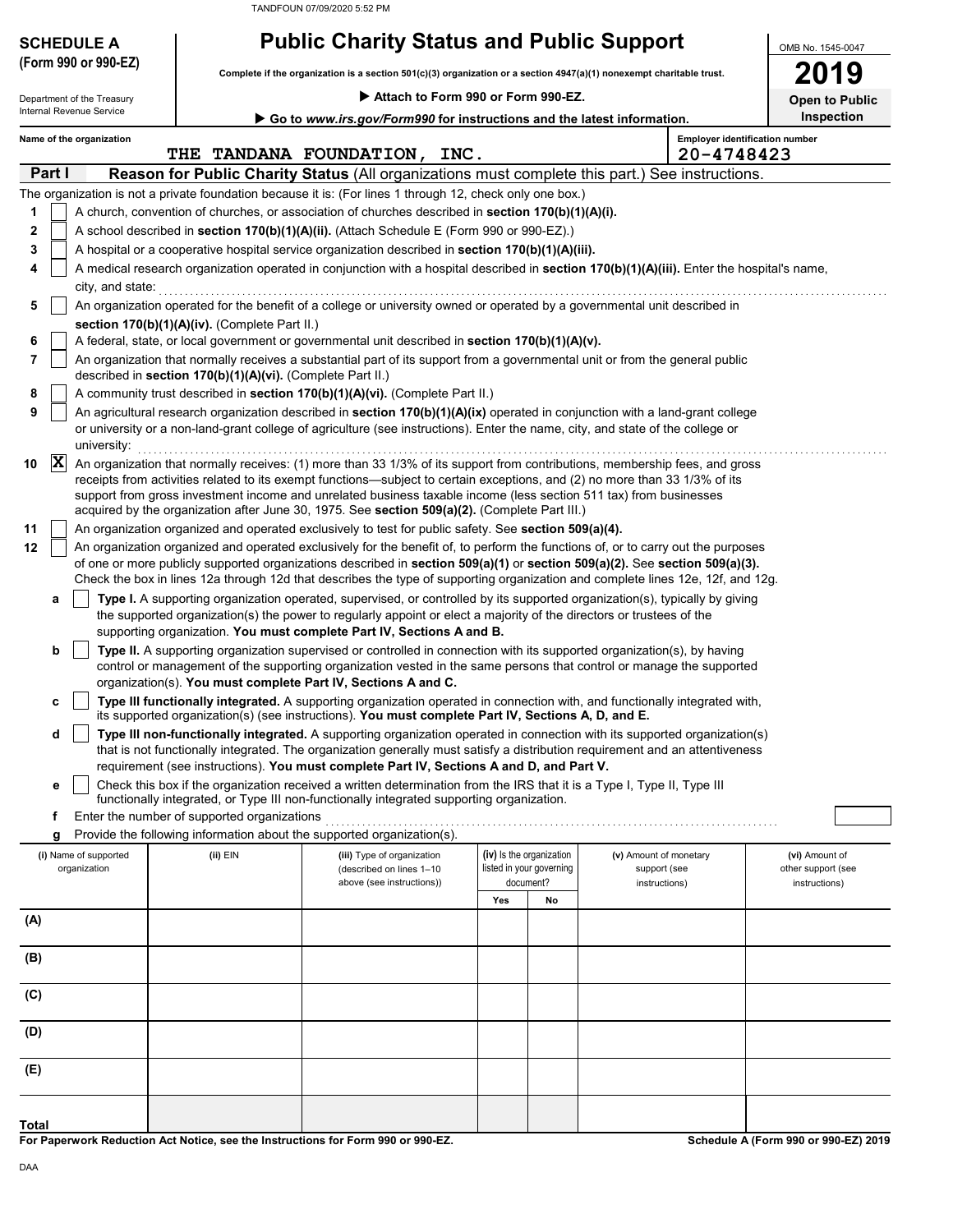TANDFOUN 07/09/2020 5:52 PM

**SCHEDULE A (Form 990 or 990-EZ)**

Department of the Treasury
Internal Revenue Service

# Public Charity Status and Public Support

**Complete if the organization is a section 501(c)(3) organization or a section 4947(a)(1) nonexempt charitable trust.**

▶ **Attach to Form 990 or Form 990-EZ.**

▶ **Go to *www.irs.gov/Form990* for instructions and the latest information.**

OMB No. 1545-0047

**2019**

**Open to Public Inspection**

Name of the organization: THE TANDANA FOUNDATION, INC.

Employer identification number: 20-4748423

**Part I** **Reason for Public Charity Status** (All organizations must complete this part.) See instructions.

The organization is not a private foundation because it is: (For lines 1 through 12, check only one box.)

1. [ ] A church, convention of churches, or association of churches described in **section 170(b)(1)(A)(i).**
2. [ ] A school described in **section 170(b)(1)(A)(ii).** (Attach Schedule E (Form 990 or 990-EZ).)
3. [ ] A hospital or a cooperative hospital service organization described in **section 170(b)(1)(A)(iii).**
4. [ ] A medical research organization operated in conjunction with a hospital described in **section 170(b)(1)(A)(iii).** Enter the hospital's name, city, and state:
5. [ ] An organization operated for the benefit of a college or university owned or operated by a governmental unit described in **section 170(b)(1)(A)(iv).** (Complete Part II.)
6. [ ] A federal, state, or local government or governmental unit described in **section 170(b)(1)(A)(v).**
7. [ ] An organization that normally receives a substantial part of its support from a governmental unit or from the general public described in **section 170(b)(1)(A)(vi).** (Complete Part II.)
8. [ ] A community trust described in **section 170(b)(1)(A)(vi).** (Complete Part II.)
9. [ ] An agricultural research organization described in **section 170(b)(1)(A)(ix)** operated in conjunction with a land-grant college or university or a non-land-grant college of agriculture (see instructions). Enter the name, city, and state of the college or university:
10. [X] An organization that normally receives: (1) more than 33 1/3% of its support from contributions, membership fees, and gross receipts from activities related to its exempt functions—subject to certain exceptions, and (2) no more than 33 1/3% of its support from gross investment income and unrelated business taxable income (less section 511 tax) from businesses acquired by the organization after June 30, 1975. See **section 509(a)(2).** (Complete Part III.)
11. [ ] An organization organized and operated exclusively to test for public safety. See **section 509(a)(4).**
12. [ ] An organization organized and operated exclusively for the benefit of, to perform the functions of, or to carry out the purposes of one or more publicly supported organizations described in **section 509(a)(1)** or **section 509(a)(2).** See **section 509(a)(3).** Check the box in lines 12a through 12d that describes the type of supporting organization and complete lines 12e, 12f, and 12g.
   - **a** [ ] **Type I.** A supporting organization operated, supervised, or controlled by its supported organization(s), typically by giving the supported organization(s) the power to regularly appoint or elect a majority of the directors or trustees of the supporting organization. **You must complete Part IV, Sections A and B.**
   - **b** [ ] **Type II.** A supporting organization supervised or controlled in connection with its supported organization(s), by having control or management of the supporting organization vested in the same persons that control or manage the supported organization(s). **You must complete Part IV, Sections A and C.**
   - **c** [ ] **Type III functionally integrated.** A supporting organization operated in connection with, and functionally integrated with, its supported organization(s) (see instructions). **You must complete Part IV, Sections A, D, and E.**
   - **d** [ ] **Type III non-functionally integrated.** A supporting organization operated in connection with its supported organization(s) that is not functionally integrated. The organization generally must satisfy a distribution requirement and an attentiveness requirement (see instructions). **You must complete Part IV, Sections A and D, and Part V.**
   - **e** [ ] Check this box if the organization received a written determination from the IRS that it is a Type I, Type II, Type III functionally integrated, or Type III non-functionally integrated supporting organization.
   - **f** Enter the number of supported organizations
   - **g** Provide the following information about the supported organization(s).

| (i) Name of supported organization | (ii) EIN | (iii) Type of organization (described on lines 1–10 above (see instructions)) | (iv) Is the organization listed in your governing document? Yes | No | (v) Amount of monetary support (see instructions) | (vi) Amount of other support (see instructions) |
|---|---|---|---|---|---|---|
| (A) | | | | | | |
| (B) | | | | | | |
| (C) | | | | | | |
| (D) | | | | | | |
| (E) | | | | | | |
| Total | | | | | | |

**For Paperwork Reduction Act Notice, see the Instructions for Form 990 or 990-EZ.**

**Schedule A (Form 990 or 990-EZ) 2019**

DAA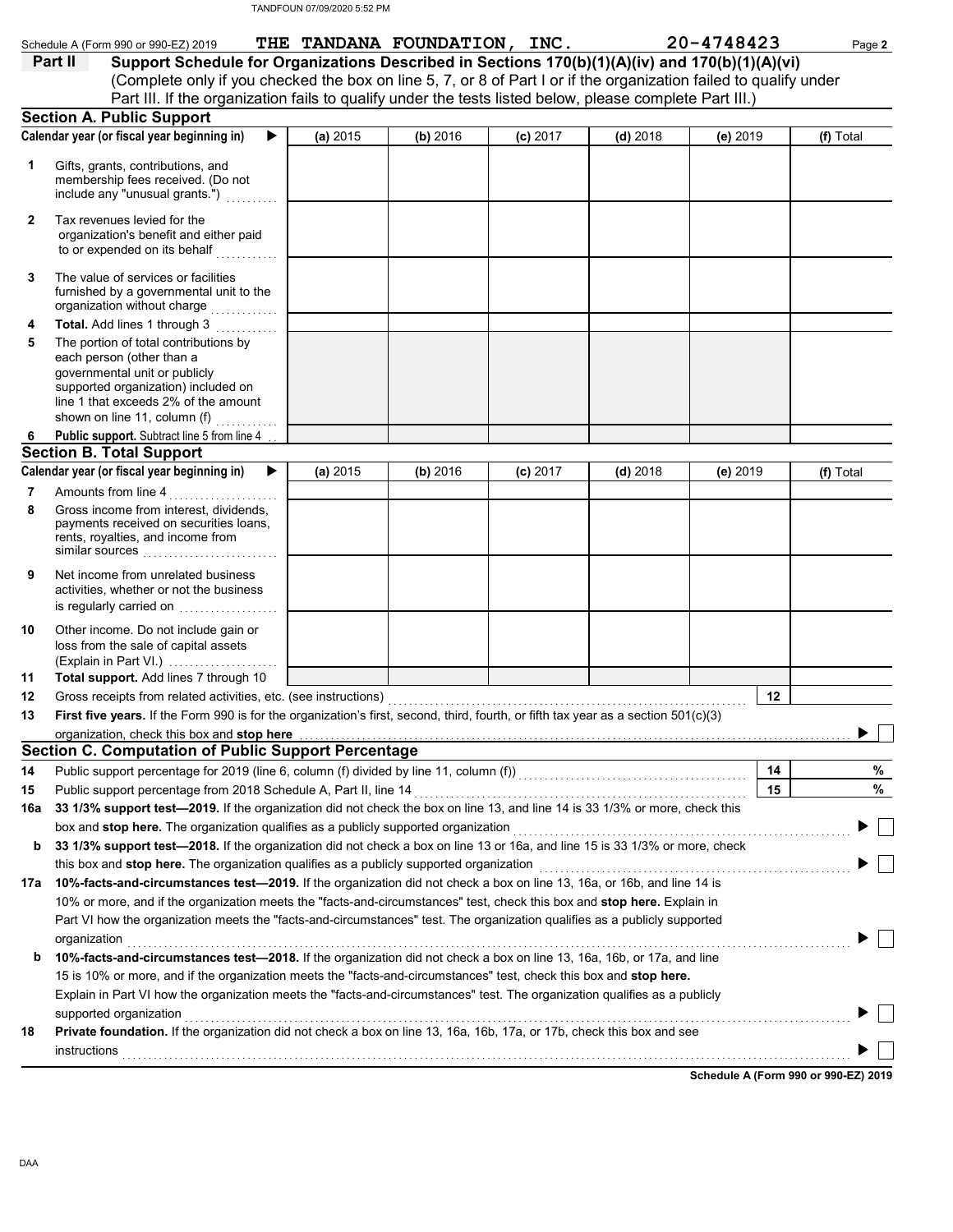Schedule A (Form 990 or 990-EZ) 2019 THE TANDANA FOUNDATION, INC. 20-4748423

## Part II Support Schedule for Organizations Described in Sections 170(b)(1)(A)(iv) and 170(b)(1)(A)(vi)

(Complete only if you checked the box on line 5, 7, or 8 of Part I or if the organization failed to qualify under Part III. If the organization fails to qualify under the tests listed below, please complete Part III.)

### Section A. Public Support

| Calendar year (or fiscal year beginning in) ▶ | (a) 2015 | (b) 2016 | (c) 2017 | (d) 2018 | (e) 2019 | (f) Total |
|---|---|---|---|---|---|---|
| 1 Gifts, grants, contributions, and membership fees received. (Do not include any "unusual grants.") | | | | | | |
| 2 Tax revenues levied for the organization's benefit and either paid to or expended on its behalf | | | | | | |
| 3 The value of services or facilities furnished by a governmental unit to the organization without charge | | | | | | |
| 4 **Total.** Add lines 1 through 3 | | | | | | |
| 5 The portion of total contributions by each person (other than a governmental unit or publicly supported organization) included on line 1 that exceeds 2% of the amount shown on line 11, column (f) | | | | | | |
| 6 **Public support.** Subtract line 5 from line 4 | | | | | | |

### Section B. Total Support

| Calendar year (or fiscal year beginning in) ▶ | (a) 2015 | (b) 2016 | (c) 2017 | (d) 2018 | (e) 2019 | (f) Total |
|---|---|---|---|---|---|---|
| 7 Amounts from line 4 | | | | | | |
| 8 Gross income from interest, dividends, payments received on securities loans, rents, royalties, and income from similar sources | | | | | | |
| 9 Net income from unrelated business activities, whether or not the business is regularly carried on | | | | | | |
| 10 Other income. Do not include gain or loss from the sale of capital assets (Explain in Part VI.) | | | | | | |
| 11 **Total support.** Add lines 7 through 10 | | | | | | |

12 Gross receipts from related activities, etc. (see instructions) | 12 |

13 **First five years.** If the Form 990 is for the organization's first, second, third, fourth, or fifth tax year as a section 501(c)(3) organization, check this box and **stop here** ▶ ☐

### Section C. Computation of Public Support Percentage

14 Public support percentage for 2019 (line 6, column (f) divided by line 11, column (f)) | 14 | %

15 Public support percentage from 2018 Schedule A, Part II, line 14 | 15 | %

16a **33 1/3% support test—2019.** If the organization did not check the box on line 13, and line 14 is 33 1/3% or more, check this box and **stop here.** The organization qualifies as a publicly supported organization ▶ ☐

b **33 1/3% support test—2018.** If the organization did not check a box on line 13 or 16a, and line 15 is 33 1/3% or more, check this box and **stop here.** The organization qualifies as a publicly supported organization ▶ ☐

17a **10%-facts-and-circumstances test—2019.** If the organization did not check a box on line 13, 16a, or 16b, and line 14 is 10% or more, and if the organization meets the "facts-and-circumstances" test, check this box and **stop here.** Explain in Part VI how the organization meets the "facts-and-circumstances" test. The organization qualifies as a publicly supported organization ▶ ☐

b **10%-facts-and-circumstances test—2018.** If the organization did not check a box on line 13, 16a, 16b, or 17a, and line 15 is 10% or more, and if the organization meets the "facts-and-circumstances" test, check this box and **stop here.** Explain in Part VI how the organization meets the "facts-and-circumstances" test. The organization qualifies as a publicly supported organization ▶ ☐

18 **Private foundation.** If the organization did not check a box on line 13, 16a, 16b, 17a, or 17b, check this box and see instructions ▶ ☐

**Schedule A (Form 990 or 990-EZ) 2019**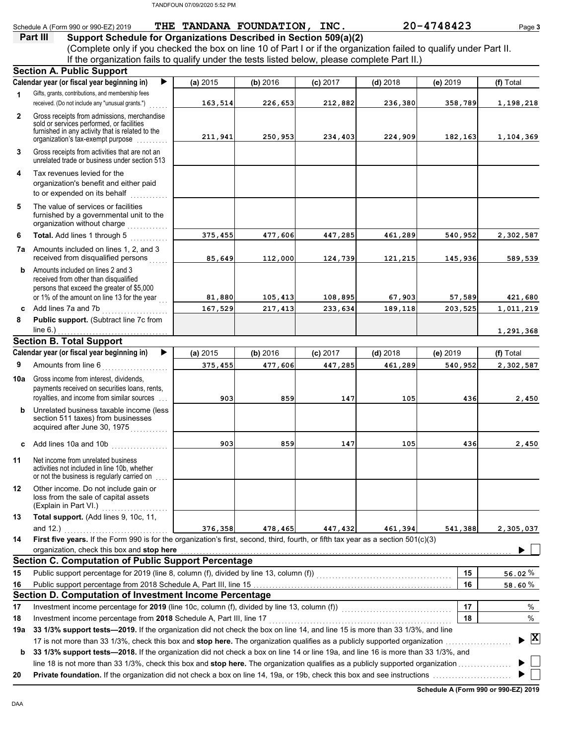Schedule A (Form 990 or 990-EZ) 2019 **THE TANDANA FOUNDATION, INC.** 20-4748423

## Part III Support Schedule for Organizations Described in Section 509(a)(2)

(Complete only if you checked the box on line 10 of Part I or if the organization failed to qualify under Part II. If the organization fails to qualify under the tests listed below, please complete Part II.)

### Section A. Public Support

| Calendar year (or fiscal year beginning in) | (a) 2015 | (b) 2016 | (c) 2017 | (d) 2018 | (e) 2019 | (f) Total |
|---|---|---|---|---|---|---|
| **1** Gifts, grants, contributions, and membership fees received. (Do not include any "unusual grants.") | 163,514 | 226,653 | 212,882 | 236,380 | 358,789 | 1,198,218 |
| **2** Gross receipts from admissions, merchandise sold or services performed, or facilities furnished in any activity that is related to the organization's tax-exempt purpose | 211,941 | 250,953 | 234,403 | 224,909 | 182,163 | 1,104,369 |
| **3** Gross receipts from activities that are not an unrelated trade or business under section 513 | | | | | | |
| **4** Tax revenues levied for the organization's benefit and either paid to or expended on its behalf | | | | | | |
| **5** The value of services or facilities furnished by a governmental unit to the organization without charge | | | | | | |
| **6** **Total.** Add lines 1 through 5 | 375,455 | 477,606 | 447,285 | 461,289 | 540,952 | 2,302,587 |
| **7a** Amounts included on lines 1, 2, and 3 received from disqualified persons | 85,649 | 112,000 | 124,739 | 121,215 | 145,936 | 589,539 |
| **b** Amounts included on lines 2 and 3 received from other than disqualified persons that exceed the greater of $5,000 or 1% of the amount on line 13 for the year | 81,880 | 105,413 | 108,895 | 67,903 | 57,589 | 421,680 |
| **c** Add lines 7a and 7b | 167,529 | 217,413 | 233,634 | 189,118 | 203,525 | 1,011,219 |
| **8** **Public support.** (Subtract line 7c from line 6.) | | | | | | 1,291,368 |

### Section B. Total Support

| Calendar year (or fiscal year beginning in) | (a) 2015 | (b) 2016 | (c) 2017 | (d) 2018 | (e) 2019 | (f) Total |
|---|---|---|---|---|---|---|
| **9** Amounts from line 6 | 375,455 | 477,606 | 447,285 | 461,289 | 540,952 | 2,302,587 |
| **10a** Gross income from interest, dividends, payments received on securities loans, rents, royalties, and income from similar sources | 903 | 859 | 147 | 105 | 436 | 2,450 |
| **b** Unrelated business taxable income (less section 511 taxes) from businesses acquired after June 30, 1975 | | | | | | |
| **c** Add lines 10a and 10b | 903 | 859 | 147 | 105 | 436 | 2,450 |
| **11** Net income from unrelated business activities not included in line 10b, whether or not the business is regularly carried on | | | | | | |
| **12** Other income. Do not include gain or loss from the sale of capital assets (Explain in Part VI.) | | | | | | |
| **13** **Total support.** (Add lines 9, 10c, 11, and 12.) | 376,358 | 478,465 | 447,432 | 461,394 | 541,388 | 2,305,037 |

**14** **First five years.** If the Form 990 is for the organization's first, second, third, fourth, or fifth tax year as a section 501(c)(3) organization, check this box and **stop here** ☐

### Section C. Computation of Public Support Percentage

| | | | |
|---|---|---|---|
| **15** | Public support percentage for 2019 (line 8, column (f), divided by line 13, column (f)) | 15 | 56.02 % |
| **16** | Public support percentage from 2018 Schedule A, Part III, line 15 | 16 | 58.60 % |

### Section D. Computation of Investment Income Percentage

| | | | |
|---|---|---|---|
| **17** | Investment income percentage for **2019** (line 10c, column (f), divided by line 13, column (f)) | 17 | % |
| **18** | Investment income percentage from **2018** Schedule A, Part III, line 17 | 18 | % |

**19a** **33 1/3% support tests—2019.** If the organization did not check the box on line 14, and line 15 is more than 33 1/3%, and line 17 is not more than 33 1/3%, check this box and **stop here.** The organization qualifies as a publicly supported organization ☒

**b** **33 1/3% support tests—2018.** If the organization did not check a box on line 14 or line 19a, and line 16 is more than 33 1/3%, and line 18 is not more than 33 1/3%, check this box and **stop here.** The organization qualifies as a publicly supported organization ☐

**20** **Private foundation.** If the organization did not check a box on line 14, 19a, or 19b, check this box and see instructions ☐

**Schedule A (Form 990 or 990-EZ) 2019**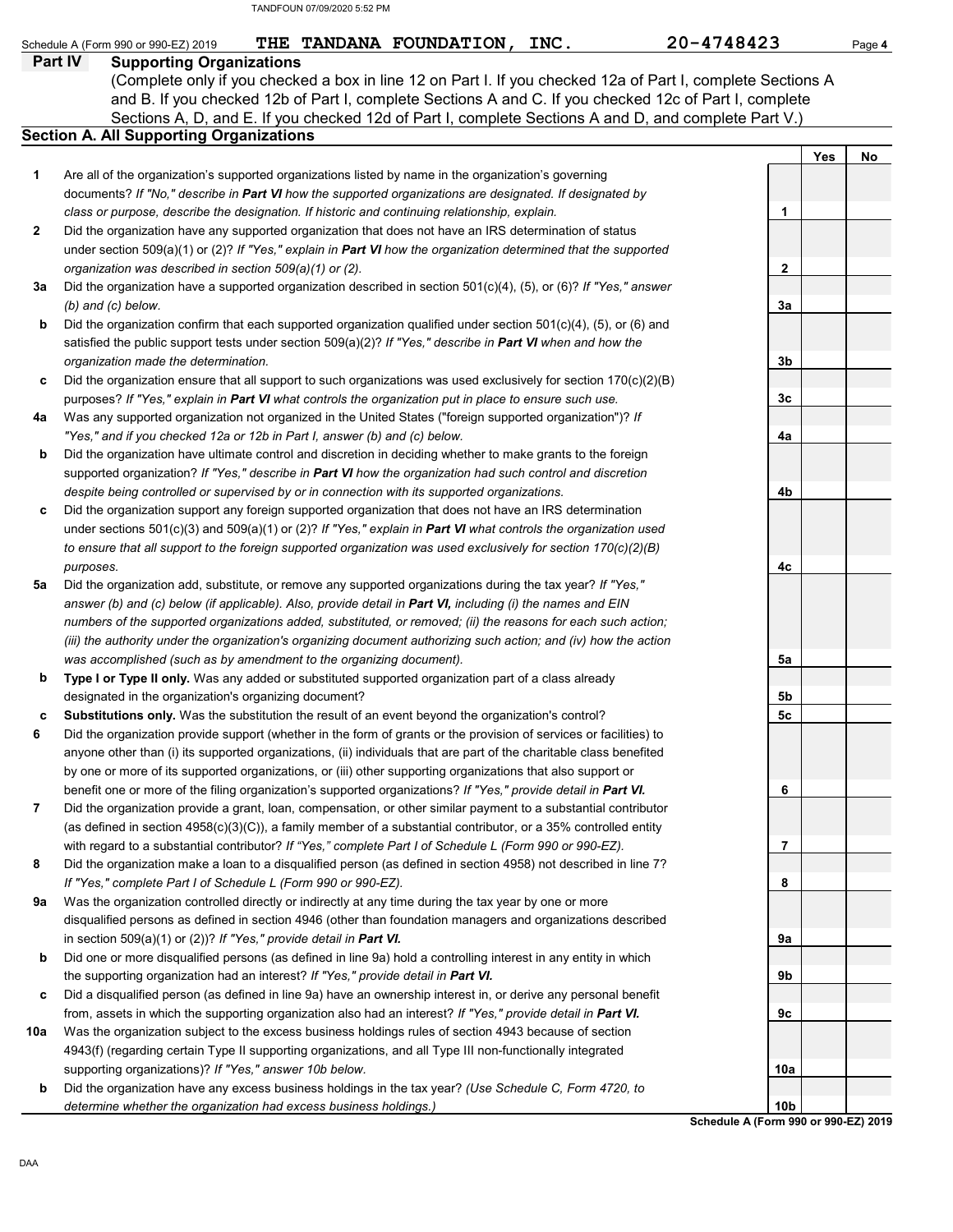Schedule A (Form 990 or 990-EZ) 2019 THE TANDANA FOUNDATION, INC. 20-4748423

## Part IV Supporting Organizations

(Complete only if you checked a box in line 12 on Part I. If you checked 12a of Part I, complete Sections A and B. If you checked 12b of Part I, complete Sections A and C. If you checked 12c of Part I, complete Sections A, D, and E. If you checked 12d of Part I, complete Sections A and D, and complete Part V.)

### Section A. All Supporting Organizations

| | | | Yes | No |
|---|---|---|---|---|
| 1 | Are all of the organization's supported organizations listed by name in the organization's governing documents? *If "No," describe in **Part VI** how the supported organizations are designated. If designated by class or purpose, describe the designation. If historic and continuing relationship, explain.* | 1 | | |
| 2 | Did the organization have any supported organization that does not have an IRS determination of status under section 509(a)(1) or (2)? *If "Yes," explain in **Part VI** how the organization determined that the supported organization was described in section 509(a)(1) or (2).* | 2 | | |
| 3a | Did the organization have a supported organization described in section 501(c)(4), (5), or (6)? *If "Yes," answer (b) and (c) below.* | 3a | | |
| b | Did the organization confirm that each supported organization qualified under section 501(c)(4), (5), or (6) and satisfied the public support tests under section 509(a)(2)? *If "Yes," describe in **Part VI** when and how the organization made the determination.* | 3b | | |
| c | Did the organization ensure that all support to such organizations was used exclusively for section 170(c)(2)(B) purposes? *If "Yes," explain in **Part VI** what controls the organization put in place to ensure such use.* | 3c | | |
| 4a | Was any supported organization not organized in the United States ("foreign supported organization")? *If "Yes," and if you checked 12a or 12b in Part I, answer (b) and (c) below.* | 4a | | |
| b | Did the organization have ultimate control and discretion in deciding whether to make grants to the foreign supported organization? *If "Yes," describe in **Part VI** how the organization had such control and discretion despite being controlled or supervised by or in connection with its supported organizations.* | 4b | | |
| c | Did the organization support any foreign supported organization that does not have an IRS determination under sections 501(c)(3) and 509(a)(1) or (2)? *If "Yes," explain in **Part VI** what controls the organization used to ensure that all support to the foreign supported organization was used exclusively for section 170(c)(2)(B) purposes.* | 4c | | |
| 5a | Did the organization add, substitute, or remove any supported organizations during the tax year? *If "Yes," answer (b) and (c) below (if applicable). Also, provide detail in **Part VI,** including (i) the names and EIN numbers of the supported organizations added, substituted, or removed; (ii) the reasons for each such action; (iii) the authority under the organization's organizing document authorizing such action; and (iv) how the action was accomplished (such as by amendment to the organizing document).* | 5a | | |
| b | **Type I or Type II only.** Was any added or substituted supported organization part of a class already designated in the organization's organizing document? | 5b | | |
| c | **Substitutions only.** Was the substitution the result of an event beyond the organization's control? | 5c | | |
| 6 | Did the organization provide support (whether in the form of grants or the provision of services or facilities) to anyone other than (i) its supported organizations, (ii) individuals that are part of the charitable class benefited by one or more of its supported organizations, or (iii) other supporting organizations that also support or benefit one or more of the filing organization's supported organizations? ***If "Yes," provide detail in Part VI.*** | 6 | | |
| 7 | Did the organization provide a grant, loan, compensation, or other similar payment to a substantial contributor (as defined in section 4958(c)(3)(C)), a family member of a substantial contributor, or a 35% controlled entity with regard to a substantial contributor? *If "Yes," complete Part I of Schedule L (Form 990 or 990-EZ).* | 7 | | |
| 8 | Did the organization make a loan to a disqualified person (as defined in section 4958) not described in line 7? *If "Yes," complete Part I of Schedule L (Form 990 or 990-EZ).* | 8 | | |
| 9a | Was the organization controlled directly or indirectly at any time during the tax year by one or more disqualified persons as defined in section 4946 (other than foundation managers and organizations described in section 509(a)(1) or (2))? ***If "Yes," provide detail in Part VI.*** | 9a | | |
| b | Did one or more disqualified persons (as defined in line 9a) hold a controlling interest in any entity in which the supporting organization had an interest? ***If "Yes," provide detail in Part VI.*** | 9b | | |
| c | Did a disqualified person (as defined in line 9a) have an ownership interest in, or derive any personal benefit from, assets in which the supporting organization also had an interest? ***If "Yes," provide detail in Part VI.*** | 9c | | |
| 10a | Was the organization subject to the excess business holdings rules of section 4943 because of section 4943(f) (regarding certain Type II supporting organizations, and all Type III non-functionally integrated supporting organizations)? *If "Yes," answer 10b below.* | 10a | | |
| b | Did the organization have any excess business holdings in the tax year? *(Use Schedule C, Form 4720, to determine whether the organization had excess business holdings.)* | 10b | | |

**Schedule A (Form 990 or 990-EZ) 2019**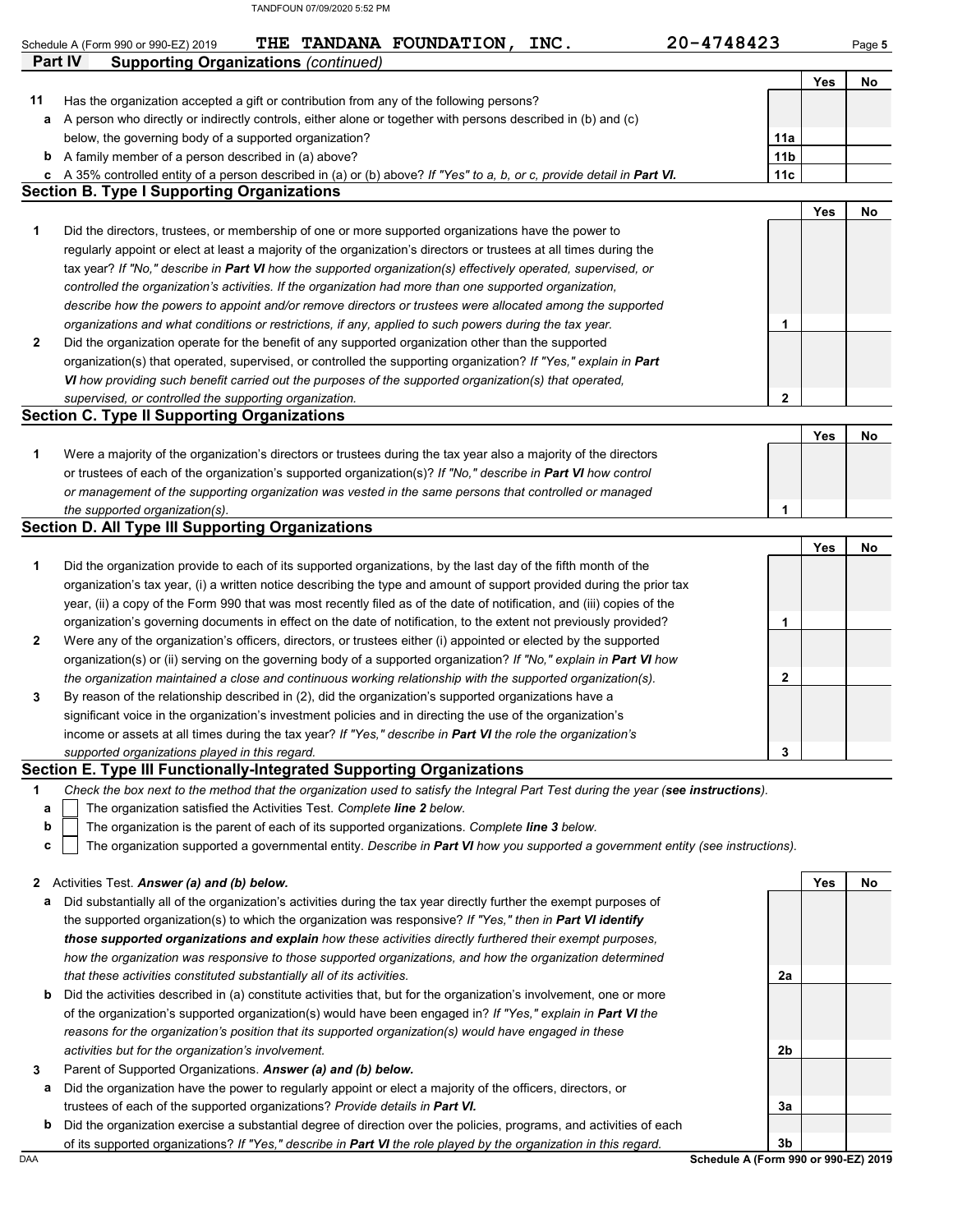Schedule A (Form 990 or 990-EZ) 2019 THE TANDANA FOUNDATION, INC. 20-4748423

## Part IV Supporting Organizations *(continued)*

| | | | Yes | No |
|---|---|---|---|---|
| **11** | Has the organization accepted a gift or contribution from any of the following persons? | | | |
| **a** | A person who directly or indirectly controls, either alone or together with persons described in (b) and (c) below, the governing body of a supported organization? | 11a | | |
| **b** | A family member of a person described in (a) above? | 11b | | |
| **c** | A 35% controlled entity of a person described in (a) or (b) above? *If "Yes" to a, b, or c, provide detail in **Part VI.*** | 11c | | |

### Section B. Type I Supporting Organizations

| | | | Yes | No |
|---|---|---|---|---|
| **1** | Did the directors, trustees, or membership of one or more supported organizations have the power to regularly appoint or elect at least a majority of the organization's directors or trustees at all times during the tax year? *If "No," describe in **Part VI** how the supported organization(s) effectively operated, supervised, or controlled the organization's activities. If the organization had more than one supported organization, describe how the powers to appoint and/or remove directors or trustees were allocated among the supported organizations and what conditions or restrictions, if any, applied to such powers during the tax year.* | 1 | | |
| **2** | Did the organization operate for the benefit of any supported organization other than the supported organization(s) that operated, supervised, or controlled the supporting organization? *If "Yes," explain in **Part VI** how providing such benefit carried out the purposes of the supported organization(s) that operated, supervised, or controlled the supporting organization.* | 2 | | |

### Section C. Type II Supporting Organizations

| | | | Yes | No |
|---|---|---|---|---|
| **1** | Were a majority of the organization's directors or trustees during the tax year also a majority of the directors or trustees of each of the organization's supported organization(s)? *If "No," describe in **Part VI** how control or management of the supporting organization was vested in the same persons that controlled or managed the supported organization(s).* | 1 | | |

### Section D. All Type III Supporting Organizations

| | | | Yes | No |
|---|---|---|---|---|
| **1** | Did the organization provide to each of its supported organizations, by the last day of the fifth month of the organization's tax year, (i) a written notice describing the type and amount of support provided during the prior tax year, (ii) a copy of the Form 990 that was most recently filed as of the date of notification, and (iii) copies of the organization's governing documents in effect on the date of notification, to the extent not previously provided? | 1 | | |
| **2** | Were any of the organization's officers, directors, or trustees either (i) appointed or elected by the supported organization(s) or (ii) serving on the governing body of a supported organization? *If "No," explain in **Part VI** how the organization maintained a close and continuous working relationship with the supported organization(s).* | 2 | | |
| **3** | By reason of the relationship described in (2), did the organization's supported organizations have a significant voice in the organization's investment policies and in directing the use of the organization's income or assets at all times during the tax year? *If "Yes," describe in **Part VI** the role the organization's supported organizations played in this regard.* | 3 | | |

### Section E. Type III Functionally-Integrated Supporting Organizations

**1** *Check the box next to the method that the organization used to satisfy the Integral Part Test during the year (**see instructions**).*

- **a** ☐ The organization satisfied the Activities Test. *Complete **line 2** below.*
- **b** ☐ The organization is the parent of each of its supported organizations. *Complete **line 3** below.*
- **c** ☐ The organization supported a governmental entity. *Describe in **Part VI** how you supported a government entity (see instructions).*

| | | | Yes | No |
|---|---|---|---|---|
| **2** | Activities Test. ***Answer (a) and (b) below.*** | | | |
| **a** | Did substantially all of the organization's activities during the tax year directly further the exempt purposes of the supported organization(s) to which the organization was responsive? *If "Yes," then in **Part VI identify those supported organizations and explain** how these activities directly furthered their exempt purposes, how the organization was responsive to those supported organizations, and how the organization determined that these activities constituted substantially all of its activities.* | 2a | | |
| **b** | Did the activities described in (a) constitute activities that, but for the organization's involvement, one or more of the organization's supported organization(s) would have been engaged in? *If "Yes," explain in **Part VI** the reasons for the organization's position that its supported organization(s) would have engaged in these activities but for the organization's involvement.* | 2b | | |
| **3** | Parent of Supported Organizations. ***Answer (a) and (b) below.*** | | | |
| **a** | Did the organization have the power to regularly appoint or elect a majority of the officers, directors, or trustees of each of the supported organizations? *Provide details in **Part VI.*** | 3a | | |
| **b** | Did the organization exercise a substantial degree of direction over the policies, programs, and activities of each of its supported organizations? *If "Yes," describe in **Part VI** the role played by the organization in this regard.* | 3b | | |

**Schedule A (Form 990 or 990-EZ) 2019**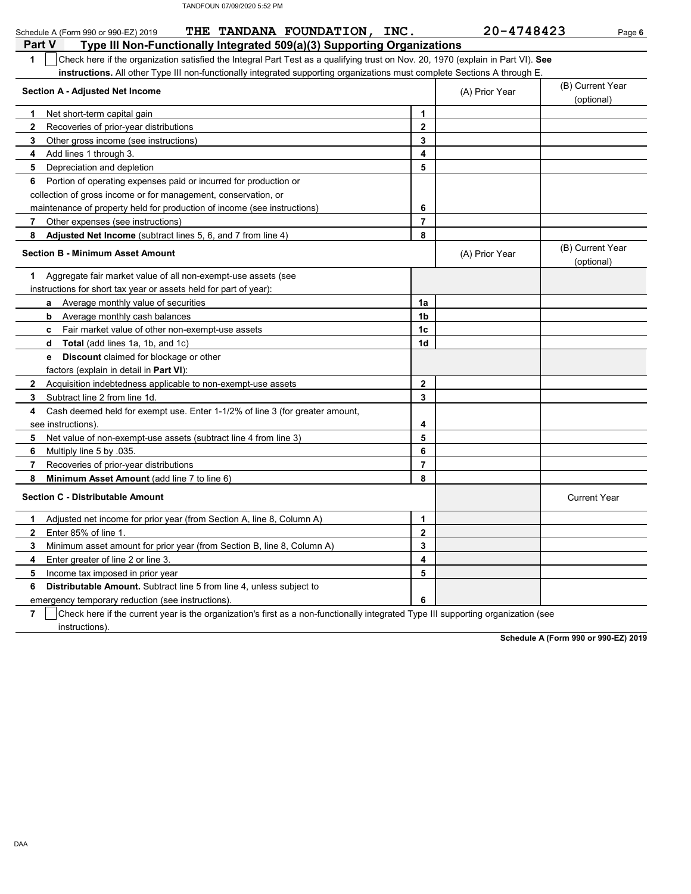Schedule A (Form 990 or 990-EZ) 2019 **THE TANDANA FOUNDATION, INC.** 20-4748423

## Part V Type III Non-Functionally Integrated 509(a)(3) Supporting Organizations

**1** ☐ Check here if the organization satisfied the Integral Part Test as a qualifying trust on Nov. 20, 1970 (explain in Part VI). **See instructions.** All other Type III non-functionally integrated supporting organizations must complete Sections A through E.

| **Section A - Adjusted Net Income** | | (A) Prior Year | (B) Current Year (optional) |
|---|---|---|---|
| **1** Net short-term capital gain | 1 | | |
| **2** Recoveries of prior-year distributions | 2 | | |
| **3** Other gross income (see instructions) | 3 | | |
| **4** Add lines 1 through 3. | 4 | | |
| **5** Depreciation and depletion | 5 | | |
| **6** Portion of operating expenses paid or incurred for production or collection of gross income or for management, conservation, or maintenance of property held for production of income (see instructions) | 6 | | |
| **7** Other expenses (see instructions) | 7 | | |
| **8** **Adjusted Net Income** (subtract lines 5, 6, and 7 from line 4) | 8 | | |

| **Section B - Minimum Asset Amount** | | (A) Prior Year | (B) Current Year (optional) |
|---|---|---|---|
| **1** Aggregate fair market value of all non-exempt-use assets (see instructions for short tax year or assets held for part of year): | | | |
| **a** Average monthly value of securities | 1a | | |
| **b** Average monthly cash balances | 1b | | |
| **c** Fair market value of other non-exempt-use assets | 1c | | |
| **d** **Total** (add lines 1a, 1b, and 1c) | 1d | | |
| **e** **Discount** claimed for blockage or other factors (explain in detail in **Part VI**): | | | |
| **2** Acquisition indebtedness applicable to non-exempt-use assets | 2 | | |
| **3** Subtract line 2 from line 1d. | 3 | | |
| **4** Cash deemed held for exempt use. Enter 1-1/2% of line 3 (for greater amount, see instructions). | 4 | | |
| **5** Net value of non-exempt-use assets (subtract line 4 from line 3) | 5 | | |
| **6** Multiply line 5 by .035. | 6 | | |
| **7** Recoveries of prior-year distributions | 7 | | |
| **8** **Minimum Asset Amount** (add line 7 to line 6) | 8 | | |

| **Section C - Distributable Amount** | | | Current Year |
|---|---|---|---|
| **1** Adjusted net income for prior year (from Section A, line 8, Column A) | 1 | | |
| **2** Enter 85% of line 1. | 2 | | |
| **3** Minimum asset amount for prior year (from Section B, line 8, Column A) | 3 | | |
| **4** Enter greater of line 2 or line 3. | 4 | | |
| **5** Income tax imposed in prior year | 5 | | |
| **6** **Distributable Amount.** Subtract line 5 from line 4, unless subject to emergency temporary reduction (see instructions). | 6 | | |

**7** ☐ Check here if the current year is the organization's first as a non-functionally integrated Type III supporting organization (see instructions).

**Schedule A (Form 990 or 990-EZ) 2019**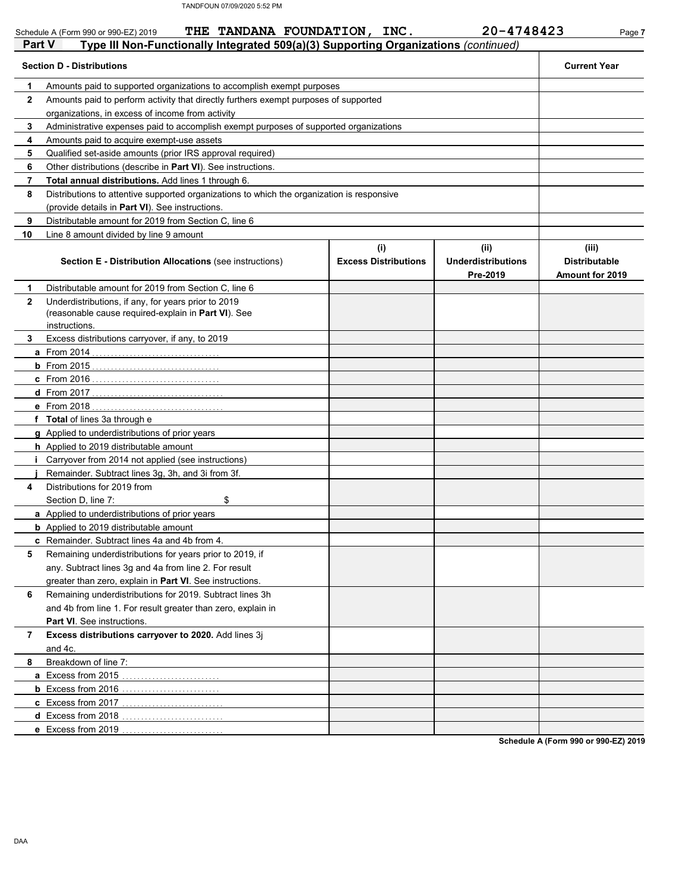Schedule A (Form 990 or 990-EZ) 2019 **THE TANDANA FOUNDATION, INC.** **20-4748423**

## Part V Type III Non-Functionally Integrated 509(a)(3) Supporting Organizations *(continued)*

| | **Section D - Distributions** | **Current Year** |
|---|---|---|
| **1** | Amounts paid to supported organizations to accomplish exempt purposes | |
| **2** | Amounts paid to perform activity that directly furthers exempt purposes of supported organizations, in excess of income from activity | |
| **3** | Administrative expenses paid to accomplish exempt purposes of supported organizations | |
| **4** | Amounts paid to acquire exempt-use assets | |
| **5** | Qualified set-aside amounts (prior IRS approval required) | |
| **6** | Other distributions (describe in **Part VI**). See instructions. | |
| **7** | **Total annual distributions.** Add lines 1 through 6. | |
| **8** | Distributions to attentive supported organizations to which the organization is responsive (provide details in **Part VI**). See instructions. | |
| **9** | Distributable amount for 2019 from Section C, line 6 | |
| **10** | Line 8 amount divided by line 9 amount | |

| | **Section E - Distribution Allocations** (see instructions) | **(i) Excess Distributions** | **(ii) Underdistributions Pre-2019** | **(iii) Distributable Amount for 2019** |
|---|---|---|---|---|
| **1** | Distributable amount for 2019 from Section C, line 6 | | | |
| **2** | Underdistributions, if any, for years prior to 2019 (reasonable cause required-explain in **Part VI**). See instructions. | | | |
| **3** | Excess distributions carryover, if any, to 2019 | | | |
| **a** | From 2014 | | | |
| **b** | From 2015 | | | |
| **c** | From 2016 | | | |
| **d** | From 2017 | | | |
| **e** | From 2018 | | | |
| **f** | **Total** of lines 3a through e | | | |
| **g** | Applied to underdistributions of prior years | | | |
| **h** | Applied to 2019 distributable amount | | | |
| **i** | Carryover from 2014 not applied (see instructions) | | | |
| **j** | Remainder. Subtract lines 3g, 3h, and 3i from 3f. | | | |
| **4** | Distributions for 2019 from Section D, line 7: $ | | | |
| **a** | Applied to underdistributions of prior years | | | |
| **b** | Applied to 2019 distributable amount | | | |
| **c** | Remainder. Subtract lines 4a and 4b from 4. | | | |
| **5** | Remaining underdistributions for years prior to 2019, if any. Subtract lines 3g and 4a from line 2. For result greater than zero, explain in **Part VI**. See instructions. | | | |
| **6** | Remaining underdistributions for 2019. Subtract lines 3h and 4b from line 1. For result greater than zero, explain in **Part VI**. See instructions. | | | |
| **7** | **Excess distributions carryover to 2020.** Add lines 3j and 4c. | | | |
| **8** | Breakdown of line 7: | | | |
| **a** | Excess from 2015 | | | |
| **b** | Excess from 2016 | | | |
| **c** | Excess from 2017 | | | |
| **d** | Excess from 2018 | | | |
| **e** | Excess from 2019 | | | |

**Schedule A (Form 990 or 990-EZ) 2019**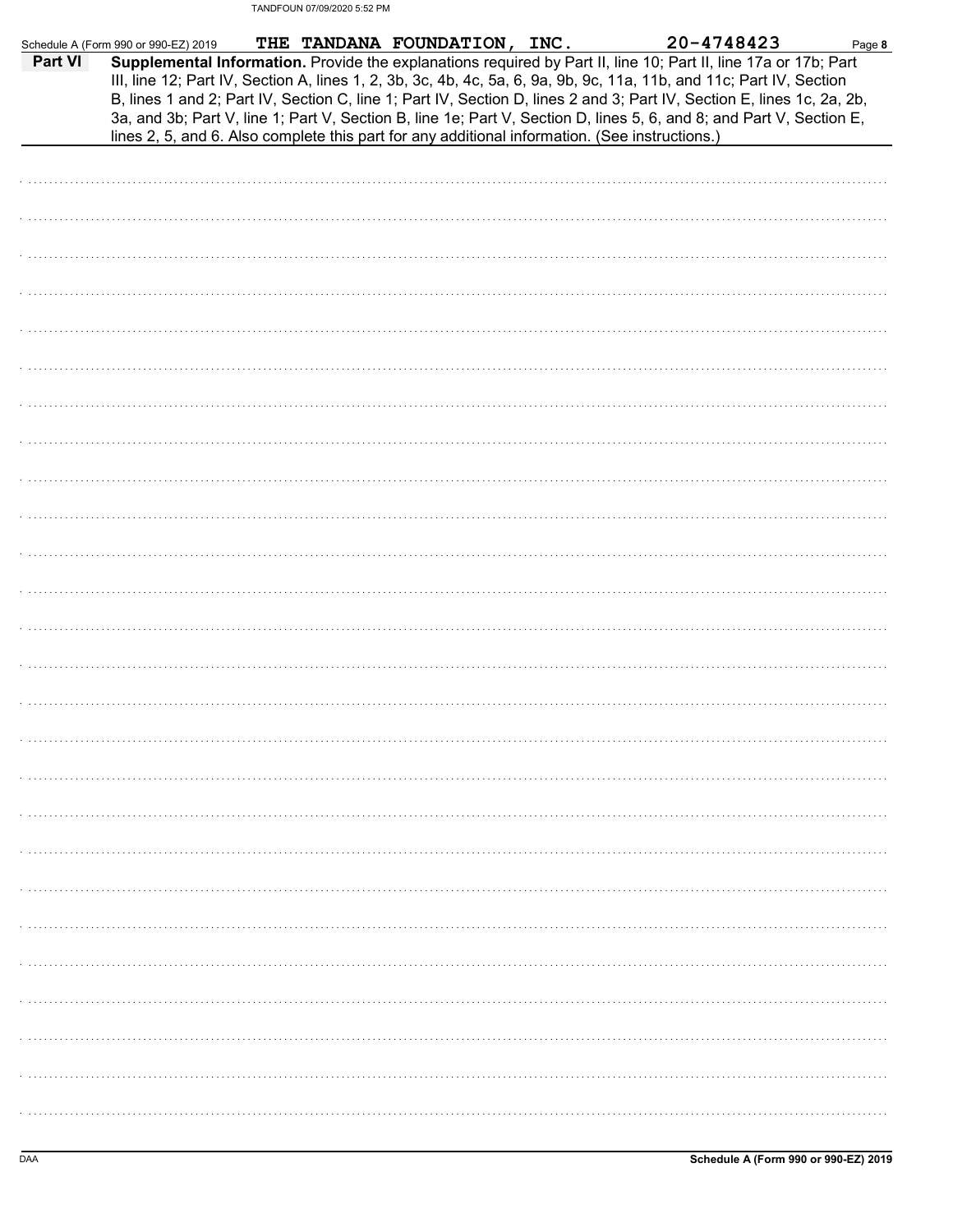Schedule A (Form 990 or 990-EZ) 2019 THE TANDANA FOUNDATION, INC. 20-4748423

**Part VI** **Supplemental Information.** Provide the explanations required by Part II, line 10; Part II, line 17a or 17b; Part III, line 12; Part IV, Section A, lines 1, 2, 3b, 3c, 4b, 4c, 5a, 6, 9a, 9b, 9c, 11a, 11b, and 11c; Part IV, Section B, lines 1 and 2; Part IV, Section C, line 1; Part IV, Section D, lines 2 and 3; Part IV, Section E, lines 1c, 2a, 2b, 3a, and 3b; Part V, line 1; Part V, Section B, line 1e; Part V, Section D, lines 5, 6, and 8; and Part V, Section E, lines 2, 5, and 6. Also complete this part for any additional information. (See instructions.)

DAA **Schedule A (Form 990 or 990-EZ) 2019**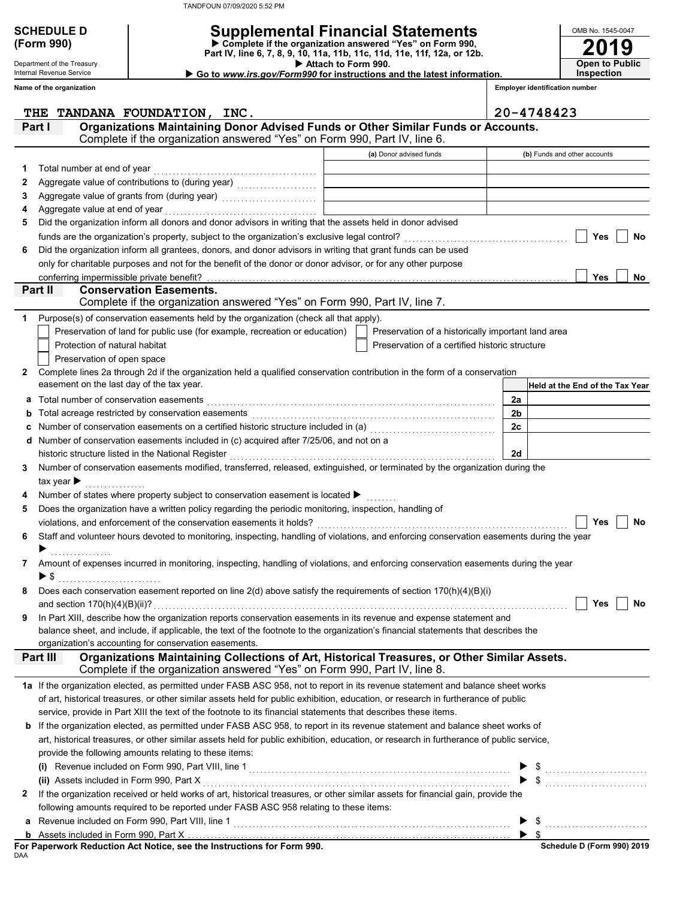TANDFOUN 07/09/2020 5:52 PM

# SCHEDULE D (Form 990)

Department of the Treasury
Internal Revenue Service

## Supplemental Financial Statements

▶ Complete if the organization answered "Yes" on Form 990, Part IV, line 6, 7, 8, 9, 10, 11a, 11b, 11c, 11d, 11e, 11f, 12a, or 12b.
▶ Attach to Form 990.
▶ Go to *www.irs.gov/Form990* for instructions and the latest information.

OMB No. 1545-0047
**2019**
**Open to Public Inspection**

| Name of the organization | Employer identification number |
|---|---|
| THE TANDANA FOUNDATION, INC. | 20-4748423 |

### Part I — Organizations Maintaining Donor Advised Funds or Other Similar Funds or Accounts.
Complete if the organization answered "Yes" on Form 990, Part IV, line 6.

| | | (a) Donor advised funds | (b) Funds and other accounts |
|---|---|---|---|
| 1 | Total number at end of year | | |
| 2 | Aggregate value of contributions to (during year) | | |
| 3 | Aggregate value of grants from (during year) | | |
| 4 | Aggregate value at end of year | | |

5 Did the organization inform all donors and donor advisors in writing that the assets held in donor advised funds are the organization's property, subject to the organization's exclusive legal control? ☐ Yes ☐ No

6 Did the organization inform all grantees, donors, and donor advisors in writing that grant funds can be used only for charitable purposes and not for the benefit of the donor or donor advisor, or for any other purpose conferring impermissible private benefit? ☐ Yes ☐ No

### Part II — Conservation Easements.
Complete if the organization answered "Yes" on Form 990, Part IV, line 7.

1 Purpose(s) of conservation easements held by the organization (check all that apply).

- ☐ Preservation of land for public use (for example, recreation or education)
- ☐ Protection of natural habitat
- ☐ Preservation of open space
- ☐ Preservation of a historically important land area
- ☐ Preservation of a certified historic structure

2 Complete lines 2a through 2d if the organization held a qualified conservation contribution in the form of a conservation easement on the last day of the tax year.

| | | | Held at the End of the Tax Year |
|---|---|---|---|
| a | Total number of conservation easements | 2a | |
| b | Total acreage restricted by conservation easements | 2b | |
| c | Number of conservation easements on a certified historic structure included in (a) | 2c | |
| d | Number of conservation easements included in (c) acquired after 7/25/06, and not on a historic structure listed in the National Register | 2d | |

3 Number of conservation easements modified, transferred, released, extinguished, or terminated by the organization during the tax year ▶

4 Number of states where property subject to conservation easement is located ▶

5 Does the organization have a written policy regarding the periodic monitoring, inspection, handling of violations, and enforcement of the conservation easements it holds? ☐ Yes ☐ No

6 Staff and volunteer hours devoted to monitoring, inspecting, handling of violations, and enforcing conservation easements during the year ▶

7 Amount of expenses incurred in monitoring, inspecting, handling of violations, and enforcing conservation easements during the year ▶ $

8 Does each conservation easement reported on line 2(d) above satisfy the requirements of section 170(h)(4)(B)(i) and section 170(h)(4)(B)(ii)? ☐ Yes ☐ No

9 In Part XIII, describe how the organization reports conservation easements in its revenue and expense statement and balance sheet, and include, if applicable, the text of the footnote to the organization's financial statements that describes the organization's accounting for conservation easements.

### Part III — Organizations Maintaining Collections of Art, Historical Treasures, or Other Similar Assets.
Complete if the organization answered "Yes" on Form 990, Part IV, line 8.

**1a** If the organization elected, as permitted under FASB ASC 958, not to report in its revenue statement and balance sheet works of art, historical treasures, or other similar assets held for public exhibition, education, or research in furtherance of public service, provide in Part XIII the text of the footnote to its financial statements that describes these items.

**b** If the organization elected, as permitted under FASB ASC 958, to report in its revenue statement and balance sheet works of art, historical treasures, or other similar assets held for public exhibition, education, or research in furtherance of public service, provide the following amounts relating to these items:

(i) Revenue included on Form 990, Part VIII, line 1 ▶ $

(ii) Assets included in Form 990, Part X ▶ $

**2** If the organization received or held works of art, historical treasures, or other similar assets for financial gain, provide the following amounts required to be reported under FASB ASC 958 relating to these items:

a Revenue included on Form 990, Part VIII, line 1 ▶ $

b Assets included in Form 990, Part X ▶ $

**For Paperwork Reduction Act Notice, see the Instructions for Form 990.**
DAA
**Schedule D (Form 990) 2019**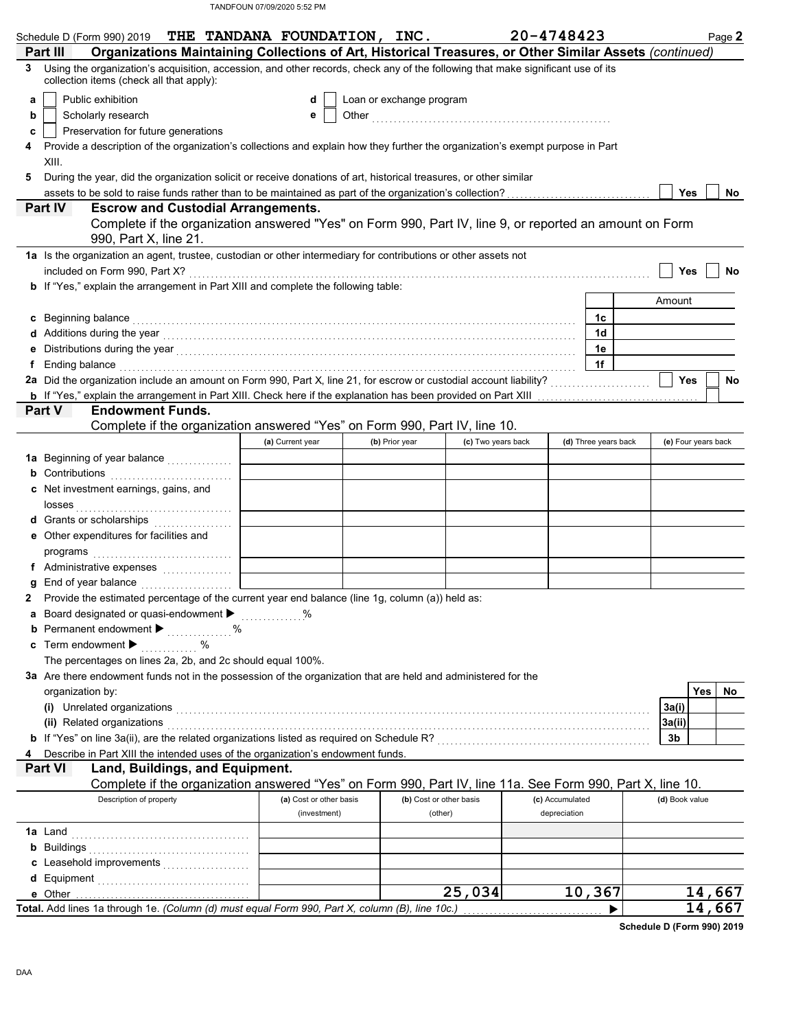Schedule D (Form 990) 2019 THE TANDANA FOUNDATION, INC. 20-4748423 Page **2**

## Part III Organizations Maintaining Collections of Art, Historical Treasures, or Other Similar Assets *(continued)*

**3** Using the organization's acquisition, accession, and other records, check any of the following that make significant use of its collection items (check all that apply):

- **a** ☐ Public exhibition
- **b** ☐ Scholarly research
- **c** ☐ Preservation for future generations
- **d** ☐ Loan or exchange program
- **e** ☐ Other

**4** Provide a description of the organization's collections and explain how they further the organization's exempt purpose in Part XIII.

**5** During the year, did the organization solicit or receive donations of art, historical treasures, or other similar assets to be sold to raise funds rather than to be maintained as part of the organization's collection? ☐ Yes ☐ No

## Part IV Escrow and Custodial Arrangements.

Complete if the organization answered "Yes" on Form 990, Part IV, line 9, or reported an amount on Form 990, Part X, line 21.

**1a** Is the organization an agent, trustee, custodian or other intermediary for contributions or other assets not included on Form 990, Part X? ☐ Yes ☐ No

**b** If "Yes," explain the arrangement in Part XIII and complete the following table:

| | | Amount |
|---|---|---|
| **c** Beginning balance | 1c | |
| **d** Additions during the year | 1d | |
| **e** Distributions during the year | 1e | |
| **f** Ending balance | 1f | |

**2a** Did the organization include an amount on Form 990, Part X, line 21, for escrow or custodial account liability? ☐ Yes ☐ No

**b** If "Yes," explain the arrangement in Part XIII. Check here if the explanation has been provided on Part XIII ☐

## Part V Endowment Funds.

Complete if the organization answered "Yes" on Form 990, Part IV, line 10.

| | (a) Current year | (b) Prior year | (c) Two years back | (d) Three years back | (e) Four years back |
|---|---|---|---|---|---|
| **1a** Beginning of year balance | | | | | |
| **b** Contributions | | | | | |
| **c** Net investment earnings, gains, and losses | | | | | |
| **d** Grants or scholarships | | | | | |
| **e** Other expenditures for facilities and programs | | | | | |
| **f** Administrative expenses | | | | | |
| **g** End of year balance | | | | | |

**2** Provide the estimated percentage of the current year end balance (line 1g, column (a)) held as:

- **a** Board designated or quasi-endowment ▶ %
- **b** Permanent endowment ▶ %
- **c** Term endowment ▶ %

The percentages on lines 2a, 2b, and 2c should equal 100%.

**3a** Are there endowment funds not in the possession of the organization that are held and administered for the organization by:

| | | Yes | No |
|---|---|---|---|
| **(i)** Unrelated organizations | 3a(i) | | |
| **(ii)** Related organizations | 3a(ii) | | |
| **b** If "Yes" on line 3a(ii), are the related organizations listed as required on Schedule R? | 3b | | |

**4** Describe in Part XIII the intended uses of the organization's endowment funds.

## Part VI Land, Buildings, and Equipment.

Complete if the organization answered "Yes" on Form 990, Part IV, line 11a. See Form 990, Part X, line 10.

| Description of property | (a) Cost or other basis (investment) | (b) Cost or other basis (other) | (c) Accumulated depreciation | (d) Book value |
|---|---|---|---|---|
| **1a** Land | | | | |
| **b** Buildings | | | | |
| **c** Leasehold improvements | | | | |
| **d** Equipment | | | | |
| **e** Other | | 25,034 | 10,367 | 14,667 |
| **Total.** Add lines 1a through 1e. *(Column (d) must equal Form 990, Part X, column (B), line 10c.)* ▶ | | | | 14,667 |

**Schedule D (Form 990) 2019**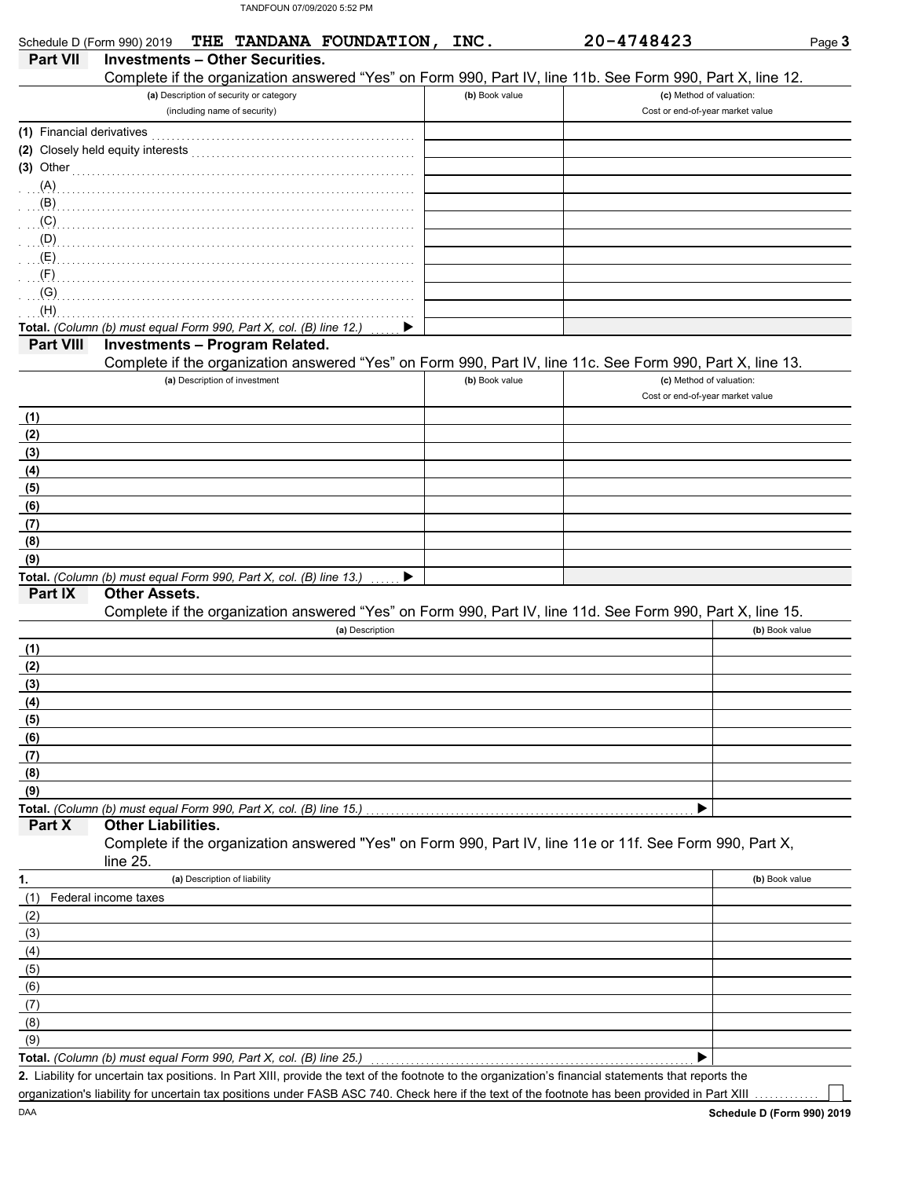Schedule D (Form 990) 2019 THE TANDANA FOUNDATION, INC. 20-4748423

## Part VII Investments – Other Securities.

Complete if the organization answered "Yes" on Form 990, Part IV, line 11b. See Form 990, Part X, line 12.

| (a) Description of security or category (including name of security) | (b) Book value | (c) Method of valuation: Cost or end-of-year market value |
|---|---|---|
| (1) Financial derivatives | | |
| (2) Closely held equity interests | | |
| (3) Other | | |
| (A) | | |
| (B) | | |
| (C) | | |
| (D) | | |
| (E) | | |
| (F) | | |
| (G) | | |
| (H) | | |
| **Total.** *(Column (b) must equal Form 990, Part X, col. (B) line 12.)* ▶ | | |

## Part VIII Investments – Program Related.

Complete if the organization answered "Yes" on Form 990, Part IV, line 11c. See Form 990, Part X, line 13.

| (a) Description of investment | (b) Book value | (c) Method of valuation: Cost or end-of-year market value |
|---|---|---|
| (1) | | |
| (2) | | |
| (3) | | |
| (4) | | |
| (5) | | |
| (6) | | |
| (7) | | |
| (8) | | |
| (9) | | |
| **Total.** *(Column (b) must equal Form 990, Part X, col. (B) line 13.)* ▶ | | |

## Part IX Other Assets.

Complete if the organization answered "Yes" on Form 990, Part IV, line 11d. See Form 990, Part X, line 15.

| (a) Description | (b) Book value |
|---|---|
| (1) | |
| (2) | |
| (3) | |
| (4) | |
| (5) | |
| (6) | |
| (7) | |
| (8) | |
| (9) | |
| **Total.** *(Column (b) must equal Form 990, Part X, col. (B) line 15.)* ▶ | |

## Part X Other Liabilities.

Complete if the organization answered "Yes" on Form 990, Part IV, line 11e or 11f. See Form 990, Part X, line 25.

| 1. (a) Description of liability | (b) Book value |
|---|---|
| (1) Federal income taxes | |
| (2) | |
| (3) | |
| (4) | |
| (5) | |
| (6) | |
| (7) | |
| (8) | |
| (9) | |
| **Total.** *(Column (b) must equal Form 990, Part X, col. (B) line 25.)* ▶ | |

**2.** Liability for uncertain tax positions. In Part XIII, provide the text of the footnote to the organization's financial statements that reports the organization's liability for uncertain tax positions under FASB ASC 740. Check here if the text of the footnote has been provided in Part XIII ☐

DAA **Schedule D (Form 990) 2019**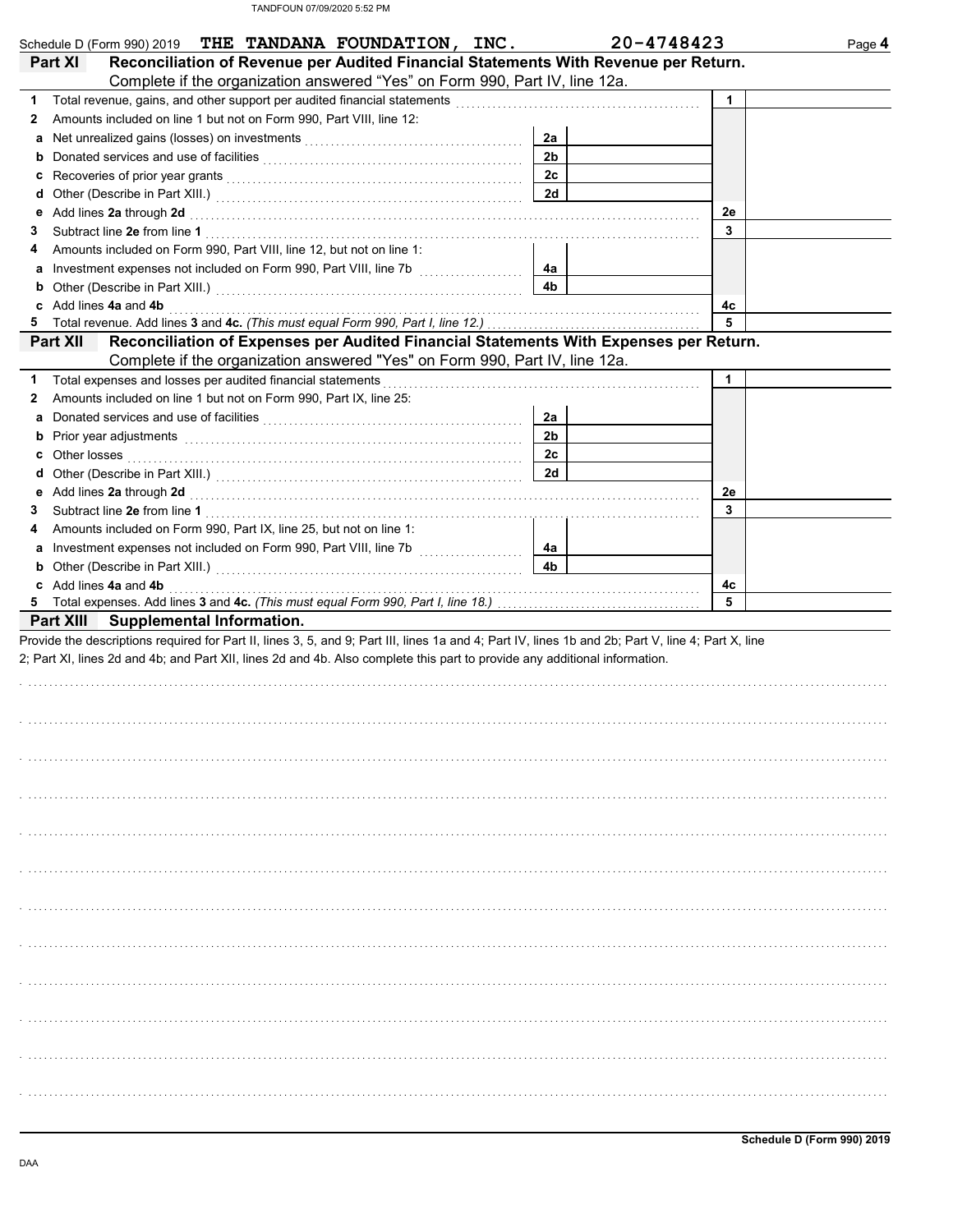Schedule D (Form 990) 2019 **THE TANDANA FOUNDATION, INC.** **20-4748423**

## Part XI Reconciliation of Revenue per Audited Financial Statements With Revenue per Return.

Complete if the organization answered "Yes" on Form 990, Part IV, line 12a.

| | | | | | |
|---|---|---|---|---|---|
| 1 | Total revenue, gains, and other support per audited financial statements | | | 1 | |
| 2 | Amounts included on line 1 but not on Form 990, Part VIII, line 12: | | | | |
| a | Net unrealized gains (losses) on investments | 2a | | | |
| b | Donated services and use of facilities | 2b | | | |
| c | Recoveries of prior year grants | 2c | | | |
| d | Other (Describe in Part XIII.) | 2d | | | |
| e | Add lines **2a** through **2d** | | | 2e | |
| 3 | Subtract line **2e** from line **1** | | | 3 | |
| 4 | Amounts included on Form 990, Part VIII, line 12, but not on line 1: | | | | |
| a | Investment expenses not included on Form 990, Part VIII, line 7b | 4a | | | |
| b | Other (Describe in Part XIII.) | 4b | | | |
| c | Add lines **4a** and **4b** | | | 4c | |
| 5 | Total revenue. Add lines **3** and **4c.** *(This must equal Form 990, Part I, line 12.)* | | | 5 | |

## Part XII Reconciliation of Expenses per Audited Financial Statements With Expenses per Return.

Complete if the organization answered "Yes" on Form 990, Part IV, line 12a.

| | | | | | |
|---|---|---|---|---|---|
| 1 | Total expenses and losses per audited financial statements | | | 1 | |
| 2 | Amounts included on line 1 but not on Form 990, Part IX, line 25: | | | | |
| a | Donated services and use of facilities | 2a | | | |
| b | Prior year adjustments | 2b | | | |
| c | Other losses | 2c | | | |
| d | Other (Describe in Part XIII.) | 2d | | | |
| e | Add lines **2a** through **2d** | | | 2e | |
| 3 | Subtract line **2e** from line **1** | | | 3 | |
| 4 | Amounts included on Form 990, Part IX, line 25, but not on line 1: | | | | |
| a | Investment expenses not included on Form 990, Part VIII, line 7b | 4a | | | |
| b | Other (Describe in Part XIII.) | 4b | | | |
| c | Add lines **4a** and **4b** | | | 4c | |
| 5 | Total expenses. Add lines **3** and **4c.** *(This must equal Form 990, Part I, line 18.)* | | | 5 | |

## Part XIII Supplemental Information.

Provide the descriptions required for Part II, lines 3, 5, and 9; Part III, lines 1a and 4; Part IV, lines 1b and 2b; Part V, line 4; Part X, line 2; Part XI, lines 2d and 4b; and Part XII, lines 2d and 4b. Also complete this part to provide any additional information.

Schedule D (Form 990) 2019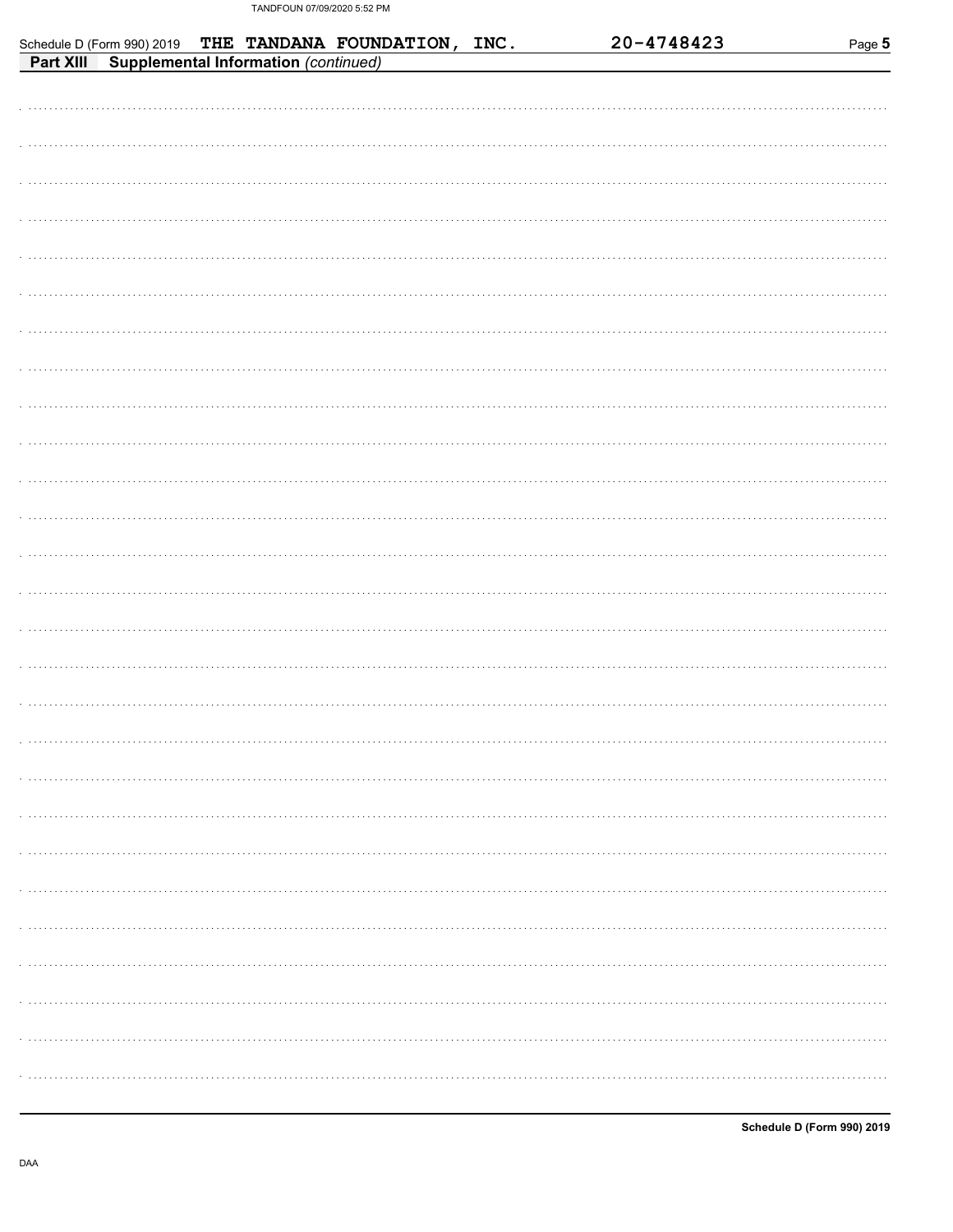Schedule D (Form 990) 2019 THE TANDANA FOUNDATION, INC. 20-4748423

**Part XIII Supplemental Information** *(continued)*

**Schedule D (Form 990) 2019**

DAA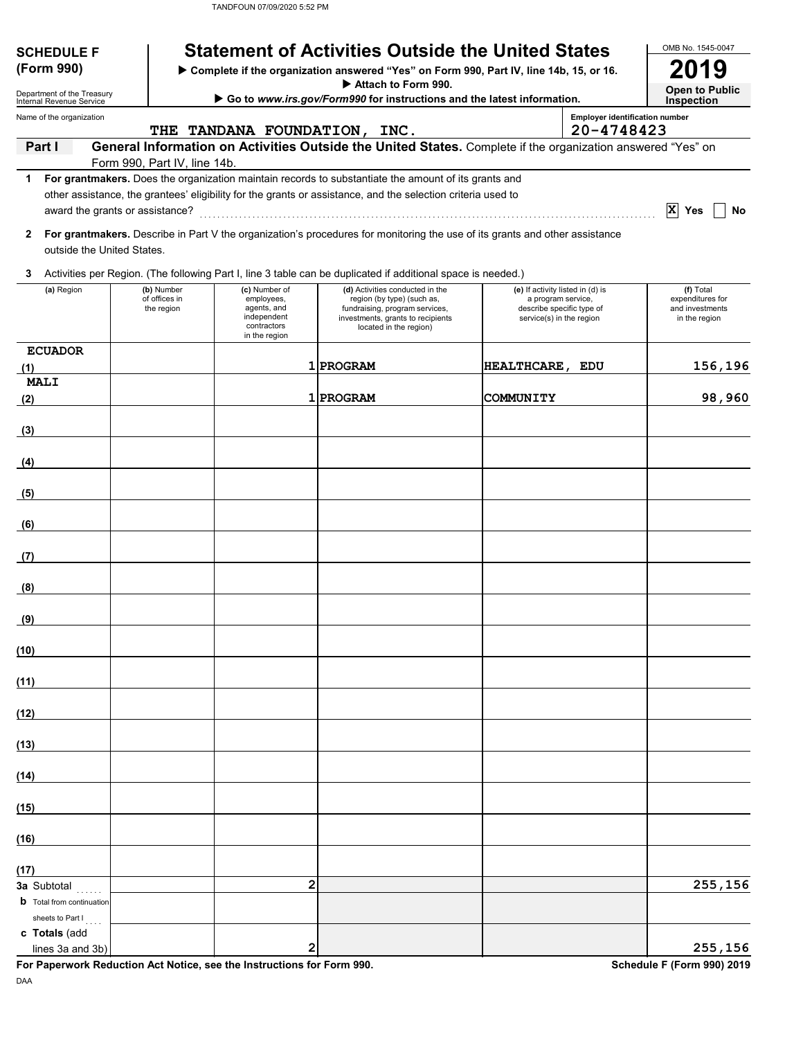**SCHEDULE F (Form 990)**

Department of the Treasury
Internal Revenue Service

# Statement of Activities Outside the United States

▶ Complete if the organization answered "Yes" on Form 990, Part IV, line 14b, 15, or 16.
▶ Attach to Form 990.
▶ Go to *www.irs.gov/Form990* for instructions and the latest information.

OMB No. 1545-0047

**2019**

**Open to Public Inspection**

Name of the organization: THE TANDANA FOUNDATION, INC.

Employer identification number: 20-4748423

**Part I — General Information on Activities Outside the United States.** Complete if the organization answered "Yes" on Form 990, Part IV, line 14b.

**1 For grantmakers.** Does the organization maintain records to substantiate the amount of its grants and other assistance, the grantees' eligibility for the grants or assistance, and the selection criteria used to award the grants or assistance? .......... [X] Yes [ ] No

**2 For grantmakers.** Describe in Part V the organization's procedures for monitoring the use of its grants and other assistance outside the United States.

**3** Activities per Region. (The following Part I, line 3 table can be duplicated if additional space is needed.)

| (a) Region | (b) Number of offices in the region | (c) Number of employees, agents, and independent contractors in the region | (d) Activities conducted in the region (by type) (such as, fundraising, program services, investments, grants to recipients located in the region) | (e) If activity listed in (d) is a program service, describe specific type of service(s) in the region | (f) Total expenditures for and investments in the region |
|---|---|---|---|---|---|
| (1) ECUADOR | | 1 | PROGRAM | HEALTHCARE, EDU | 156,196 |
| (2) MALI | | 1 | PROGRAM | COMMUNITY | 98,960 |
| (3) | | | | | |
| (4) | | | | | |
| (5) | | | | | |
| (6) | | | | | |
| (7) | | | | | |
| (8) | | | | | |
| (9) | | | | | |
| (10) | | | | | |
| (11) | | | | | |
| (12) | | | | | |
| (13) | | | | | |
| (14) | | | | | |
| (15) | | | | | |
| (16) | | | | | |
| (17) | | | | | |
| **3a** Subtotal | | 2 | | | 255,156 |
| **b** Total from continuation sheets to Part I | | | | | |
| **c Totals** (add lines 3a and 3b) | | 2 | | | 255,156 |

**For Paperwork Reduction Act Notice, see the Instructions for Form 990.** **Schedule F (Form 990) 2019**

DAA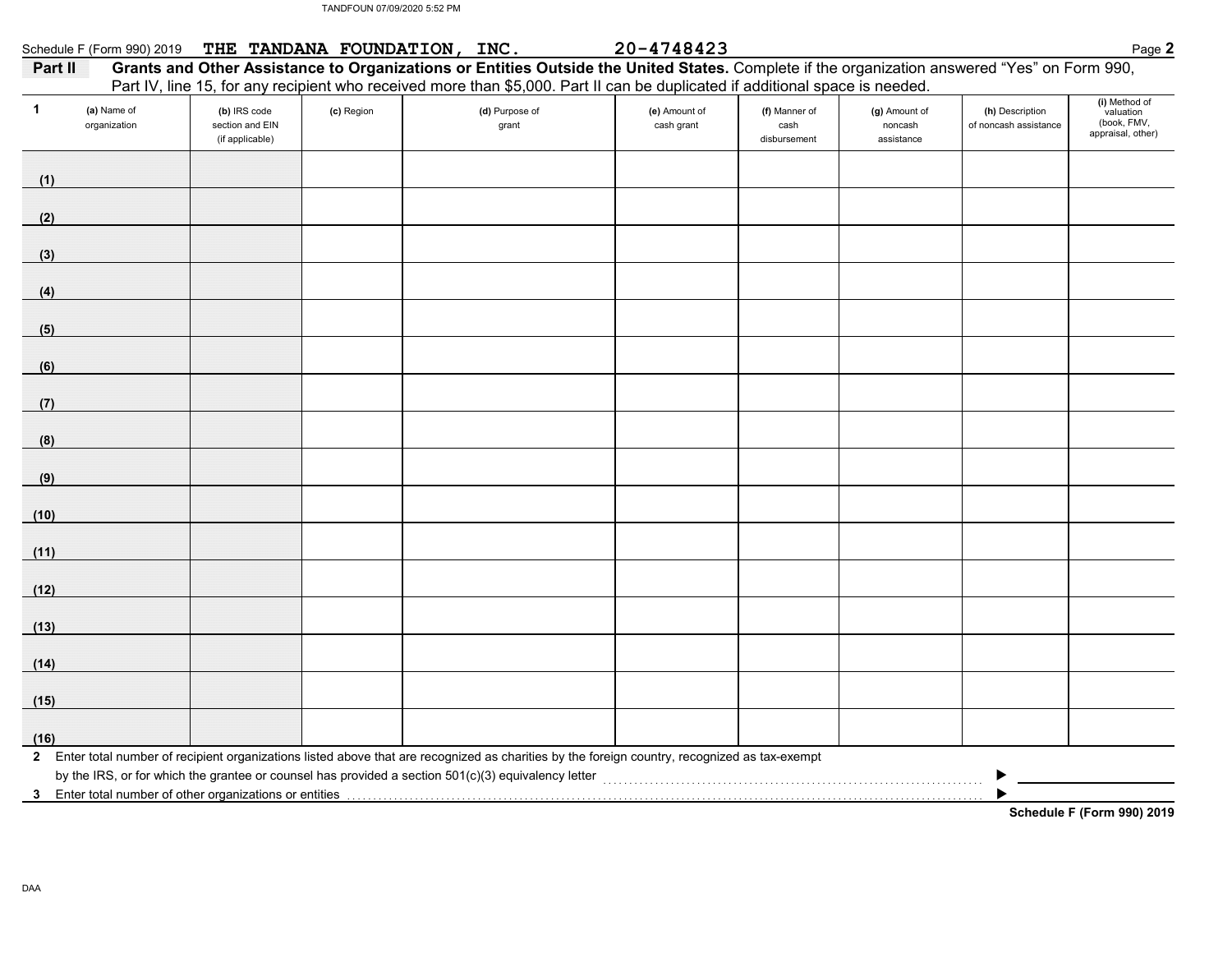Schedule F (Form 990) 2019 THE TANDANA FOUNDATION, INC. 20-4748423

## Part II Grants and Other Assistance to Organizations or Entities Outside the United States.

Complete if the organization answered "Yes" on Form 990, Part IV, line 15, for any recipient who received more than $5,000. Part II can be duplicated if additional space is needed.

| 1 | (a) Name of organization | (b) IRS code section and EIN (if applicable) | (c) Region | (d) Purpose of grant | (e) Amount of cash grant | (f) Manner of cash disbursement | (g) Amount of noncash assistance | (h) Description of noncash assistance | (i) Method of valuation (book, FMV, appraisal, other) |
|---|---|---|---|---|---|---|---|---|---|
| (1) | | | | | | | | | |
| (2) | | | | | | | | | |
| (3) | | | | | | | | | |
| (4) | | | | | | | | | |
| (5) | | | | | | | | | |
| (6) | | | | | | | | | |
| (7) | | | | | | | | | |
| (8) | | | | | | | | | |
| (9) | | | | | | | | | |
| (10) | | | | | | | | | |
| (11) | | | | | | | | | |
| (12) | | | | | | | | | |
| (13) | | | | | | | | | |
| (14) | | | | | | | | | |
| (15) | | | | | | | | | |
| (16) | | | | | | | | | |

**2** Enter total number of recipient organizations listed above that are recognized as charities by the foreign country, recognized as tax-exempt by the IRS, or for which the grantee or counsel has provided a section 501(c)(3) equivalency letter ▶

**3** Enter total number of other organizations or entities ▶

**Schedule F (Form 990) 2019**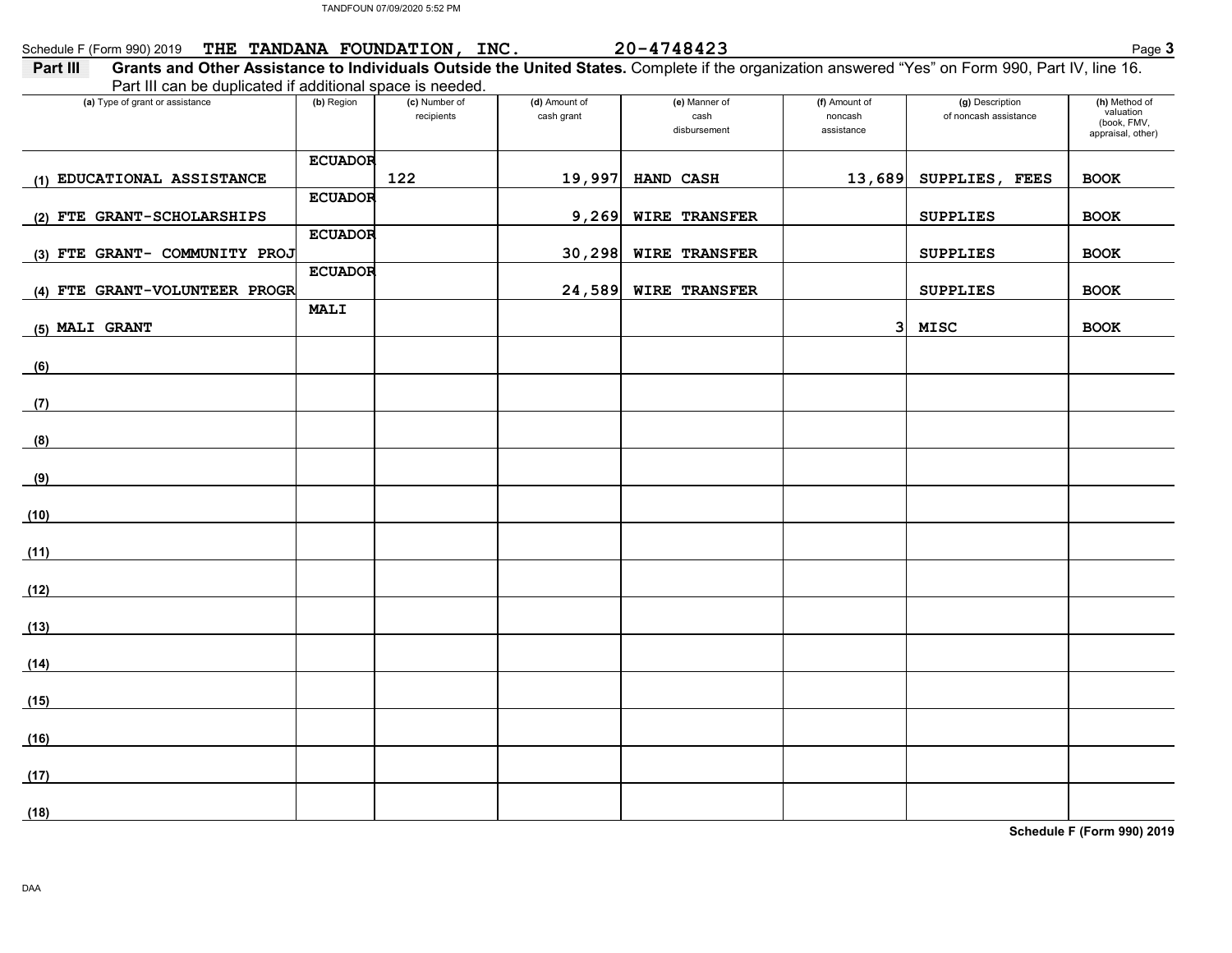Schedule F (Form 990) 2019 THE TANDANA FOUNDATION, INC. 20-4748423

**Part III** **Grants and Other Assistance to Individuals Outside the United States.** Complete if the organization answered "Yes" on Form 990, Part IV, line 16. Part III can be duplicated if additional space is needed.

| (a) Type of grant or assistance | (b) Region | (c) Number of recipients | (d) Amount of cash grant | (e) Manner of cash disbursement | (f) Amount of noncash assistance | (g) Description of noncash assistance | (h) Method of valuation (book, FMV, appraisal, other) |
|---|---|---|---|---|---|---|---|
| (1) EDUCATIONAL ASSISTANCE | ECUADOR | 122 | 19,997 | HAND CASH | 13,689 | SUPPLIES, FEES | BOOK |
| (2) FTE GRANT-SCHOLARSHIPS | ECUADOR | | 9,269 | WIRE TRANSFER | | SUPPLIES | BOOK |
| (3) FTE GRANT- COMMUNITY PROJ | ECUADOR | | 30,298 | WIRE TRANSFER | | SUPPLIES | BOOK |
| (4) FTE GRANT-VOLUNTEER PROGR | ECUADOR | | 24,589 | WIRE TRANSFER | | SUPPLIES | BOOK |
| (5) MALI GRANT | MALI | | | | 3 | MISC | BOOK |
| (6) | | | | | | | |
| (7) | | | | | | | |
| (8) | | | | | | | |
| (9) | | | | | | | |
| (10) | | | | | | | |
| (11) | | | | | | | |
| (12) | | | | | | | |
| (13) | | | | | | | |
| (14) | | | | | | | |
| (15) | | | | | | | |
| (16) | | | | | | | |
| (17) | | | | | | | |
| (18) | | | | | | | |

**Schedule F (Form 990) 2019**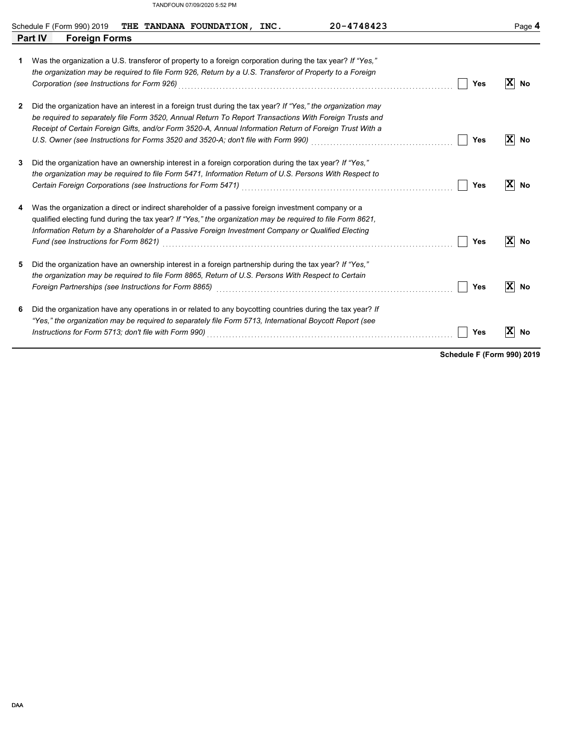Schedule F (Form 990) 2019 **THE TANDANA FOUNDATION, INC.** 20-4748423

## Part IV Foreign Forms

**1** Was the organization a U.S. transferor of property to a foreign corporation during the tax year? *If "Yes," the organization may be required to file Form 926, Return by a U.S. Transferor of Property to a Foreign Corporation (see Instructions for Form 926)* ☐ **Yes** ☒ **No**

**2** Did the organization have an interest in a foreign trust during the tax year? *If "Yes," the organization may be required to separately file Form 3520, Annual Return To Report Transactions With Foreign Trusts and Receipt of Certain Foreign Gifts, and/or Form 3520-A, Annual Information Return of Foreign Trust With a U.S. Owner (see Instructions for Forms 3520 and 3520-A; don't file with Form 990)* ☐ **Yes** ☒ **No**

**3** Did the organization have an ownership interest in a foreign corporation during the tax year? *If "Yes," the organization may be required to file Form 5471, Information Return of U.S. Persons With Respect to Certain Foreign Corporations (see Instructions for Form 5471)* ☐ **Yes** ☒ **No**

**4** Was the organization a direct or indirect shareholder of a passive foreign investment company or a qualified electing fund during the tax year? *If "Yes," the organization may be required to file Form 8621, Information Return by a Shareholder of a Passive Foreign Investment Company or Qualified Electing Fund (see Instructions for Form 8621)* ☐ **Yes** ☒ **No**

**5** Did the organization have an ownership interest in a foreign partnership during the tax year? *If "Yes," the organization may be required to file Form 8865, Return of U.S. Persons With Respect to Certain Foreign Partnerships (see Instructions for Form 8865)* ☐ **Yes** ☒ **No**

**6** Did the organization have any operations in or related to any boycotting countries during the tax year? *If "Yes," the organization may be required to separately file Form 5713, International Boycott Report (see Instructions for Form 5713; don't file with Form 990)* ☐ **Yes** ☒ **No**

**Schedule F (Form 990) 2019**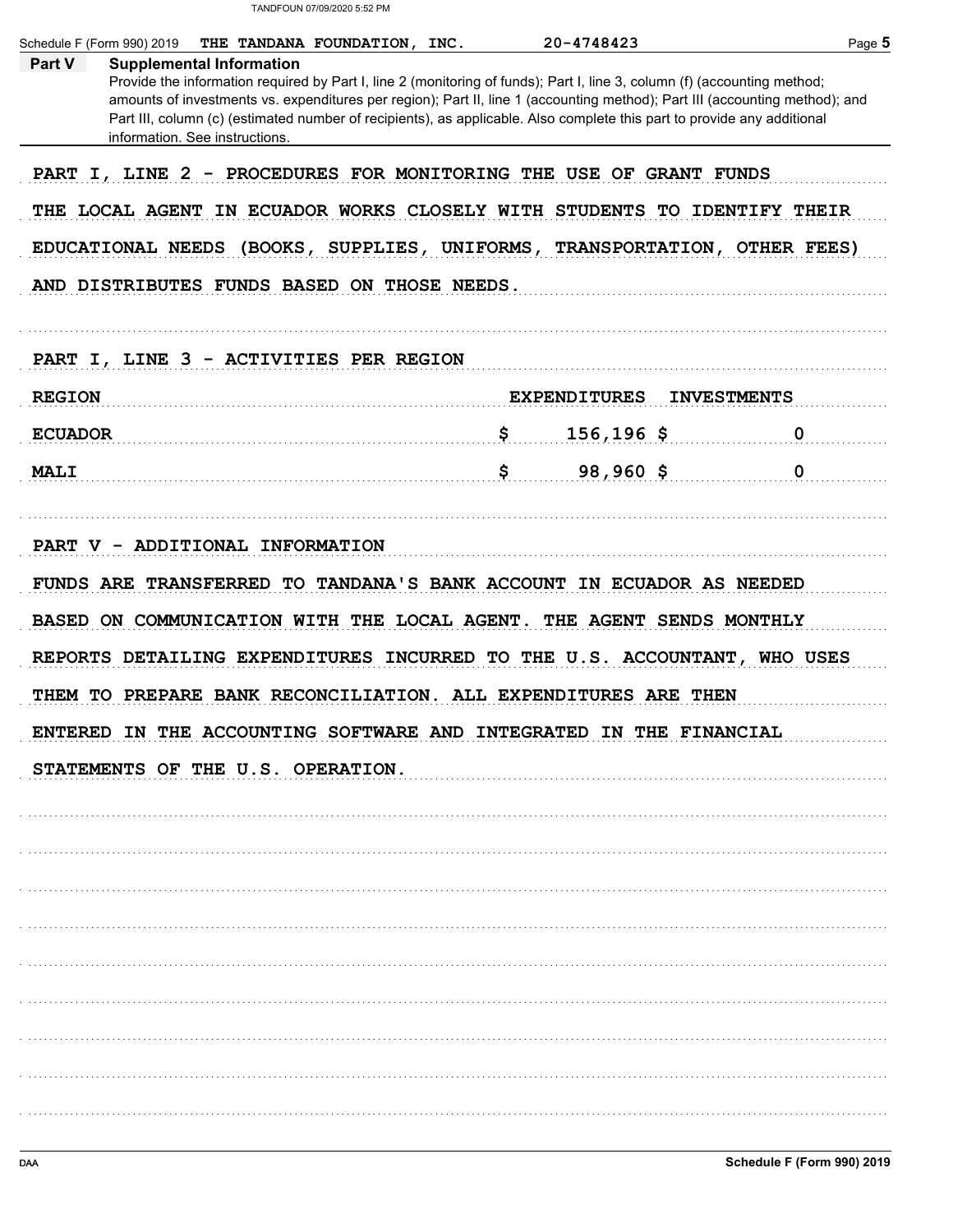Schedule F (Form 990) 2019 THE TANDANA FOUNDATION, INC. 20-4748423

**Part V Supplemental Information**

Provide the information required by Part I, line 2 (monitoring of funds); Part I, line 3, column (f) (accounting method; amounts of investments vs. expenditures per region); Part II, line 1 (accounting method); Part III (accounting method); and Part III, column (c) (estimated number of recipients), as applicable. Also complete this part to provide any additional information. See instructions.

PART I, LINE 2 - PROCEDURES FOR MONITORING THE USE OF GRANT FUNDS

THE LOCAL AGENT IN ECUADOR WORKS CLOSELY WITH STUDENTS TO IDENTIFY THEIR EDUCATIONAL NEEDS (BOOKS, SUPPLIES, UNIFORMS, TRANSPORTATION, OTHER FEES) AND DISTRIBUTES FUNDS BASED ON THOSE NEEDS.

PART I, LINE 3 - ACTIVITIES PER REGION

| REGION | EXPENDITURES | INVESTMENTS |
|---|---|---|
| ECUADOR | $ 156,196 | $ 0 |
| MALI | $ 98,960 | $ 0 |

PART V - ADDITIONAL INFORMATION

FUNDS ARE TRANSFERRED TO TANDANA'S BANK ACCOUNT IN ECUADOR AS NEEDED BASED ON COMMUNICATION WITH THE LOCAL AGENT. THE AGENT SENDS MONTHLY REPORTS DETAILING EXPENDITURES INCURRED TO THE U.S. ACCOUNTANT, WHO USES THEM TO PREPARE BANK RECONCILIATION. ALL EXPENDITURES ARE THEN ENTERED IN THE ACCOUNTING SOFTWARE AND INTEGRATED IN THE FINANCIAL STATEMENTS OF THE U.S. OPERATION.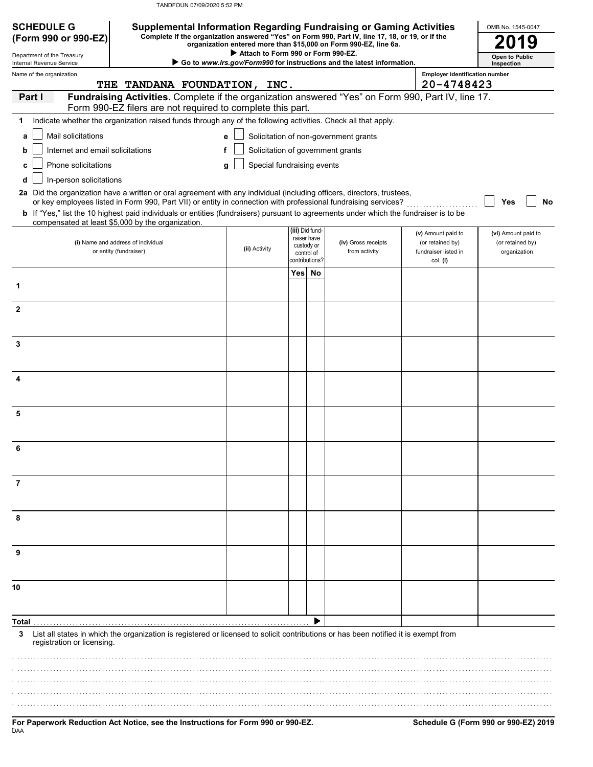TANDFOUN 07/09/2020 5:52 PM

**SCHEDULE G (Form 990 or 990-EZ)**

Department of the Treasury
Internal Revenue Service

# Supplemental Information Regarding Fundraising or Gaming Activities

**Complete if the organization answered "Yes" on Form 990, Part IV, line 17, 18, or 19, or if the organization entered more than $15,000 on Form 990-EZ, line 6a.**

▶ **Attach to Form 990 or Form 990-EZ.**

▶ **Go to *www.irs.gov/Form990* for instructions and the latest information.**

OMB No. 1545-0047

**2019**

**Open to Public Inspection**

Name of the organization: THE TANDANA FOUNDATION, INC.

Employer identification number: 20-4748423

**Part I — Fundraising Activities.** Complete if the organization answered "Yes" on Form 990, Part IV, line 17. Form 990-EZ filers are not required to complete this part.

**1** Indicate whether the organization raised funds through any of the following activities. Check all that apply.

- **a** ☐ Mail solicitations
- **b** ☐ Internet and email solicitations
- **c** ☐ Phone solicitations
- **d** ☐ In-person solicitations
- **e** ☐ Solicitation of non-government grants
- **f** ☐ Solicitation of government grants
- **g** ☐ Special fundraising events

**2a** Did the organization have a written or oral agreement with any individual (including officers, directors, trustees, or key employees listed in Form 990, Part VII) or entity in connection with professional fundraising services? ☐ Yes ☐ No

**b** If "Yes," list the 10 highest paid individuals or entities (fundraisers) pursuant to agreements under which the fundraiser is to be compensated at least $5,000 by the organization.

| | (i) Name and address of individual or entity (fundraiser) | (ii) Activity | (iii) Did fundraiser have custody or control of contributions? Yes | No | (iv) Gross receipts from activity | (v) Amount paid to (or retained by) fundraiser listed in col. (i) | (vi) Amount paid to (or retained by) organization |
|---|---|---|---|---|---|---|---|
| 1 | | | | | | | |
| 2 | | | | | | | |
| 3 | | | | | | | |
| 4 | | | | | | | |
| 5 | | | | | | | |
| 6 | | | | | | | |
| 7 | | | | | | | |
| 8 | | | | | | | |
| 9 | | | | | | | |
| 10 | | | | | | | |
| **Total** ▶ | | | | | | | |

**3** List all states in which the organization is registered or licensed to solicit contributions or has been notified it is exempt from registration or licensing.

**For Paperwork Reduction Act Notice, see the Instructions for Form 990 or 990-EZ.**

DAA

**Schedule G (Form 990 or 990-EZ) 2019**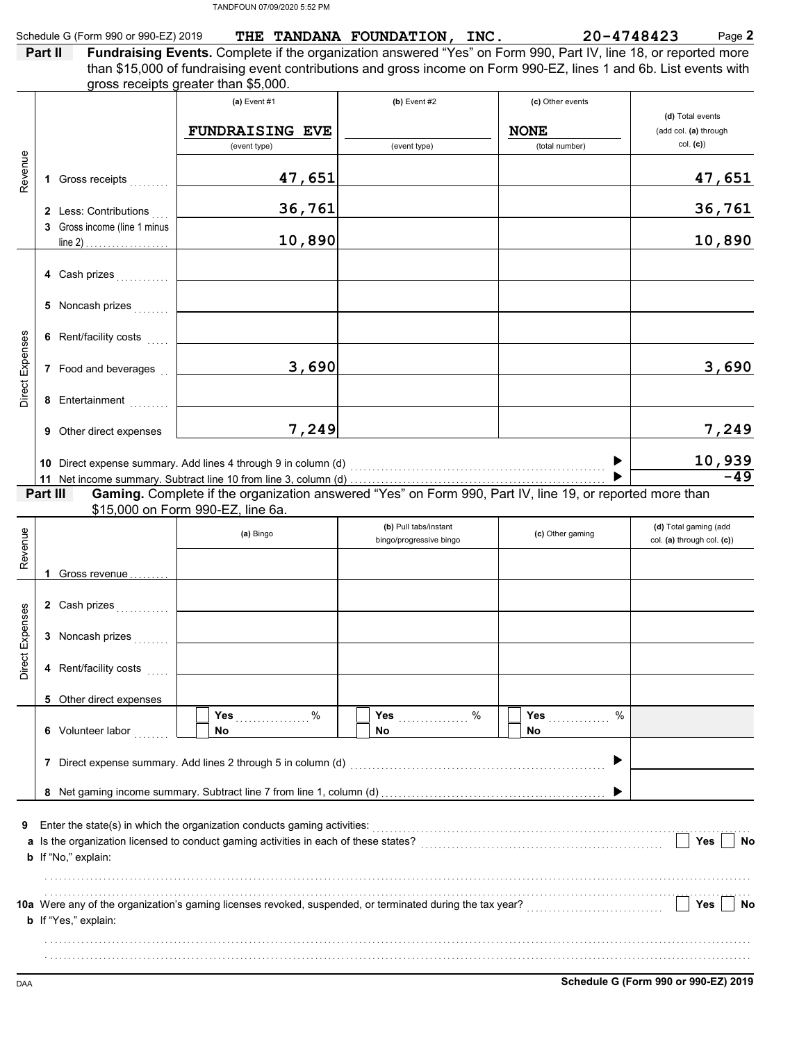TANDFOUN 07/09/2020 5:52 PM

Schedule G (Form 990 or 990-EZ) 2019 **THE TANDANA FOUNDATION, INC.** **20-4748423** Page **2**

**Part II** **Fundraising Events.** Complete if the organization answered "Yes" on Form 990, Part IV, line 18, or reported more than $15,000 of fundraising event contributions and gross income on Form 990-EZ, lines 1 and 6b. List events with gross receipts greater than $5,000.

| | | (a) Event #1 | (b) Event #2 | (c) Other events | (d) Total events (add col. (a) through col. (c)) |
|---|---|---|---|---|---|
| | | FUNDRAISING EVE (event type) | (event type) | NONE (total number) | |
| Revenue | 1 Gross receipts | 47,651 | | | 47,651 |
| | 2 Less: Contributions | 36,761 | | | 36,761 |
| | 3 Gross income (line 1 minus line 2) | 10,890 | | | 10,890 |
| Direct Expenses | 4 Cash prizes | | | | |
| | 5 Noncash prizes | | | | |
| | 6 Rent/facility costs | | | | |
| | 7 Food and beverages | 3,690 | | | 3,690 |
| | 8 Entertainment | | | | |
| | 9 Other direct expenses | 7,249 | | | 7,249 |
| | 10 Direct expense summary. Add lines 4 through 9 in column (d) | | | ▶ | 10,939 |
| | 11 Net income summary. Subtract line 10 from line 3, column (d) | | | ▶ | -49 |

**Part III** **Gaming.** Complete if the organization answered "Yes" on Form 990, Part IV, line 19, or reported more than $15,000 on Form 990-EZ, line 6a.

| | | (a) Bingo | (b) Pull tabs/instant bingo/progressive bingo | (c) Other gaming | (d) Total gaming (add col. (a) through col. (c)) |
|---|---|---|---|---|---|
| Revenue | 1 Gross revenue | | | | |
| Direct Expenses | 2 Cash prizes | | | | |
| | 3 Noncash prizes | | | | |
| | 4 Rent/facility costs | | | | |
| | 5 Other direct expenses | | | | |
| | 6 Volunteer labor | ☐ Yes ....... % ☐ No | ☐ Yes ....... % ☐ No | ☐ Yes ....... % ☐ No | |
| | 7 Direct expense summary. Add lines 2 through 5 in column (d) | | | ▶ | |
| | 8 Net gaming income summary. Subtract line 7 from line 1, column (d) | | | ▶ | |

**9** Enter the state(s) in which the organization conducts gaming activities: ..........

**a** Is the organization licensed to conduct gaming activities in each of these states? ☐ Yes ☐ No

**b** If "No," explain:

**10a** Were any of the organization's gaming licenses revoked, suspended, or terminated during the tax year? ☐ Yes ☐ No

**b** If "Yes," explain:

DAA **Schedule G (Form 990 or 990-EZ) 2019**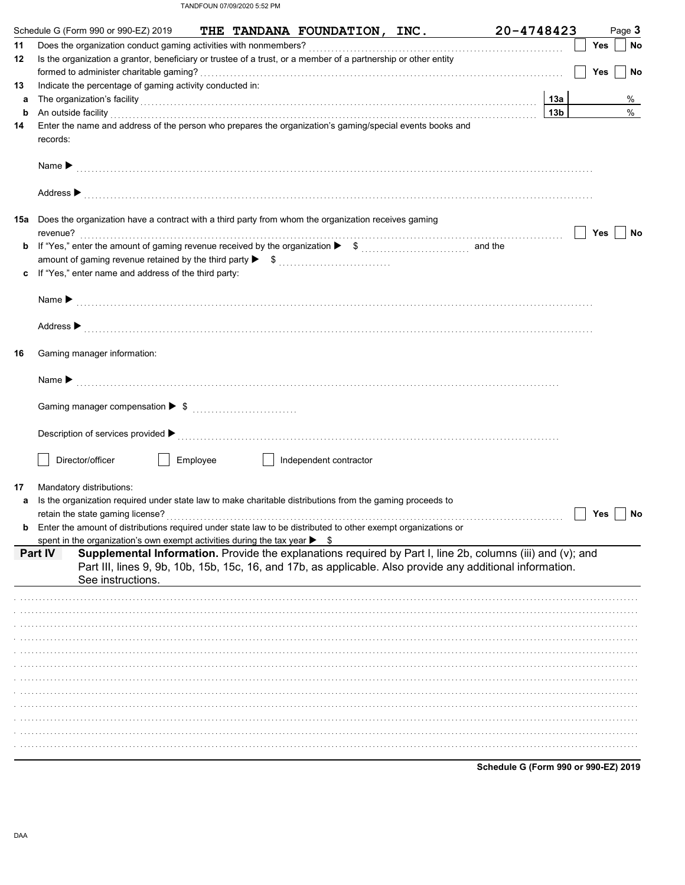Schedule G (Form 990 or 990-EZ) 2019 **THE TANDANA FOUNDATION, INC.** **20-4748423**

**11** Does the organization conduct gaming activities with nonmembers? ☐ Yes ☐ No

**12** Is the organization a grantor, beneficiary or trustee of a trust, or a member of a partnership or other entity formed to administer charitable gaming? ☐ Yes ☐ No

**13** Indicate the percentage of gaming activity conducted in:

**a** The organization's facility **13a** %

**b** An outside facility **13b** %

**14** Enter the name and address of the person who prepares the organization's gaming/special events books and records:

Name ▶

Address ▶

**15a** Does the organization have a contract with a third party from whom the organization receives gaming revenue? ☐ Yes ☐ No

**b** If "Yes," enter the amount of gaming revenue received by the organization ▶ $ and the amount of gaming revenue retained by the third party ▶ $

**c** If "Yes," enter name and address of the third party:

Name ▶

Address ▶

**16** Gaming manager information:

Name ▶

Gaming manager compensation ▶ $

Description of services provided ▶

☐ Director/officer ☐ Employee ☐ Independent contractor

**17** Mandatory distributions:

**a** Is the organization required under state law to make charitable distributions from the gaming proceeds to retain the state gaming license? ☐ Yes ☐ No

**b** Enter the amount of distributions required under state law to be distributed to other exempt organizations or spent in the organization's own exempt activities during the tax year ▶ $

## Part IV Supplemental Information.

Provide the explanations required by Part I, line 2b, columns (iii) and (v); and Part III, lines 9, 9b, 10b, 15b, 15c, 16, and 17b, as applicable. Also provide any additional information. See instructions.

Schedule G (Form 990 or 990-EZ) 2019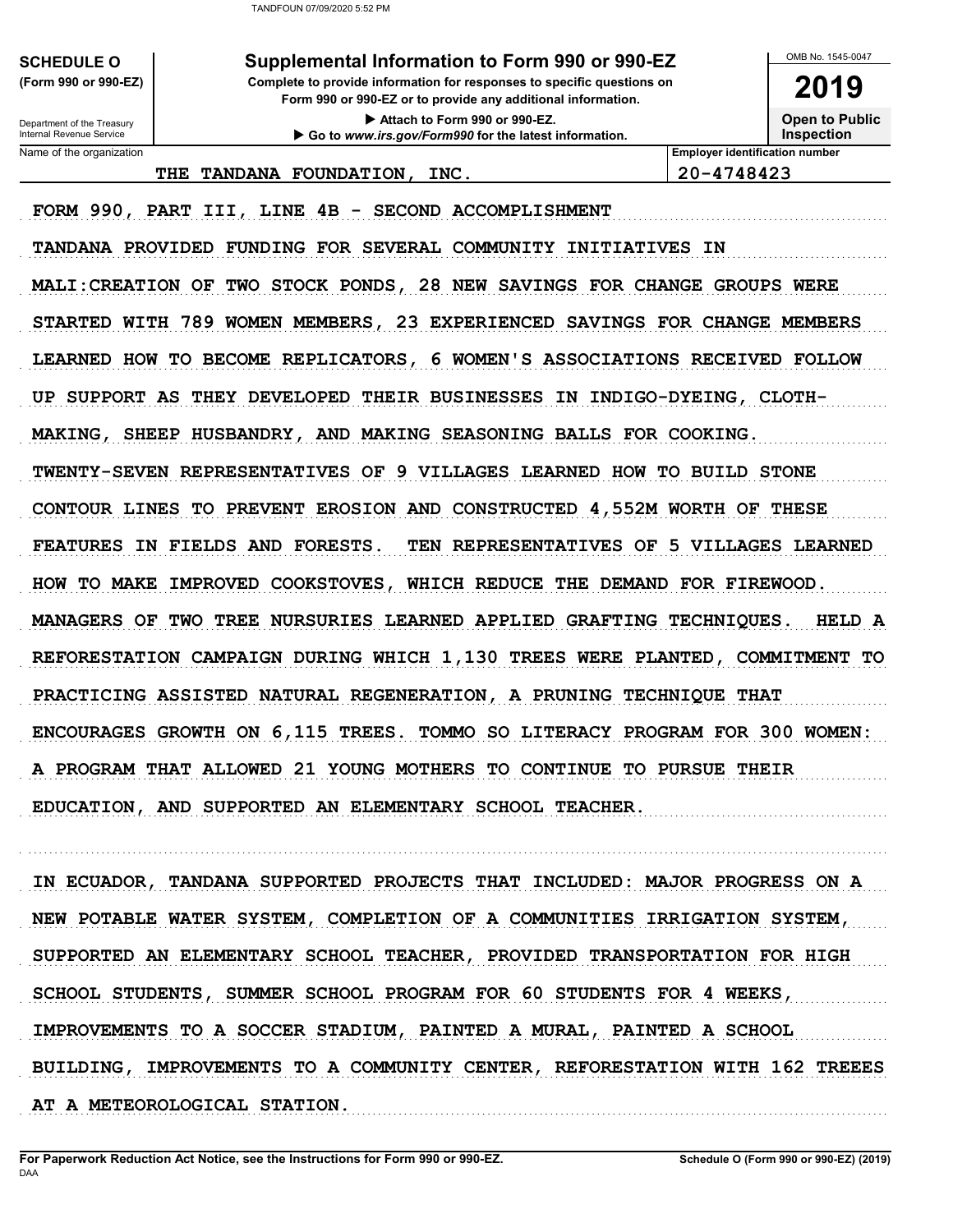**SCHEDULE O** (Form 990 or 990-EZ)

Department of the Treasury
Internal Revenue Service

# Supplemental Information to Form 990 or 990-EZ

**Complete to provide information for responses to specific questions on Form 990 or 990-EZ or to provide any additional information.**

▶ Attach to Form 990 or 990-EZ.

▶ Go to *www.irs.gov/Form990* for the latest information.

OMB No. 1545-0047

**2019**

**Open to Public Inspection**

| Name of the organization | Employer identification number |
|---|---|
| THE TANDANA FOUNDATION, INC. | 20-4748423 |

FORM 990, PART III, LINE 4B - SECOND ACCOMPLISHMENT

TANDANA PROVIDED FUNDING FOR SEVERAL COMMUNITY INITIATIVES IN MALI:CREATION OF TWO STOCK PONDS, 28 NEW SAVINGS FOR CHANGE GROUPS WERE STARTED WITH 789 WOMEN MEMBERS, 23 EXPERIENCED SAVINGS FOR CHANGE MEMBERS LEARNED HOW TO BECOME REPLICATORS, 6 WOMEN'S ASSOCIATIONS RECEIVED FOLLOW UP SUPPORT AS THEY DEVELOPED THEIR BUSINESSES IN INDIGO-DYEING, CLOTH-MAKING, SHEEP HUSBANDRY, AND MAKING SEASONING BALLS FOR COOKING. TWENTY-SEVEN REPRESENTATIVES OF 9 VILLAGES LEARNED HOW TO BUILD STONE CONTOUR LINES TO PREVENT EROSION AND CONSTRUCTED 4,552M WORTH OF THESE FEATURES IN FIELDS AND FORESTS. TEN REPRESENTATIVES OF 5 VILLAGES LEARNED HOW TO MAKE IMPROVED COOKSTOVES, WHICH REDUCE THE DEMAND FOR FIREWOOD. MANAGERS OF TWO TREE NURSURIES LEARNED APPLIED GRAFTING TECHNIQUES. HELD A REFORESTATION CAMPAIGN DURING WHICH 1,130 TREES WERE PLANTED, COMMITMENT TO PRACTICING ASSISTED NATURAL REGENERATION, A PRUNING TECHNIQUE THAT ENCOURAGES GROWTH ON 6,115 TREES. TOMMO SO LITERACY PROGRAM FOR 300 WOMEN: A PROGRAM THAT ALLOWED 21 YOUNG MOTHERS TO CONTINUE TO PURSUE THEIR EDUCATION, AND SUPPORTED AN ELEMENTARY SCHOOL TEACHER.

IN ECUADOR, TANDANA SUPPORTED PROJECTS THAT INCLUDED: MAJOR PROGRESS ON A NEW POTABLE WATER SYSTEM, COMPLETION OF A COMMUNITIES IRRIGATION SYSTEM, SUPPORTED AN ELEMENTARY SCHOOL TEACHER, PROVIDED TRANSPORTATION FOR HIGH SCHOOL STUDENTS, SUMMER SCHOOL PROGRAM FOR 60 STUDENTS FOR 4 WEEKS, IMPROVEMENTS TO A SOCCER STADIUM, PAINTED A MURAL, PAINTED A SCHOOL BUILDING, IMPROVEMENTS TO A COMMUNITY CENTER, REFORESTATION WITH 162 TREEES AT A METEOROLOGICAL STATION.

For Paperwork Reduction Act Notice, see the Instructions for Form 990 or 990-EZ.

Schedule O (Form 990 or 990-EZ) (2019)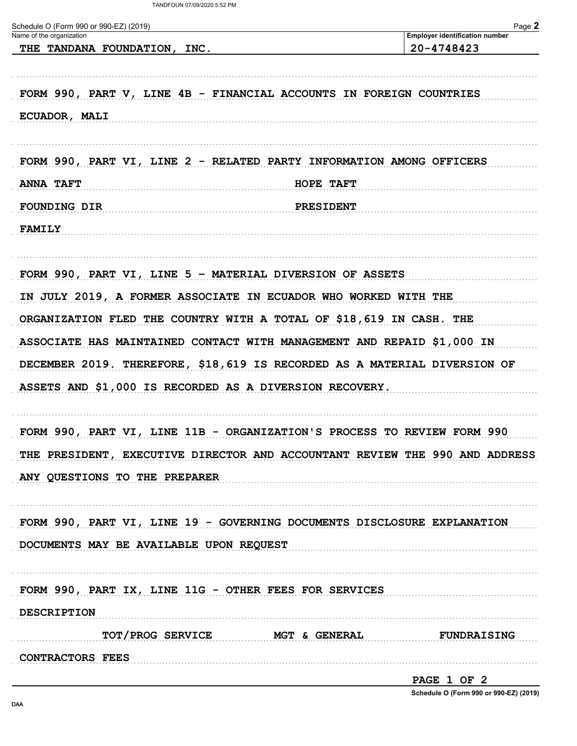Schedule O (Form 990 or 990-EZ) (2019)

| Name of the organization | Employer identification number |
| --- | --- |
| THE TANDANA FOUNDATION, INC. | 20-4748423 |

FORM 990, PART V, LINE 4B - FINANCIAL ACCOUNTS IN FOREIGN COUNTRIES

ECUADOR, MALI

FORM 990, PART VI, LINE 2 - RELATED PARTY INFORMATION AMONG OFFICERS

| | |
| --- | --- |
| ANNA TAFT | HOPE TAFT |
| FOUNDING DIR | PRESIDENT |
| FAMILY | |

FORM 990, PART VI, LINE 5 - MATERIAL DIVERSION OF ASSETS

IN JULY 2019, A FORMER ASSOCIATE IN ECUADOR WHO WORKED WITH THE ORGANIZATION FLED THE COUNTRY WITH A TOTAL OF $18,619 IN CASH. THE ASSOCIATE HAS MAINTAINED CONTACT WITH MANAGEMENT AND REPAID $1,000 IN DECEMBER 2019. THEREFORE, $18,619 IS RECORDED AS A MATERIAL DIVERSION OF ASSETS AND $1,000 IS RECORDED AS A DIVERSION RECOVERY.

FORM 990, PART VI, LINE 11B - ORGANIZATION'S PROCESS TO REVIEW FORM 990

THE PRESIDENT, EXECUTIVE DIRECTOR AND ACCOUNTANT REVIEW THE 990 AND ADDRESS ANY QUESTIONS TO THE PREPARER

FORM 990, PART VI, LINE 19 - GOVERNING DOCUMENTS DISCLOSURE EXPLANATION

DOCUMENTS MAY BE AVAILABLE UPON REQUEST

FORM 990, PART IX, LINE 11G - OTHER FEES FOR SERVICES

DESCRIPTION

| TOT/PROG SERVICE | MGT & GENERAL | FUNDRAISING |
| --- | --- | --- |

CONTRACTORS FEES

PAGE 1 OF 2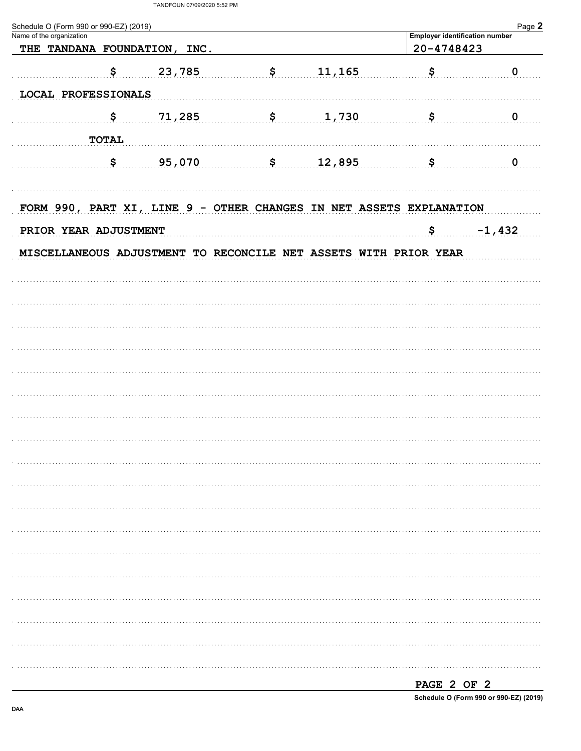Schedule O (Form 990 or 990-EZ) (2019)

Name of the organization: THE TANDANA FOUNDATION, INC.

Employer identification number: 20-4748423

| | | |
|---|---|---|
| $ 23,785 | $ 11,165 | $ 0 |
| LOCAL PROFESSIONALS | | |
| $ 71,285 | $ 1,730 | $ 0 |
| TOTAL | | |
| $ 95,070 | $ 12,895 | $ 0 |

FORM 990, PART XI, LINE 9 - OTHER CHANGES IN NET ASSETS EXPLANATION

PRIOR YEAR ADJUSTMENT $ -1,432

MISCELLANEOUS ADJUSTMENT TO RECONCILE NET ASSETS WITH PRIOR YEAR

Schedule O (Form 990 or 990-EZ) (2019)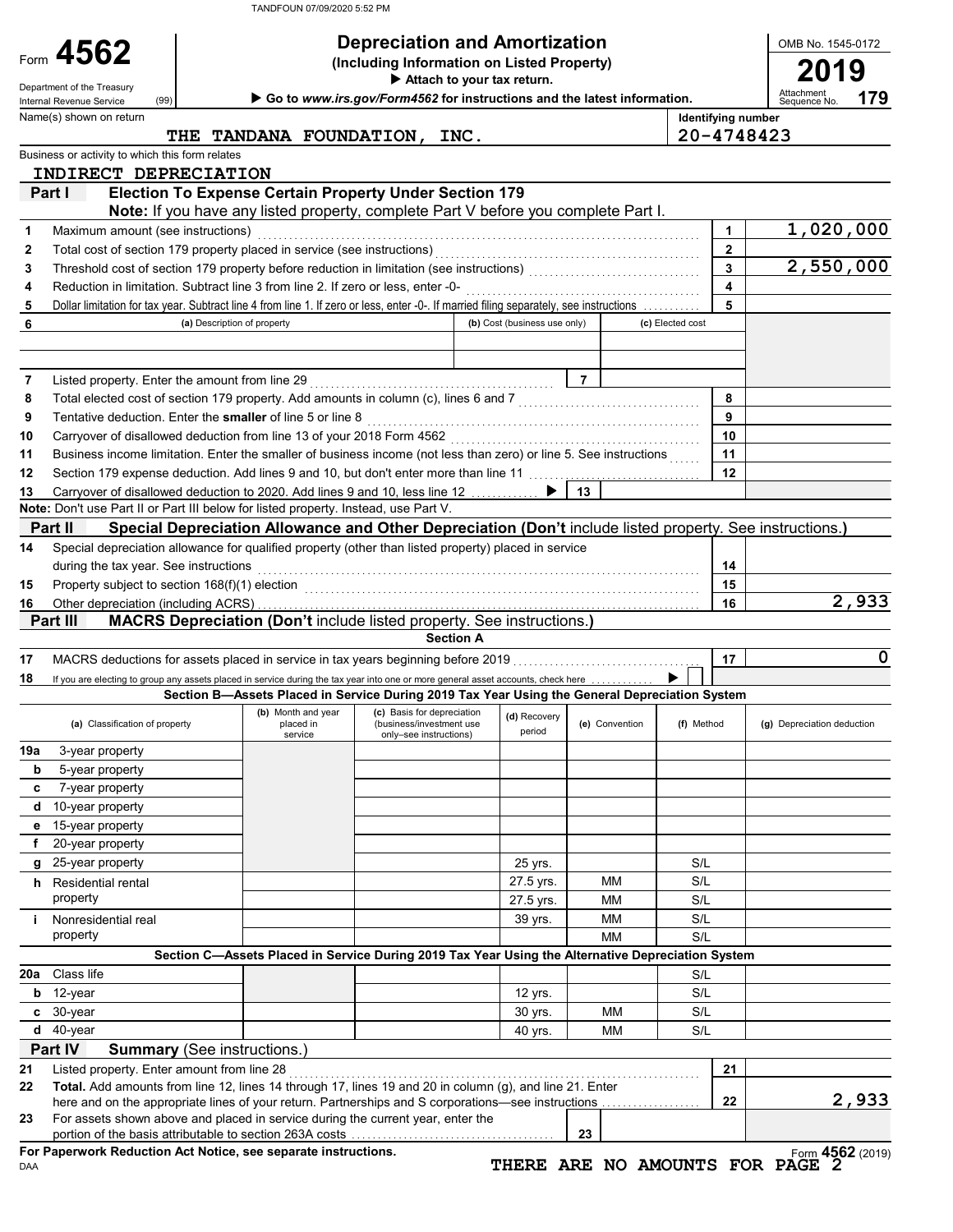TANDFOUN 07/09/2020 5:52 PM

# Form 4562 — Depreciation and Amortization (Including Information on Listed Property)

**2019**

OMB No. 1545-0172

Department of the Treasury
Internal Revenue Service (99)

▶ Attach to your tax return.
▶ Go to *www.irs.gov/Form4562* for instructions and the latest information.

Attachment Sequence No. **179**

Name(s) shown on return: THE TANDANA FOUNDATION, INC.

Identifying number: 20-4748423

Business or activity to which this form relates: INDIRECT DEPRECIATION

## Part I — Election To Expense Certain Property Under Section 179

**Note:** If you have any listed property, complete Part V before you complete Part I.

| Line | Description | | Amount |
|---|---|---|---|
| 1 | Maximum amount (see instructions) | 1 | 1,020,000 |
| 2 | Total cost of section 179 property placed in service (see instructions) | 2 | |
| 3 | Threshold cost of section 179 property before reduction in limitation (see instructions) | 3 | 2,550,000 |
| 4 | Reduction in limitation. Subtract line 3 from line 2. If zero or less, enter -0- | 4 | |
| 5 | Dollar limitation for tax year. Subtract line 4 from line 1. If zero or less, enter -0-. If married filing separately, see instructions | 5 | |

| 6 | (a) Description of property | (b) Cost (business use only) | (c) Elected cost |
|---|---|---|---|
| | | | |
| | | | |

| Line | Description | | Amount |
|---|---|---|---|
| 7 | Listed property. Enter the amount from line 29 | 7 | |
| 8 | Total elected cost of section 179 property. Add amounts in column (c), lines 6 and 7 | 8 | |
| 9 | Tentative deduction. Enter the **smaller** of line 5 or line 8 | 9 | |
| 10 | Carryover of disallowed deduction from line 13 of your 2018 Form 4562 | 10 | |
| 11 | Business income limitation. Enter the smaller of business income (not less than zero) or line 5. See instructions | 11 | |
| 12 | Section 179 expense deduction. Add lines 9 and 10, but don't enter more than line 11 | 12 | |
| 13 | Carryover of disallowed deduction to 2020. Add lines 9 and 10, less line 12 ▶ | 13 | |

**Note:** Don't use Part II or Part III below for listed property. Instead, use Part V.

## Part II — Special Depreciation Allowance and Other Depreciation (Don't include listed property. See instructions.)

| Line | Description | | Amount |
|---|---|---|---|
| 14 | Special depreciation allowance for qualified property (other than listed property) placed in service during the tax year. See instructions | 14 | |
| 15 | Property subject to section 168(f)(1) election | 15 | |
| 16 | Other depreciation (including ACRS) | 16 | 2,933 |

## Part III — MACRS Depreciation (Don't include listed property. See instructions.)

### Section A

| Line | Description | | Amount |
|---|---|---|---|
| 17 | MACRS deductions for assets placed in service in tax years beginning before 2019 | 17 | 0 |
| 18 | If you are electing to group any assets placed in service during the tax year into one or more general asset accounts, check here ▶ ☐ | | |

### Section B—Assets Placed in Service During 2019 Tax Year Using the General Depreciation System

| | (a) Classification of property | (b) Month and year placed in service | (c) Basis for depreciation (business/investment use only—see instructions) | (d) Recovery period | (e) Convention | (f) Method | (g) Depreciation deduction |
|---|---|---|---|---|---|---|---|
| 19a | 3-year property | | | | | | |
| b | 5-year property | | | | | | |
| c | 7-year property | | | | | | |
| d | 10-year property | | | | | | |
| e | 15-year property | | | | | | |
| f | 20-year property | | | | | | |
| g | 25-year property | | | 25 yrs. | | S/L | |
| h | Residential rental property | | | 27.5 yrs. | MM | S/L | |
| | | | | 27.5 yrs. | MM | S/L | |
| i | Nonresidential real property | | | 39 yrs. | MM | S/L | |
| | | | | | MM | S/L | |

### Section C—Assets Placed in Service During 2019 Tax Year Using the Alternative Depreciation System

| | (a) Classification of property | (b) Month and year placed in service | (c) Basis for depreciation | (d) Recovery period | (e) Convention | (f) Method | (g) Depreciation deduction |
|---|---|---|---|---|---|---|---|
| 20a | Class life | | | | | S/L | |
| b | 12-year | | | 12 yrs. | | S/L | |
| c | 30-year | | | 30 yrs. | MM | S/L | |
| d | 40-year | | | 40 yrs. | MM | S/L | |

## Part IV — Summary (See instructions.)

| Line | Description | | Amount |
|---|---|---|---|
| 21 | Listed property. Enter amount from line 28 | 21 | |
| 22 | **Total.** Add amounts from line 12, lines 14 through 17, lines 19 and 20 in column (g), and line 21. Enter here and on the appropriate lines of your return. Partnerships and S corporations—see instructions | 22 | 2,933 |
| 23 | For assets shown above and placed in service during the current year, enter the portion of the basis attributable to section 263A costs | 23 | |

**For Paperwork Reduction Act Notice, see separate instructions.**

DAA

THERE ARE NO AMOUNTS FOR PAGE 2

Form **4562** (2019)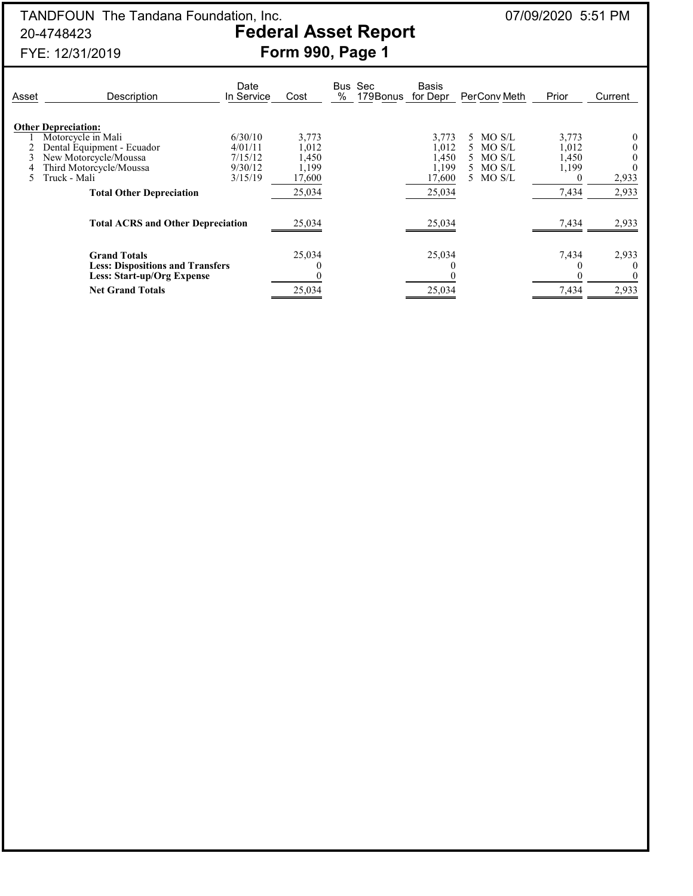TANDFOUN The Tandana Foundation, Inc. 07/09/2020 5:51 PM

20-4748423

FYE: 12/31/2019

# Federal Asset Report

## Form 990, Page 1

| Asset | Description | Date In Service | Cost | Bus % | Sec 179Bonus | Basis for Depr | Per | Conv | Meth | Prior | Current |
|---|---|---|---|---|---|---|---|---|---|---|---|
| | **Other Depreciation:** | | | | | | | | | | |
| 1 | Motorcycle in Mali | 6/30/10 | 3,773 | | | 3,773 | 5 | MO | S/L | 3,773 | 0 |
| 2 | Dental Equipment - Ecuador | 4/01/11 | 1,012 | | | 1,012 | 5 | MO | S/L | 1,012 | 0 |
| 3 | New Motorcycle/Moussa | 7/15/12 | 1,450 | | | 1,450 | 5 | MO | S/L | 1,450 | 0 |
| 4 | Third Motorcycle/Moussa | 9/30/12 | 1,199 | | | 1,199 | 5 | MO | S/L | 1,199 | 0 |
| 5 | Truck - Mali | 3/15/19 | 17,600 | | | 17,600 | 5 | MO | S/L | 0 | 2,933 |
| | **Total Other Depreciation** | | 25,034 | | | 25,034 | | | | 7,434 | 2,933 |
| | **Total ACRS and Other Depreciation** | | 25,034 | | | 25,034 | | | | 7,434 | 2,933 |
| | **Grand Totals** | | 25,034 | | | 25,034 | | | | 7,434 | 2,933 |
| | **Less: Dispositions and Transfers** | | 0 | | | 0 | | | | 0 | 0 |
| | **Less: Start-up/Org Expense** | | 0 | | | 0 | | | | 0 | 0 |
| | **Net Grand Totals** | | 25,034 | | | 25,034 | | | | 7,434 | 2,933 |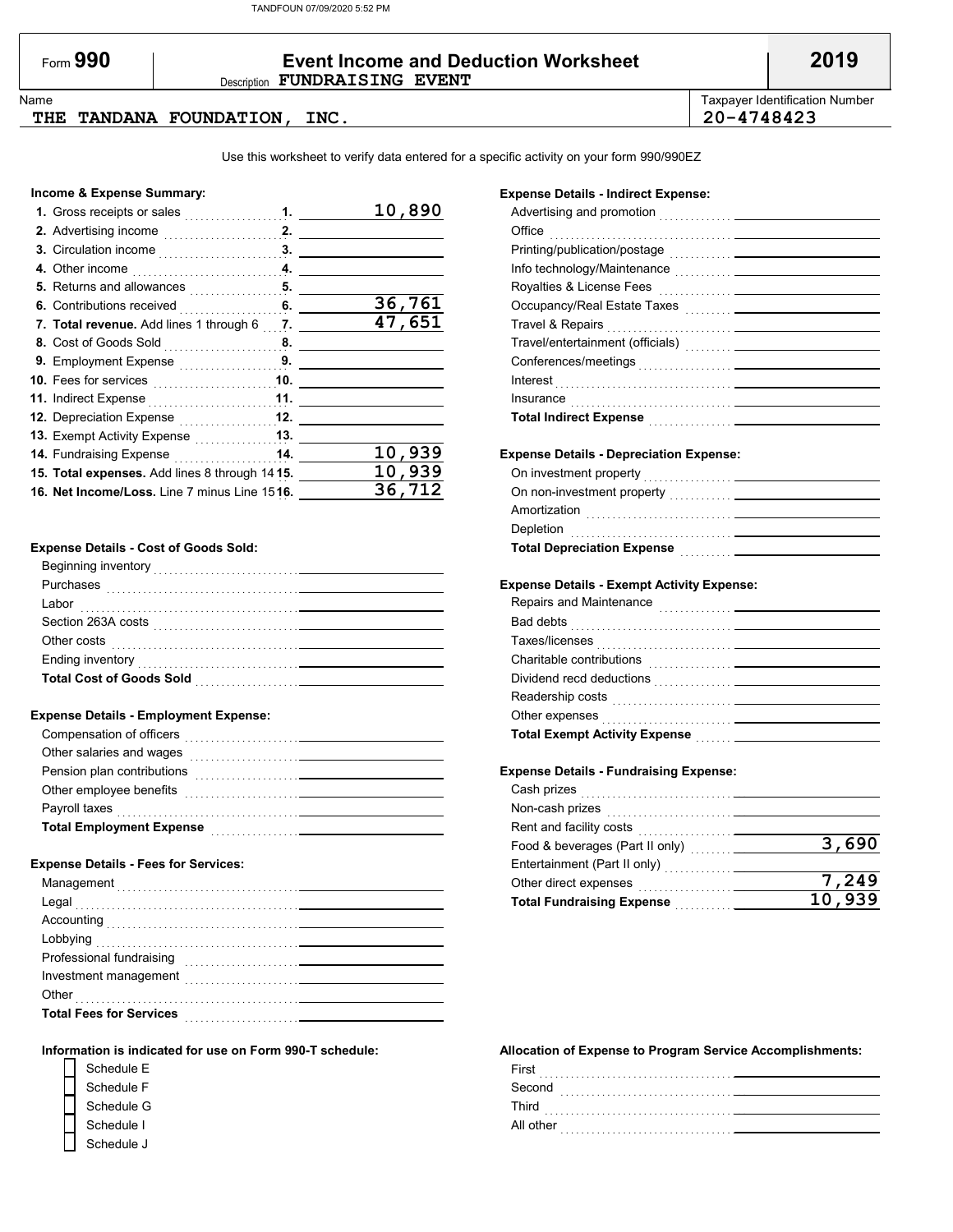Form **990**

# Event Income and Deduction Worksheet

Description **FUNDRAISING EVENT**

**2019**

Name: **THE TANDANA FOUNDATION, INC.**

Taxpayer Identification Number: **20-4748423**

Use this worksheet to verify data entered for a specific activity on your form 990/990EZ

### Income & Expense Summary:

| | | |
|---|---|---|
| 1. Gross receipts or sales | 1. | 10,890 |
| 2. Advertising income | 2. | |
| 3. Circulation income | 3. | |
| 4. Other income | 4. | |
| 5. Returns and allowances | 5. | |
| 6. Contributions received | 6. | 36,761 |
| 7. **Total revenue.** Add lines 1 through 6 | 7. | 47,651 |
| 8. Cost of Goods Sold | 8. | |
| 9. Employment Expense | 9. | |
| 10. Fees for services | 10. | |
| 11. Indirect Expense | 11. | |
| 12. Depreciation Expense | 12. | |
| 13. Exempt Activity Expense | 13. | |
| 14. Fundraising Expense | 14. | 10,939 |
| 15. **Total expenses.** Add lines 8 through 14 | 15. | 10,939 |
| 16. **Net Income/Loss.** Line 7 minus Line 15 | 16. | 36,712 |

### Expense Details - Cost of Goods Sold:

| | |
|---|---|
| Beginning inventory | |
| Purchases | |
| Labor | |
| Section 263A costs | |
| Other costs | |
| Ending inventory | |
| **Total Cost of Goods Sold** | |

### Expense Details - Employment Expense:

| | |
|---|---|
| Compensation of officers | |
| Other salaries and wages | |
| Pension plan contributions | |
| Other employee benefits | |
| Payroll taxes | |
| **Total Employment Expense** | |

### Expense Details - Fees for Services:

| | |
|---|---|
| Management | |
| Legal | |
| Accounting | |
| Lobbying | |
| Professional fundraising | |
| Investment management | |
| Other | |
| **Total Fees for Services** | |

### Expense Details - Indirect Expense:

| | |
|---|---|
| Advertising and promotion | |
| Office | |
| Printing/publication/postage | |
| Info technology/Maintenance | |
| Royalties & License Fees | |
| Occupancy/Real Estate Taxes | |
| Travel & Repairs | |
| Travel/entertainment (officials) | |
| Conferences/meetings | |
| Interest | |
| Insurance | |
| **Total Indirect Expense** | |

### Expense Details - Depreciation Expense:

| | |
|---|---|
| On investment property | |
| On non-investment property | |
| Amortization | |
| Depletion | |
| **Total Depreciation Expense** | |

### Expense Details - Exempt Activity Expense:

| | |
|---|---|
| Repairs and Maintenance | |
| Bad debts | |
| Taxes/licenses | |
| Charitable contributions | |
| Dividend recd deductions | |
| Readership costs | |
| Other expenses | |
| **Total Exempt Activity Expense** | |

### Expense Details - Fundraising Expense:

| | |
|---|---|
| Cash prizes | |
| Non-cash prizes | |
| Rent and facility costs | |
| Food & beverages (Part II only) | 3,690 |
| Entertainment (Part II only) | |
| Other direct expenses | 7,249 |
| **Total Fundraising Expense** | 10,939 |

### Information is indicated for use on Form 990-T schedule:

- [ ] Schedule E
- [ ] Schedule F
- [ ] Schedule G
- [ ] Schedule I
- [ ] Schedule J

### Allocation of Expense to Program Service Accomplishments:

| | |
|---|---|
| First | |
| Second | |
| Third | |
| All other | |